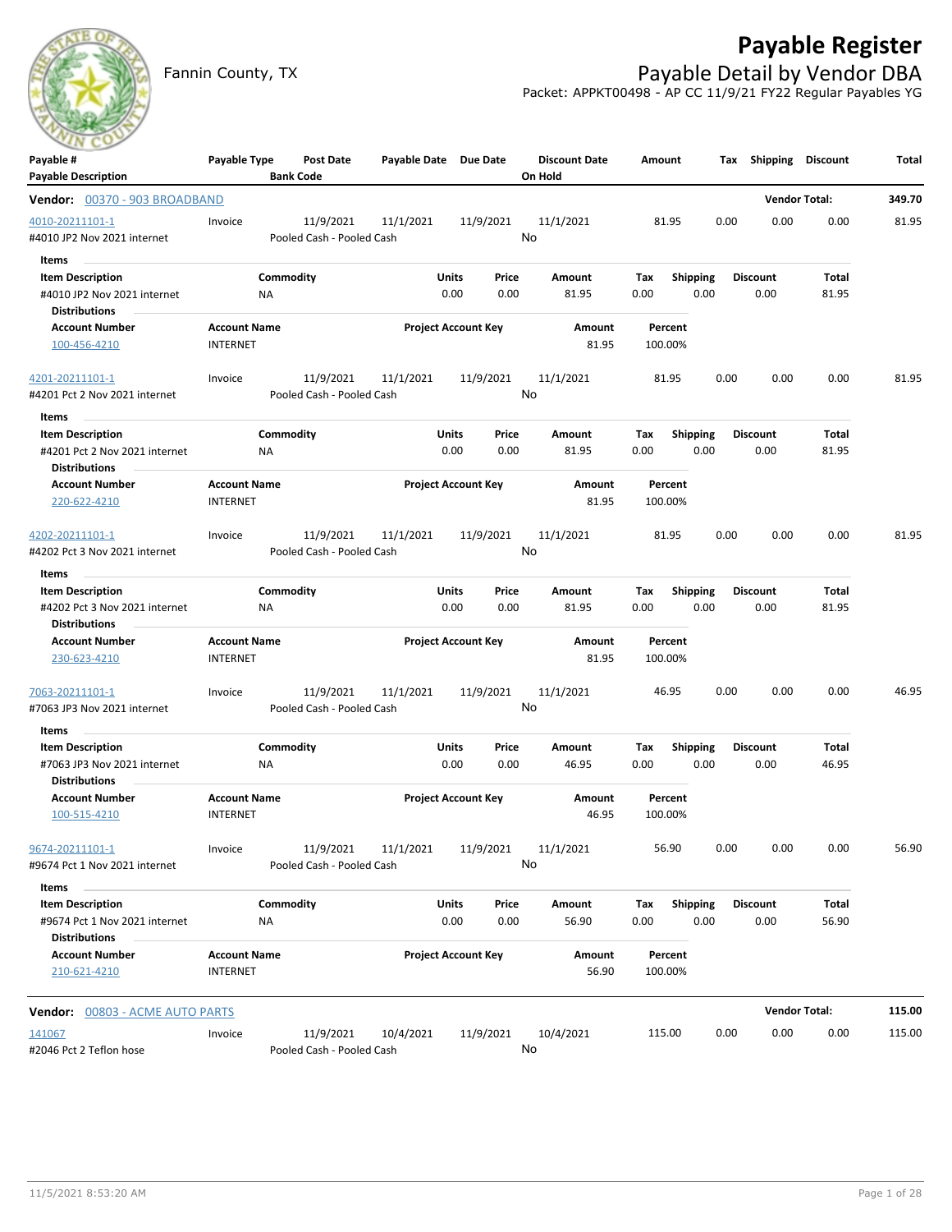# Payable Register

Fannin County, TX

## Payable Detail by Vendor DBA

Packet: APPKT00498 - AP CC 11/9/21 FY22 Regular Payables YG

| Payable # / Payable Description | Payable Type | Post Date / Bank Code | Payable Date | Due Date | Discount Date / On Hold | Amount | Tax | Shipping | Discount | Total |
|---|---|---|---|---|---|---|---|---|---|---|

**Vendor: 00370 - 903 BROADBAND** — Vendor Total: 349.70

| Payable # / Payable Description | Payable Type | Post Date / Bank Code | Payable Date | Due Date | Discount Date / On Hold | Amount | Tax | Shipping | Discount | Total |
|---|---|---|---|---|---|---|---|---|---|---|
| 4010-20211101-1 / #4010 JP2 Nov 2021 internet | Invoice | 11/9/2021 / Pooled Cash - Pooled Cash | 11/1/2021 | 11/9/2021 | 11/1/2021 / No | 81.95 | 0.00 | 0.00 | 0.00 | 81.95 |

Items

| Item Description | Commodity | Units | Price | Amount | Tax | Shipping | Discount | Total |
|---|---|---|---|---|---|---|---|---|
| #4010 JP2 Nov 2021 internet | NA | 0.00 | 0.00 | 81.95 | 0.00 | 0.00 | 0.00 | 81.95 |

Distributions

| Account Number | Account Name | Project Account Key | Amount | Percent |
|---|---|---|---|---|
| 100-456-4210 | INTERNET | | 81.95 | 100.00% |

| Payable # / Payable Description | Payable Type | Post Date / Bank Code | Payable Date | Due Date | Discount Date / On Hold | Amount | Tax | Shipping | Discount | Total |
|---|---|---|---|---|---|---|---|---|---|---|
| 4201-20211101-1 / #4201 Pct 2 Nov 2021 internet | Invoice | 11/9/2021 / Pooled Cash - Pooled Cash | 11/1/2021 | 11/9/2021 | 11/1/2021 / No | 81.95 | 0.00 | 0.00 | 0.00 | 81.95 |

Items

| Item Description | Commodity | Units | Price | Amount | Tax | Shipping | Discount | Total |
|---|---|---|---|---|---|---|---|---|
| #4201 Pct 2 Nov 2021 internet | NA | 0.00 | 0.00 | 81.95 | 0.00 | 0.00 | 0.00 | 81.95 |

Distributions

| Account Number | Account Name | Project Account Key | Amount | Percent |
|---|---|---|---|---|
| 220-622-4210 | INTERNET | | 81.95 | 100.00% |

| Payable # / Payable Description | Payable Type | Post Date / Bank Code | Payable Date | Due Date | Discount Date / On Hold | Amount | Tax | Shipping | Discount | Total |
|---|---|---|---|---|---|---|---|---|---|---|
| 4202-20211101-1 / #4202 Pct 3 Nov 2021 internet | Invoice | 11/9/2021 / Pooled Cash - Pooled Cash | 11/1/2021 | 11/9/2021 | 11/1/2021 / No | 81.95 | 0.00 | 0.00 | 0.00 | 81.95 |

Items

| Item Description | Commodity | Units | Price | Amount | Tax | Shipping | Discount | Total |
|---|---|---|---|---|---|---|---|---|
| #4202 Pct 3 Nov 2021 internet | NA | 0.00 | 0.00 | 81.95 | 0.00 | 0.00 | 0.00 | 81.95 |

Distributions

| Account Number | Account Name | Project Account Key | Amount | Percent |
|---|---|---|---|---|
| 230-623-4210 | INTERNET | | 81.95 | 100.00% |

| Payable # / Payable Description | Payable Type | Post Date / Bank Code | Payable Date | Due Date | Discount Date / On Hold | Amount | Tax | Shipping | Discount | Total |
|---|---|---|---|---|---|---|---|---|---|---|
| 7063-20211101-1 / #7063 JP3 Nov 2021 internet | Invoice | 11/9/2021 / Pooled Cash - Pooled Cash | 11/1/2021 | 11/9/2021 | 11/1/2021 / No | 46.95 | 0.00 | 0.00 | 0.00 | 46.95 |

Items

| Item Description | Commodity | Units | Price | Amount | Tax | Shipping | Discount | Total |
|---|---|---|---|---|---|---|---|---|
| #7063 JP3 Nov 2021 internet | NA | 0.00 | 0.00 | 46.95 | 0.00 | 0.00 | 0.00 | 46.95 |

Distributions

| Account Number | Account Name | Project Account Key | Amount | Percent |
|---|---|---|---|---|
| 100-515-4210 | INTERNET | | 46.95 | 100.00% |

| Payable # / Payable Description | Payable Type | Post Date / Bank Code | Payable Date | Due Date | Discount Date / On Hold | Amount | Tax | Shipping | Discount | Total |
|---|---|---|---|---|---|---|---|---|---|---|
| 9674-20211101-1 / #9674 Pct 1 Nov 2021 internet | Invoice | 11/9/2021 / Pooled Cash - Pooled Cash | 11/1/2021 | 11/9/2021 | 11/1/2021 / No | 56.90 | 0.00 | 0.00 | 0.00 | 56.90 |

Items

| Item Description | Commodity | Units | Price | Amount | Tax | Shipping | Discount | Total |
|---|---|---|---|---|---|---|---|---|
| #9674 Pct 1 Nov 2021 internet | NA | 0.00 | 0.00 | 56.90 | 0.00 | 0.00 | 0.00 | 56.90 |

Distributions

| Account Number | Account Name | Project Account Key | Amount | Percent |
|---|---|---|---|---|
| 210-621-4210 | INTERNET | | 56.90 | 100.00% |

**Vendor: 00803 - ACME AUTO PARTS** — Vendor Total: 115.00

| Payable # / Payable Description | Payable Type | Post Date / Bank Code | Payable Date | Due Date | Discount Date / On Hold | Amount | Tax | Shipping | Discount | Total |
|---|---|---|---|---|---|---|---|---|---|---|
| 141067 / #2046 Pct 2 Teflon hose | Invoice | 11/9/2021 / Pooled Cash - Pooled Cash | 10/4/2021 | 11/9/2021 | 10/4/2021 / No | 115.00 | 0.00 | 0.00 | 0.00 | 115.00 |

11/5/2021 8:53:20 AM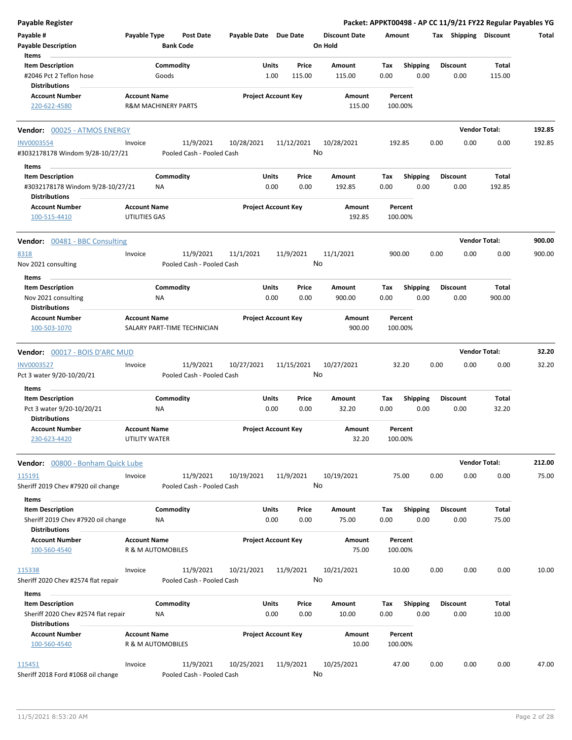## Payable Register

**Packet: APPKT00498 - AP CC 11/9/21 FY22 Regular Payables YG**

| Payable # | Payable Type | Post Date | Payable Date | Due Date | Discount Date | Amount | Tax | Shipping | Discount | Total |
|---|---|---|---|---|---|---|---|---|---|---|
| Payable Description | | Bank Code | | | On Hold | | | | | |

**Items**

| Item Description | Commodity | Units | Price | Amount | Tax | Shipping | Discount | Total |
|---|---|---|---|---|---|---|---|---|
| #2046 Pct 2 Teflon hose | Goods | 1.00 | 115.00 | 115.00 | 0.00 | 0.00 | 0.00 | 115.00 |

**Distributions**

| Account Number | Account Name | Project Account Key | Amount | Percent |
|---|---|---|---|---|
| 220-622-4580 | R&M MACHINERY PARTS | | 115.00 | 100.00% |

---

### Vendor: 00025 - ATMOS ENERGY — Vendor Total: 192.85

| Payable # | Payable Type | Post Date | Payable Date | Due Date | Discount Date | Amount | Tax | Shipping | Discount | Total |
|---|---|---|---|---|---|---|---|---|---|---|
| INV0003554 | Invoice | 11/9/2021 | 10/28/2021 | 11/12/2021 | 10/28/2021 | 192.85 | 0.00 | 0.00 | 0.00 | 192.85 |
| #3032178178 Windom 9/28-10/27/21 | | Pooled Cash - Pooled Cash | | | No | | | | | |

**Items**

| Item Description | Commodity | Units | Price | Amount | Tax | Shipping | Discount | Total |
|---|---|---|---|---|---|---|---|---|
| #3032178178 Windom 9/28-10/27/21 | NA | 0.00 | 0.00 | 192.85 | 0.00 | 0.00 | 0.00 | 192.85 |

**Distributions**

| Account Number | Account Name | Project Account Key | Amount | Percent |
|---|---|---|---|---|
| 100-515-4410 | UTILITIES GAS | | 192.85 | 100.00% |

---

### Vendor: 00481 - BBC Consulting — Vendor Total: 900.00

| Payable # | Payable Type | Post Date | Payable Date | Due Date | Discount Date | Amount | Tax | Shipping | Discount | Total |
|---|---|---|---|---|---|---|---|---|---|---|
| 8318 | Invoice | 11/9/2021 | 11/1/2021 | 11/9/2021 | 11/1/2021 | 900.00 | 0.00 | 0.00 | 0.00 | 900.00 |
| Nov 2021 consulting | | Pooled Cash - Pooled Cash | | | No | | | | | |

**Items**

| Item Description | Commodity | Units | Price | Amount | Tax | Shipping | Discount | Total |
|---|---|---|---|---|---|---|---|---|
| Nov 2021 consulting | NA | 0.00 | 0.00 | 900.00 | 0.00 | 0.00 | 0.00 | 900.00 |

**Distributions**

| Account Number | Account Name | Project Account Key | Amount | Percent |
|---|---|---|---|---|
| 100-503-1070 | SALARY PART-TIME TECHNICIAN | | 900.00 | 100.00% |

---

### Vendor: 00017 - BOIS D'ARC MUD — Vendor Total: 32.20

| Payable # | Payable Type | Post Date | Payable Date | Due Date | Discount Date | Amount | Tax | Shipping | Discount | Total |
|---|---|---|---|---|---|---|---|---|---|---|
| INV0003527 | Invoice | 11/9/2021 | 10/27/2021 | 11/15/2021 | 10/27/2021 | 32.20 | 0.00 | 0.00 | 0.00 | 32.20 |
| Pct 3 water 9/20-10/20/21 | | Pooled Cash - Pooled Cash | | | No | | | | | |

**Items**

| Item Description | Commodity | Units | Price | Amount | Tax | Shipping | Discount | Total |
|---|---|---|---|---|---|---|---|---|
| Pct 3 water 9/20-10/20/21 | NA | 0.00 | 0.00 | 32.20 | 0.00 | 0.00 | 0.00 | 32.20 |

**Distributions**

| Account Number | Account Name | Project Account Key | Amount | Percent |
|---|---|---|---|---|
| 230-623-4420 | UTILITY WATER | | 32.20 | 100.00% |

---

### Vendor: 00800 - Bonham Quick Lube — Vendor Total: 212.00

| Payable # | Payable Type | Post Date | Payable Date | Due Date | Discount Date | Amount | Tax | Shipping | Discount | Total |
|---|---|---|---|---|---|---|---|---|---|---|
| 115191 | Invoice | 11/9/2021 | 10/19/2021 | 11/9/2021 | 10/19/2021 | 75.00 | 0.00 | 0.00 | 0.00 | 75.00 |
| Sheriff 2019 Chev #7920 oil change | | Pooled Cash - Pooled Cash | | | No | | | | | |

**Items**

| Item Description | Commodity | Units | Price | Amount | Tax | Shipping | Discount | Total |
|---|---|---|---|---|---|---|---|---|
| Sheriff 2019 Chev #7920 oil change | NA | 0.00 | 0.00 | 75.00 | 0.00 | 0.00 | 0.00 | 75.00 |

**Distributions**

| Account Number | Account Name | Project Account Key | Amount | Percent |
|---|---|---|---|---|
| 100-560-4540 | R & M AUTOMOBILES | | 75.00 | 100.00% |

| Payable # | Payable Type | Post Date | Payable Date | Due Date | Discount Date | Amount | Tax | Shipping | Discount | Total |
|---|---|---|---|---|---|---|---|---|---|---|
| 115338 | Invoice | 11/9/2021 | 10/21/2021 | 11/9/2021 | 10/21/2021 | 10.00 | 0.00 | 0.00 | 0.00 | 10.00 |
| Sheriff 2020 Chev #2574 flat repair | | Pooled Cash - Pooled Cash | | | No | | | | | |

**Items**

| Item Description | Commodity | Units | Price | Amount | Tax | Shipping | Discount | Total |
|---|---|---|---|---|---|---|---|---|
| Sheriff 2020 Chev #2574 flat repair | NA | 0.00 | 0.00 | 10.00 | 0.00 | 0.00 | 0.00 | 10.00 |

**Distributions**

| Account Number | Account Name | Project Account Key | Amount | Percent |
|---|---|---|---|---|
| 100-560-4540 | R & M AUTOMOBILES | | 10.00 | 100.00% |

| Payable # | Payable Type | Post Date | Payable Date | Due Date | Discount Date | Amount | Tax | Shipping | Discount | Total |
|---|---|---|---|---|---|---|---|---|---|---|
| 115451 | Invoice | 11/9/2021 | 10/25/2021 | 11/9/2021 | 10/25/2021 | 47.00 | 0.00 | 0.00 | 0.00 | 47.00 |
| Sheriff 2018 Ford #1068 oil change | | Pooled Cash - Pooled Cash | | | No | | | | | |

11/5/2021 8:53:20 AM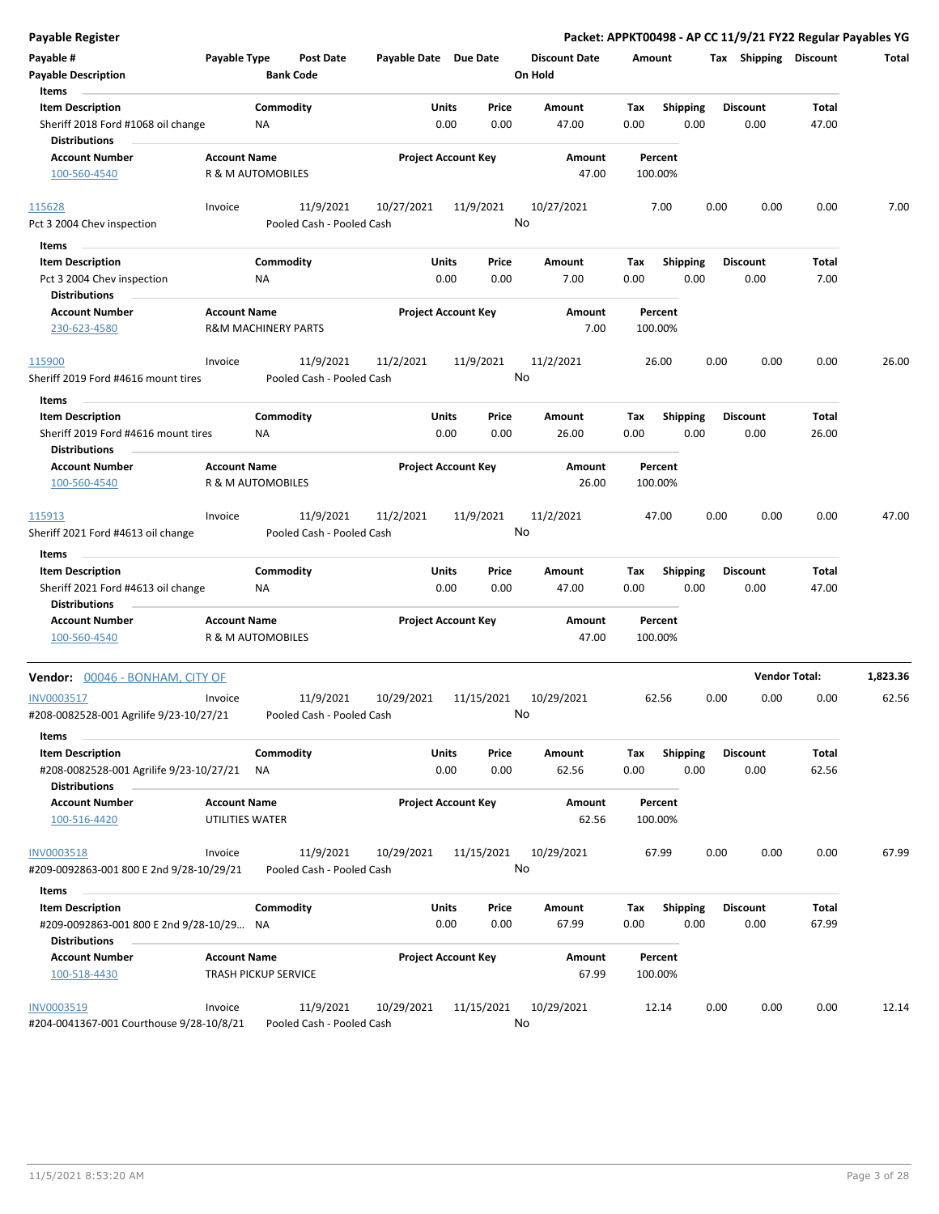**Payable Register** — **Packet: APPKT00498 - AP CC 11/9/21 FY22 Regular Payables YG**

| Payable # | Payable Type | Post Date | Payable Date | Due Date | Discount Date | Amount | Tax | Shipping | Discount | Total |
|---|---|---|---|---|---|---|---|---|---|---|
| Payable Description | | Bank Code | | | On Hold | | | | | |

Items

| Item Description | Commodity | Units | Price | Amount | Tax | Shipping | Discount | Total |
|---|---|---|---|---|---|---|---|---|
| Sheriff 2018 Ford #1068 oil change | NA | 0.00 | 0.00 | 47.00 | 0.00 | 0.00 | 0.00 | 47.00 |

Distributions

| Account Number | Account Name | Project Account Key | Amount | Percent |
|---|---|---|---|---|
| 100-560-4540 | R & M AUTOMOBILES | | 47.00 | 100.00% |

| 115628 | Invoice | 11/9/2021 | 10/27/2021 | 11/9/2021 | 10/27/2021 | 7.00 | 0.00 | 0.00 | 0.00 | 7.00 |
|---|---|---|---|---|---|---|---|---|---|---|
| Pct 3 2004 Chev inspection | | Pooled Cash - Pooled Cash | | | No | | | | | |

Items

| Item Description | Commodity | Units | Price | Amount | Tax | Shipping | Discount | Total |
|---|---|---|---|---|---|---|---|---|
| Pct 3 2004 Chev inspection | NA | 0.00 | 0.00 | 7.00 | 0.00 | 0.00 | 0.00 | 7.00 |

Distributions

| Account Number | Account Name | Project Account Key | Amount | Percent |
|---|---|---|---|---|
| 230-623-4580 | R&M MACHINERY PARTS | | 7.00 | 100.00% |

| 115900 | Invoice | 11/9/2021 | 11/2/2021 | 11/9/2021 | 11/2/2021 | 26.00 | 0.00 | 0.00 | 0.00 | 26.00 |
|---|---|---|---|---|---|---|---|---|---|---|
| Sheriff 2019 Ford #4616 mount tires | | Pooled Cash - Pooled Cash | | | No | | | | | |

Items

| Item Description | Commodity | Units | Price | Amount | Tax | Shipping | Discount | Total |
|---|---|---|---|---|---|---|---|---|
| Sheriff 2019 Ford #4616 mount tires | NA | 0.00 | 0.00 | 26.00 | 0.00 | 0.00 | 0.00 | 26.00 |

Distributions

| Account Number | Account Name | Project Account Key | Amount | Percent |
|---|---|---|---|---|
| 100-560-4540 | R & M AUTOMOBILES | | 26.00 | 100.00% |

| 115913 | Invoice | 11/9/2021 | 11/2/2021 | 11/9/2021 | 11/2/2021 | 47.00 | 0.00 | 0.00 | 0.00 | 47.00 |
|---|---|---|---|---|---|---|---|---|---|---|
| Sheriff 2021 Ford #4613 oil change | | Pooled Cash - Pooled Cash | | | No | | | | | |

Items

| Item Description | Commodity | Units | Price | Amount | Tax | Shipping | Discount | Total |
|---|---|---|---|---|---|---|---|---|
| Sheriff 2021 Ford #4613 oil change | NA | 0.00 | 0.00 | 47.00 | 0.00 | 0.00 | 0.00 | 47.00 |

Distributions

| Account Number | Account Name | Project Account Key | Amount | Percent |
|---|---|---|---|---|
| 100-560-4540 | R & M AUTOMOBILES | | 47.00 | 100.00% |

**Vendor:** 00046 - BONHAM, CITY OF — **Vendor Total: 1,823.36**

| INV0003517 | Invoice | 11/9/2021 | 10/29/2021 | 11/15/2021 | 10/29/2021 | 62.56 | 0.00 | 0.00 | 0.00 | 62.56 |
|---|---|---|---|---|---|---|---|---|---|---|
| #208-0082528-001 Agrilife 9/23-10/27/21 | | Pooled Cash - Pooled Cash | | | No | | | | | |

Items

| Item Description | Commodity | Units | Price | Amount | Tax | Shipping | Discount | Total |
|---|---|---|---|---|---|---|---|---|
| #208-0082528-001 Agrilife 9/23-10/27/21 | NA | 0.00 | 0.00 | 62.56 | 0.00 | 0.00 | 0.00 | 62.56 |

Distributions

| Account Number | Account Name | Project Account Key | Amount | Percent |
|---|---|---|---|---|
| 100-516-4420 | UTILITIES WATER | | 62.56 | 100.00% |

| INV0003518 | Invoice | 11/9/2021 | 10/29/2021 | 11/15/2021 | 10/29/2021 | 67.99 | 0.00 | 0.00 | 0.00 | 67.99 |
|---|---|---|---|---|---|---|---|---|---|---|
| #209-0092863-001 800 E 2nd 9/28-10/29/21 | | Pooled Cash - Pooled Cash | | | No | | | | | |

Items

| Item Description | Commodity | Units | Price | Amount | Tax | Shipping | Discount | Total |
|---|---|---|---|---|---|---|---|---|
| #209-0092863-001 800 E 2nd 9/28-10/29... | NA | 0.00 | 0.00 | 67.99 | 0.00 | 0.00 | 0.00 | 67.99 |

Distributions

| Account Number | Account Name | Project Account Key | Amount | Percent |
|---|---|---|---|---|
| 100-518-4430 | TRASH PICKUP SERVICE | | 67.99 | 100.00% |

| INV0003519 | Invoice | 11/9/2021 | 10/29/2021 | 11/15/2021 | 10/29/2021 | 12.14 | 0.00 | 0.00 | 0.00 | 12.14 |
|---|---|---|---|---|---|---|---|---|---|---|
| #204-0041367-001 Courthouse 9/28-10/8/21 | | Pooled Cash - Pooled Cash | | | No | | | | | |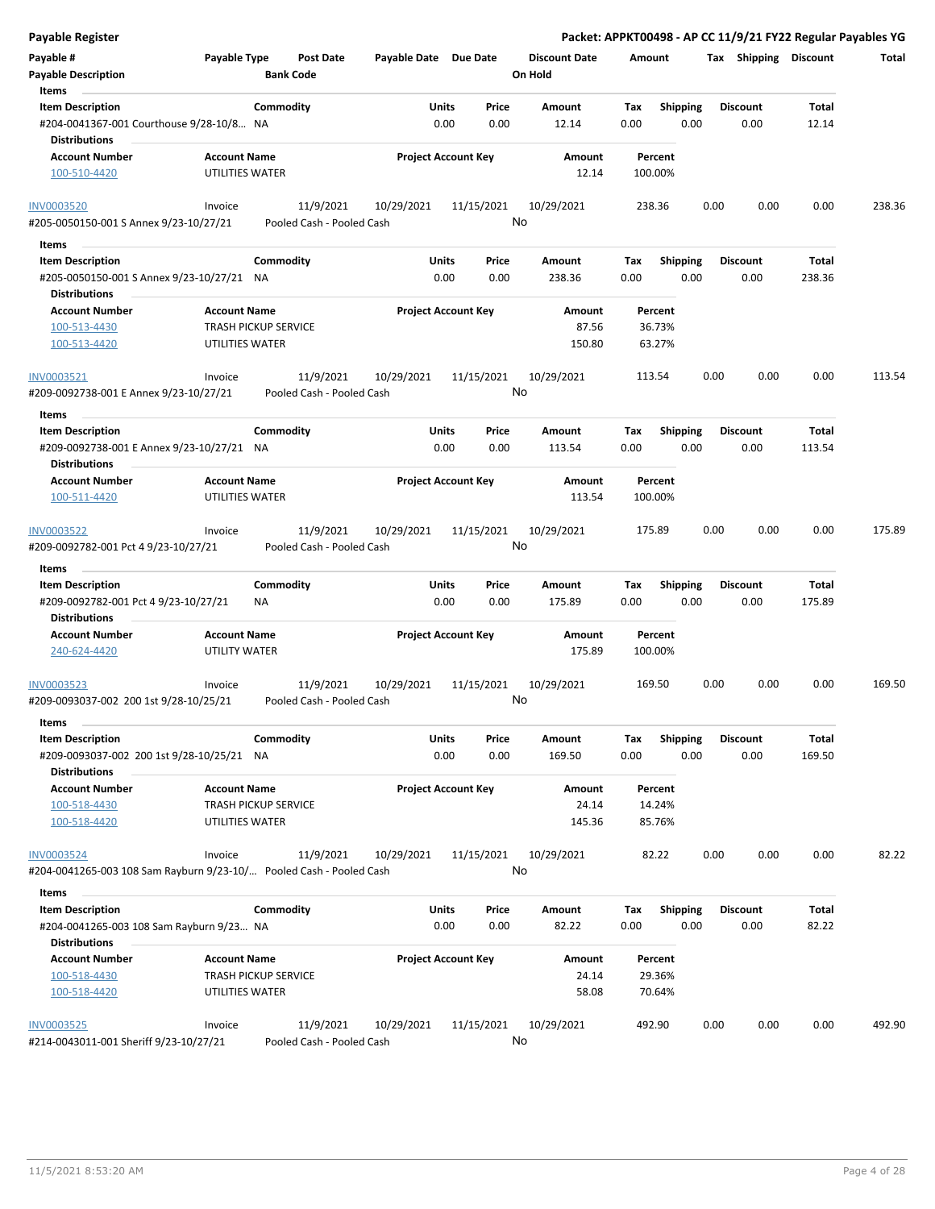**Payable Register** — **Packet: APPKT00498 - AP CC 11/9/21 FY22 Regular Payables YG**

| Payable # | Payable Type | Post Date | Payable Date | Due Date | Discount Date | Amount | Tax | Shipping | Discount | Total |
|---|---|---|---|---|---|---|---|---|---|---|
| **Payable Description** | | **Bank Code** | | | **On Hold** | | | | | |

**Items**

| Item Description | Commodity | Units | Price | Amount | Tax | Shipping | Discount | Total |
|---|---|---|---|---|---|---|---|---|
| #204-0041367-001 Courthouse 9/28-10/8... | NA | 0.00 | 0.00 | 12.14 | 0.00 | 0.00 | 0.00 | 12.14 |

**Distributions**

| Account Number | Account Name | Project Account Key | Amount | Percent |
|---|---|---|---|---|
| 100-510-4420 | UTILITIES WATER | | 12.14 | 100.00% |

| Payable # | Payable Type | Post Date | Payable Date | Due Date | Discount Date | Amount | Tax | Shipping | Discount | Total |
|---|---|---|---|---|---|---|---|---|---|---|
| INV0003520 | Invoice | 11/9/2021 | 10/29/2021 | 11/15/2021 | 10/29/2021 | 238.36 | 0.00 | 0.00 | 0.00 | 238.36 |
| #205-0050150-001 S Annex 9/23-10/27/21 | | Pooled Cash - Pooled Cash | | | No | | | | | |

**Items**

| Item Description | Commodity | Units | Price | Amount | Tax | Shipping | Discount | Total |
|---|---|---|---|---|---|---|---|---|
| #205-0050150-001 S Annex 9/23-10/27/21 | NA | 0.00 | 0.00 | 238.36 | 0.00 | 0.00 | 0.00 | 238.36 |

**Distributions**

| Account Number | Account Name | Project Account Key | Amount | Percent |
|---|---|---|---|---|
| 100-513-4430 | TRASH PICKUP SERVICE | | 87.56 | 36.73% |
| 100-513-4420 | UTILITIES WATER | | 150.80 | 63.27% |

| Payable # | Payable Type | Post Date | Payable Date | Due Date | Discount Date | Amount | Tax | Shipping | Discount | Total |
|---|---|---|---|---|---|---|---|---|---|---|
| INV0003521 | Invoice | 11/9/2021 | 10/29/2021 | 11/15/2021 | 10/29/2021 | 113.54 | 0.00 | 0.00 | 0.00 | 113.54 |
| #209-0092738-001 E Annex 9/23-10/27/21 | | Pooled Cash - Pooled Cash | | | No | | | | | |

**Items**

| Item Description | Commodity | Units | Price | Amount | Tax | Shipping | Discount | Total |
|---|---|---|---|---|---|---|---|---|
| #209-0092738-001 E Annex 9/23-10/27/21 | NA | 0.00 | 0.00 | 113.54 | 0.00 | 0.00 | 0.00 | 113.54 |

**Distributions**

| Account Number | Account Name | Project Account Key | Amount | Percent |
|---|---|---|---|---|
| 100-511-4420 | UTILITIES WATER | | 113.54 | 100.00% |

| Payable # | Payable Type | Post Date | Payable Date | Due Date | Discount Date | Amount | Tax | Shipping | Discount | Total |
|---|---|---|---|---|---|---|---|---|---|---|
| INV0003522 | Invoice | 11/9/2021 | 10/29/2021 | 11/15/2021 | 10/29/2021 | 175.89 | 0.00 | 0.00 | 0.00 | 175.89 |
| #209-0092782-001 Pct 4 9/23-10/27/21 | | Pooled Cash - Pooled Cash | | | No | | | | | |

**Items**

| Item Description | Commodity | Units | Price | Amount | Tax | Shipping | Discount | Total |
|---|---|---|---|---|---|---|---|---|
| #209-0092782-001 Pct 4 9/23-10/27/21 | NA | 0.00 | 0.00 | 175.89 | 0.00 | 0.00 | 0.00 | 175.89 |

**Distributions**

| Account Number | Account Name | Project Account Key | Amount | Percent |
|---|---|---|---|---|
| 240-624-4420 | UTILITY WATER | | 175.89 | 100.00% |

| Payable # | Payable Type | Post Date | Payable Date | Due Date | Discount Date | Amount | Tax | Shipping | Discount | Total |
|---|---|---|---|---|---|---|---|---|---|---|
| INV0003523 | Invoice | 11/9/2021 | 10/29/2021 | 11/15/2021 | 10/29/2021 | 169.50 | 0.00 | 0.00 | 0.00 | 169.50 |
| #209-0093037-002 200 1st 9/28-10/25/21 | | Pooled Cash - Pooled Cash | | | No | | | | | |

**Items**

| Item Description | Commodity | Units | Price | Amount | Tax | Shipping | Discount | Total |
|---|---|---|---|---|---|---|---|---|
| #209-0093037-002 200 1st 9/28-10/25/21 | NA | 0.00 | 0.00 | 169.50 | 0.00 | 0.00 | 0.00 | 169.50 |

**Distributions**

| Account Number | Account Name | Project Account Key | Amount | Percent |
|---|---|---|---|---|
| 100-518-4430 | TRASH PICKUP SERVICE | | 24.14 | 14.24% |
| 100-518-4420 | UTILITIES WATER | | 145.36 | 85.76% |

| Payable # | Payable Type | Post Date | Payable Date | Due Date | Discount Date | Amount | Tax | Shipping | Discount | Total |
|---|---|---|---|---|---|---|---|---|---|---|
| INV0003524 | Invoice | 11/9/2021 | 10/29/2021 | 11/15/2021 | 10/29/2021 | 82.22 | 0.00 | 0.00 | 0.00 | 82.22 |
| #204-0041265-003 108 Sam Rayburn 9/23-10/... | | Pooled Cash - Pooled Cash | | | No | | | | | |

**Items**

| Item Description | Commodity | Units | Price | Amount | Tax | Shipping | Discount | Total |
|---|---|---|---|---|---|---|---|---|
| #204-0041265-003 108 Sam Rayburn 9/23... | NA | 0.00 | 0.00 | 82.22 | 0.00 | 0.00 | 0.00 | 82.22 |

**Distributions**

| Account Number | Account Name | Project Account Key | Amount | Percent |
|---|---|---|---|---|
| 100-518-4430 | TRASH PICKUP SERVICE | | 24.14 | 29.36% |
| 100-518-4420 | UTILITIES WATER | | 58.08 | 70.64% |

| Payable # | Payable Type | Post Date | Payable Date | Due Date | Discount Date | Amount | Tax | Shipping | Discount | Total |
|---|---|---|---|---|---|---|---|---|---|---|
| INV0003525 | Invoice | 11/9/2021 | 10/29/2021 | 11/15/2021 | 10/29/2021 | 492.90 | 0.00 | 0.00 | 0.00 | 492.90 |
| #214-0043011-001 Sheriff 9/23-10/27/21 | | Pooled Cash - Pooled Cash | | | No | | | | | |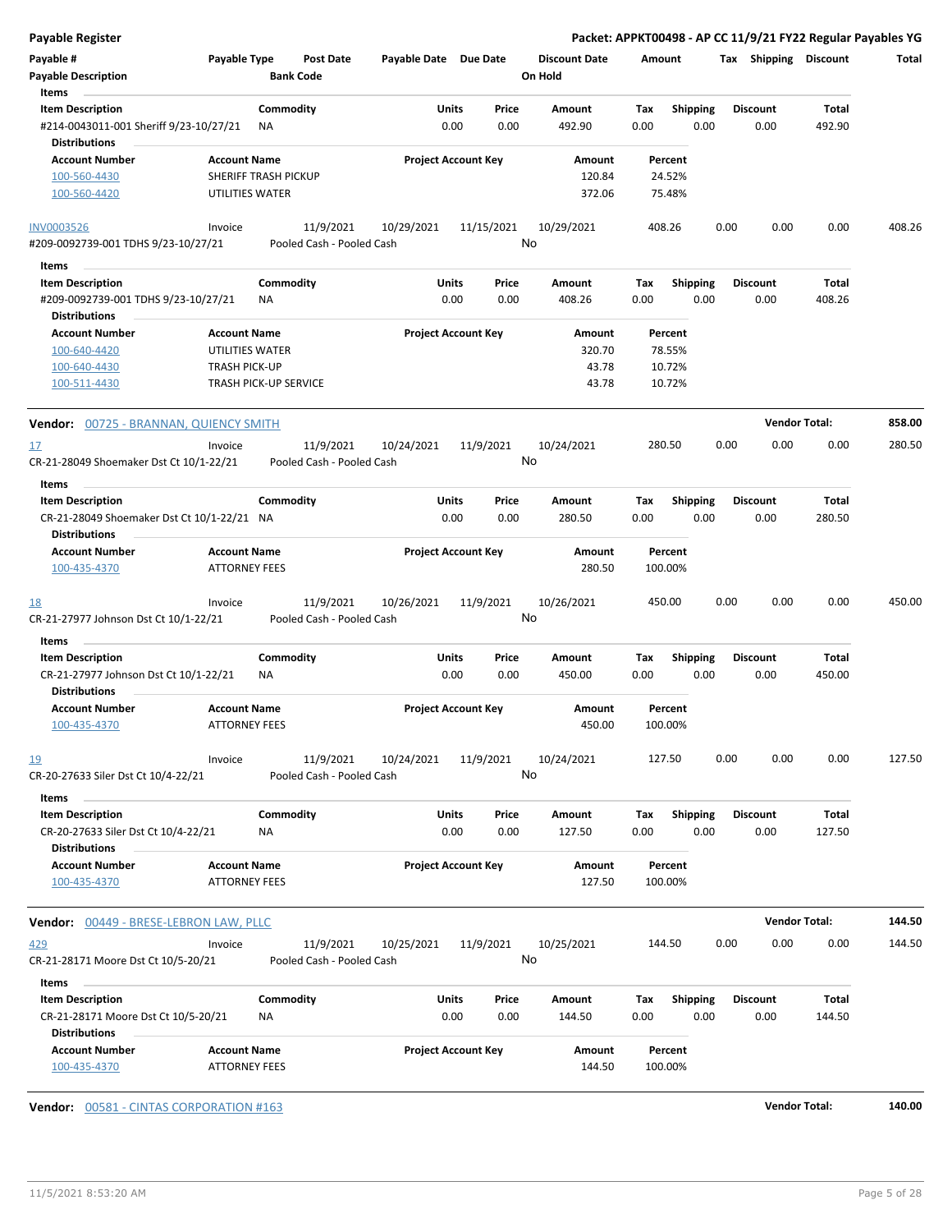# Payable Register

**Packet: APPKT00498 - AP CC 11/9/21 FY22 Regular Payables YG**

| Payable # | Payable Type | Post Date | Payable Date | Due Date | Discount Date | Amount | Tax | Shipping | Discount | Total |
|---|---|---|---|---|---|---|---|---|---|---|
| Payable Description | | Bank Code | | | On Hold | | | | | |

**Items**

| Item Description | Commodity | Units | Price | Amount | Tax | Shipping | Discount | Total |
|---|---|---|---|---|---|---|---|---|
| #214-0043011-001 Sheriff 9/23-10/27/21 | NA | 0.00 | 0.00 | 492.90 | 0.00 | 0.00 | 0.00 | 492.90 |

**Distributions**

| Account Number | Account Name | Project Account Key | Amount | Percent |
|---|---|---|---|---|
| 100-560-4430 | SHERIFF TRASH PICKUP | | 120.84 | 24.52% |
| 100-560-4420 | UTILITIES WATER | | 372.06 | 75.48% |

| Payable # | Payable Type | Post Date | Payable Date | Due Date | Discount Date | Amount | Tax | Shipping | Discount | Total |
|---|---|---|---|---|---|---|---|---|---|---|
| INV0003526 | Invoice | 11/9/2021 | 10/29/2021 | 11/15/2021 | 10/29/2021 | 408.26 | 0.00 | 0.00 | 0.00 | 408.26 |
| #209-0092739-001 TDHS 9/23-10/27/21 | | Pooled Cash - Pooled Cash | | | No | | | | | |

**Items**

| Item Description | Commodity | Units | Price | Amount | Tax | Shipping | Discount | Total |
|---|---|---|---|---|---|---|---|---|
| #209-0092739-001 TDHS 9/23-10/27/21 | NA | 0.00 | 0.00 | 408.26 | 0.00 | 0.00 | 0.00 | 408.26 |

**Distributions**

| Account Number | Account Name | Project Account Key | Amount | Percent |
|---|---|---|---|---|
| 100-640-4420 | UTILITIES WATER | | 320.70 | 78.55% |
| 100-640-4430 | TRASH PICK-UP | | 43.78 | 10.72% |
| 100-511-4430 | TRASH PICK-UP SERVICE | | 43.78 | 10.72% |

**Vendor: 00725 - BRANNAN, QUIENCY SMITH** — **Vendor Total: 858.00**

| Payable # | Payable Type | Post Date | Payable Date | Due Date | Discount Date | Amount | Tax | Shipping | Discount | Total |
|---|---|---|---|---|---|---|---|---|---|---|
| 17 | Invoice | 11/9/2021 | 10/24/2021 | 11/9/2021 | 10/24/2021 | 280.50 | 0.00 | 0.00 | 0.00 | 280.50 |
| CR-21-28049 Shoemaker Dst Ct 10/1-22/21 | | Pooled Cash - Pooled Cash | | | No | | | | | |

**Items**

| Item Description | Commodity | Units | Price | Amount | Tax | Shipping | Discount | Total |
|---|---|---|---|---|---|---|---|---|
| CR-21-28049 Shoemaker Dst Ct 10/1-22/21 | NA | 0.00 | 0.00 | 280.50 | 0.00 | 0.00 | 0.00 | 280.50 |

**Distributions**

| Account Number | Account Name | Project Account Key | Amount | Percent |
|---|---|---|---|---|
| 100-435-4370 | ATTORNEY FEES | | 280.50 | 100.00% |

| Payable # | Payable Type | Post Date | Payable Date | Due Date | Discount Date | Amount | Tax | Shipping | Discount | Total |
|---|---|---|---|---|---|---|---|---|---|---|
| 18 | Invoice | 11/9/2021 | 10/26/2021 | 11/9/2021 | 10/26/2021 | 450.00 | 0.00 | 0.00 | 0.00 | 450.00 |
| CR-21-27977 Johnson Dst Ct 10/1-22/21 | | Pooled Cash - Pooled Cash | | | No | | | | | |

**Items**

| Item Description | Commodity | Units | Price | Amount | Tax | Shipping | Discount | Total |
|---|---|---|---|---|---|---|---|---|
| CR-21-27977 Johnson Dst Ct 10/1-22/21 | NA | 0.00 | 0.00 | 450.00 | 0.00 | 0.00 | 0.00 | 450.00 |

**Distributions**

| Account Number | Account Name | Project Account Key | Amount | Percent |
|---|---|---|---|---|
| 100-435-4370 | ATTORNEY FEES | | 450.00 | 100.00% |

| Payable # | Payable Type | Post Date | Payable Date | Due Date | Discount Date | Amount | Tax | Shipping | Discount | Total |
|---|---|---|---|---|---|---|---|---|---|---|
| 19 | Invoice | 11/9/2021 | 10/24/2021 | 11/9/2021 | 10/24/2021 | 127.50 | 0.00 | 0.00 | 0.00 | 127.50 |
| CR-20-27633 Siler Dst Ct 10/4-22/21 | | Pooled Cash - Pooled Cash | | | No | | | | | |

**Items**

| Item Description | Commodity | Units | Price | Amount | Tax | Shipping | Discount | Total |
|---|---|---|---|---|---|---|---|---|
| CR-20-27633 Siler Dst Ct 10/4-22/21 | NA | 0.00 | 0.00 | 127.50 | 0.00 | 0.00 | 0.00 | 127.50 |

**Distributions**

| Account Number | Account Name | Project Account Key | Amount | Percent |
|---|---|---|---|---|
| 100-435-4370 | ATTORNEY FEES | | 127.50 | 100.00% |

**Vendor: 00449 - BRESE-LEBRON LAW, PLLC** — **Vendor Total: 144.50**

| Payable # | Payable Type | Post Date | Payable Date | Due Date | Discount Date | Amount | Tax | Shipping | Discount | Total |
|---|---|---|---|---|---|---|---|---|---|---|
| 429 | Invoice | 11/9/2021 | 10/25/2021 | 11/9/2021 | 10/25/2021 | 144.50 | 0.00 | 0.00 | 0.00 | 144.50 |
| CR-21-28171 Moore Dst Ct 10/5-20/21 | | Pooled Cash - Pooled Cash | | | No | | | | | |

**Items**

| Item Description | Commodity | Units | Price | Amount | Tax | Shipping | Discount | Total |
|---|---|---|---|---|---|---|---|---|
| CR-21-28171 Moore Dst Ct 10/5-20/21 | NA | 0.00 | 0.00 | 144.50 | 0.00 | 0.00 | 0.00 | 144.50 |

**Distributions**

| Account Number | Account Name | Project Account Key | Amount | Percent |
|---|---|---|---|---|
| 100-435-4370 | ATTORNEY FEES | | 144.50 | 100.00% |

**Vendor: 00581 - CINTAS CORPORATION #163** — **Vendor Total: 140.00**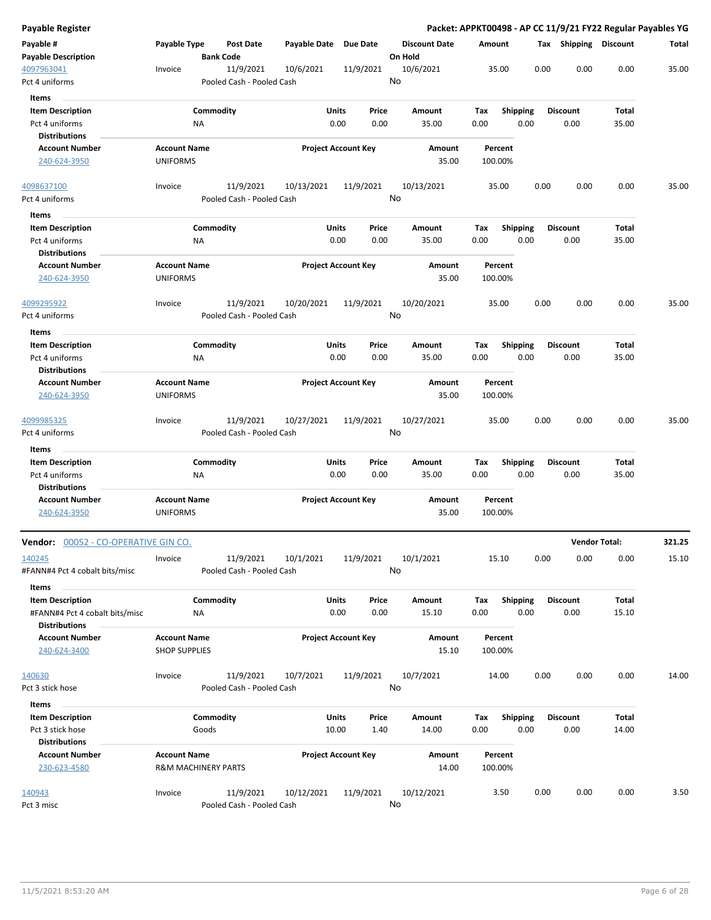| Payable # | Payable Type | Post Date | Payable Date | Due Date | Discount Date | Amount | Tax | Shipping | Discount | Total |
|---|---|---|---|---|---|---|---|---|---|---|
| Payable Description | | Bank Code | | | On Hold | | | | | |
| 4097963041 | Invoice | 11/9/2021 | 10/6/2021 | 11/9/2021 | 10/6/2021 | 35.00 | 0.00 | 0.00 | 0.00 | 35.00 |
| Pct 4 uniforms | | Pooled Cash - Pooled Cash | | | No | | | | | |

**Items**

| Item Description | Commodity | Units | Price | Amount | Tax | Shipping | Discount | Total |
|---|---|---|---|---|---|---|---|---|
| Pct 4 uniforms | NA | 0.00 | 0.00 | 35.00 | 0.00 | 0.00 | 0.00 | 35.00 |

**Distributions**

| Account Number | Account Name | Project Account Key | Amount | Percent |
|---|---|---|---|---|
| 240-624-3950 | UNIFORMS | | 35.00 | 100.00% |

| Payable # | Payable Type | Post Date | Payable Date | Due Date | Discount Date | Amount | Tax | Shipping | Discount | Total |
|---|---|---|---|---|---|---|---|---|---|---|
| 4098637100 | Invoice | 11/9/2021 | 10/13/2021 | 11/9/2021 | 10/13/2021 | 35.00 | 0.00 | 0.00 | 0.00 | 35.00 |
| Pct 4 uniforms | | Pooled Cash - Pooled Cash | | | No | | | | | |

**Items**

| Item Description | Commodity | Units | Price | Amount | Tax | Shipping | Discount | Total |
|---|---|---|---|---|---|---|---|---|
| Pct 4 uniforms | NA | 0.00 | 0.00 | 35.00 | 0.00 | 0.00 | 0.00 | 35.00 |

**Distributions**

| Account Number | Account Name | Project Account Key | Amount | Percent |
|---|---|---|---|---|
| 240-624-3950 | UNIFORMS | | 35.00 | 100.00% |

| Payable # | Payable Type | Post Date | Payable Date | Due Date | Discount Date | Amount | Tax | Shipping | Discount | Total |
|---|---|---|---|---|---|---|---|---|---|---|
| 4099295922 | Invoice | 11/9/2021 | 10/20/2021 | 11/9/2021 | 10/20/2021 | 35.00 | 0.00 | 0.00 | 0.00 | 35.00 |
| Pct 4 uniforms | | Pooled Cash - Pooled Cash | | | No | | | | | |

**Items**

| Item Description | Commodity | Units | Price | Amount | Tax | Shipping | Discount | Total |
|---|---|---|---|---|---|---|---|---|
| Pct 4 uniforms | NA | 0.00 | 0.00 | 35.00 | 0.00 | 0.00 | 0.00 | 35.00 |

**Distributions**

| Account Number | Account Name | Project Account Key | Amount | Percent |
|---|---|---|---|---|
| 240-624-3950 | UNIFORMS | | 35.00 | 100.00% |

| Payable # | Payable Type | Post Date | Payable Date | Due Date | Discount Date | Amount | Tax | Shipping | Discount | Total |
|---|---|---|---|---|---|---|---|---|---|---|
| 4099985325 | Invoice | 11/9/2021 | 10/27/2021 | 11/9/2021 | 10/27/2021 | 35.00 | 0.00 | 0.00 | 0.00 | 35.00 |
| Pct 4 uniforms | | Pooled Cash - Pooled Cash | | | No | | | | | |

**Items**

| Item Description | Commodity | Units | Price | Amount | Tax | Shipping | Discount | Total |
|---|---|---|---|---|---|---|---|---|
| Pct 4 uniforms | NA | 0.00 | 0.00 | 35.00 | 0.00 | 0.00 | 0.00 | 35.00 |

**Distributions**

| Account Number | Account Name | Project Account Key | Amount | Percent |
|---|---|---|---|---|
| 240-624-3950 | UNIFORMS | | 35.00 | 100.00% |

**Vendor: 00052 - CO-OPERATIVE GIN CO.** — **Vendor Total: 321.25**

| Payable # | Payable Type | Post Date | Payable Date | Due Date | Discount Date | Amount | Tax | Shipping | Discount | Total |
|---|---|---|---|---|---|---|---|---|---|---|
| 140245 | Invoice | 11/9/2021 | 10/1/2021 | 11/9/2021 | 10/1/2021 | 15.10 | 0.00 | 0.00 | 0.00 | 15.10 |
| #FANN#4 Pct 4 cobalt bits/misc | | Pooled Cash - Pooled Cash | | | No | | | | | |

**Items**

| Item Description | Commodity | Units | Price | Amount | Tax | Shipping | Discount | Total |
|---|---|---|---|---|---|---|---|---|
| #FANN#4 Pct 4 cobalt bits/misc | NA | 0.00 | 0.00 | 15.10 | 0.00 | 0.00 | 0.00 | 15.10 |

**Distributions**

| Account Number | Account Name | Project Account Key | Amount | Percent |
|---|---|---|---|---|
| 240-624-3400 | SHOP SUPPLIES | | 15.10 | 100.00% |

| Payable # | Payable Type | Post Date | Payable Date | Due Date | Discount Date | Amount | Tax | Shipping | Discount | Total |
|---|---|---|---|---|---|---|---|---|---|---|
| 140630 | Invoice | 11/9/2021 | 10/7/2021 | 11/9/2021 | 10/7/2021 | 14.00 | 0.00 | 0.00 | 0.00 | 14.00 |
| Pct 3 stick hose | | Pooled Cash - Pooled Cash | | | No | | | | | |

**Items**

| Item Description | Commodity | Units | Price | Amount | Tax | Shipping | Discount | Total |
|---|---|---|---|---|---|---|---|---|
| Pct 3 stick hose | Goods | 10.00 | 1.40 | 14.00 | 0.00 | 0.00 | 0.00 | 14.00 |

**Distributions**

| Account Number | Account Name | Project Account Key | Amount | Percent |
|---|---|---|---|---|
| 230-623-4580 | R&M MACHINERY PARTS | | 14.00 | 100.00% |

| Payable # | Payable Type | Post Date | Payable Date | Due Date | Discount Date | Amount | Tax | Shipping | Discount | Total |
|---|---|---|---|---|---|---|---|---|---|---|
| 140943 | Invoice | 11/9/2021 | 10/12/2021 | 11/9/2021 | 10/12/2021 | 3.50 | 0.00 | 0.00 | 0.00 | 3.50 |
| Pct 3 misc | | Pooled Cash - Pooled Cash | | | No | | | | | |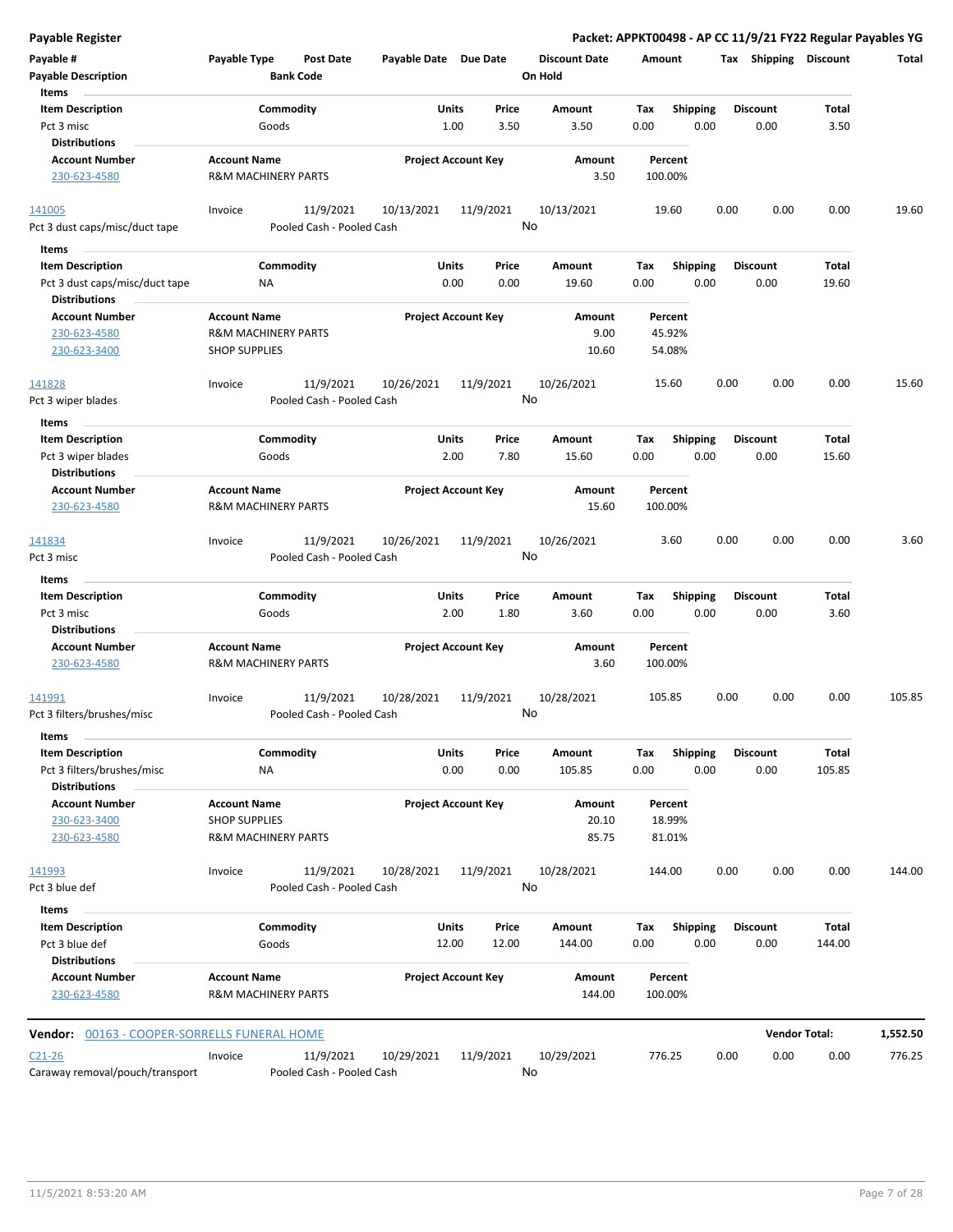# Payable Register

**Packet: APPKT00498 - AP CC 11/9/21 FY22 Regular Payables YG**

| Payable # | Payable Type | Post Date | Payable Date | Due Date | Discount Date | Amount | Tax | Shipping | Discount | Total |
|---|---|---|---|---|---|---|---|---|---|---|
| **Payable Description** | | **Bank Code** | | | **On Hold** | | | | | |

**Items**

| Item Description | Commodity | Units | Price | Amount | Tax | Shipping | Discount | Total |
|---|---|---|---|---|---|---|---|---|
| Pct 3 misc | Goods | 1.00 | 3.50 | 3.50 | 0.00 | 0.00 | 0.00 | 3.50 |

**Distributions**

| Account Number | Account Name | Project Account Key | Amount | Percent |
|---|---|---|---|---|
| 230-623-4580 | R&M MACHINERY PARTS | | 3.50 | 100.00% |

| Payable # | Payable Type | Post Date | Payable Date | Due Date | Discount Date | Amount | Tax | Shipping | Discount | Total |
|---|---|---|---|---|---|---|---|---|---|---|
| 141005 | Invoice | 11/9/2021 | 10/13/2021 | 11/9/2021 | 10/13/2021 | 19.60 | 0.00 | 0.00 | 0.00 | 19.60 |
| Pct 3 dust caps/misc/duct tape | | Pooled Cash - Pooled Cash | | | No | | | | | |

**Items**

| Item Description | Commodity | Units | Price | Amount | Tax | Shipping | Discount | Total |
|---|---|---|---|---|---|---|---|---|
| Pct 3 dust caps/misc/duct tape | NA | 0.00 | 0.00 | 19.60 | 0.00 | 0.00 | 0.00 | 19.60 |

**Distributions**

| Account Number | Account Name | Project Account Key | Amount | Percent |
|---|---|---|---|---|
| 230-623-4580 | R&M MACHINERY PARTS | | 9.00 | 45.92% |
| 230-623-3400 | SHOP SUPPLIES | | 10.60 | 54.08% |

| Payable # | Payable Type | Post Date | Payable Date | Due Date | Discount Date | Amount | Tax | Shipping | Discount | Total |
|---|---|---|---|---|---|---|---|---|---|---|
| 141828 | Invoice | 11/9/2021 | 10/26/2021 | 11/9/2021 | 10/26/2021 | 15.60 | 0.00 | 0.00 | 0.00 | 15.60 |
| Pct 3 wiper blades | | Pooled Cash - Pooled Cash | | | No | | | | | |

**Items**

| Item Description | Commodity | Units | Price | Amount | Tax | Shipping | Discount | Total |
|---|---|---|---|---|---|---|---|---|
| Pct 3 wiper blades | Goods | 2.00 | 7.80 | 15.60 | 0.00 | 0.00 | 0.00 | 15.60 |

**Distributions**

| Account Number | Account Name | Project Account Key | Amount | Percent |
|---|---|---|---|---|
| 230-623-4580 | R&M MACHINERY PARTS | | 15.60 | 100.00% |

| Payable # | Payable Type | Post Date | Payable Date | Due Date | Discount Date | Amount | Tax | Shipping | Discount | Total |
|---|---|---|---|---|---|---|---|---|---|---|
| 141834 | Invoice | 11/9/2021 | 10/26/2021 | 11/9/2021 | 10/26/2021 | 3.60 | 0.00 | 0.00 | 0.00 | 3.60 |
| Pct 3 misc | | Pooled Cash - Pooled Cash | | | No | | | | | |

**Items**

| Item Description | Commodity | Units | Price | Amount | Tax | Shipping | Discount | Total |
|---|---|---|---|---|---|---|---|---|
| Pct 3 misc | Goods | 2.00 | 1.80 | 3.60 | 0.00 | 0.00 | 0.00 | 3.60 |

**Distributions**

| Account Number | Account Name | Project Account Key | Amount | Percent |
|---|---|---|---|---|
| 230-623-4580 | R&M MACHINERY PARTS | | 3.60 | 100.00% |

| Payable # | Payable Type | Post Date | Payable Date | Due Date | Discount Date | Amount | Tax | Shipping | Discount | Total |
|---|---|---|---|---|---|---|---|---|---|---|
| 141991 | Invoice | 11/9/2021 | 10/28/2021 | 11/9/2021 | 10/28/2021 | 105.85 | 0.00 | 0.00 | 0.00 | 105.85 |
| Pct 3 filters/brushes/misc | | Pooled Cash - Pooled Cash | | | No | | | | | |

**Items**

| Item Description | Commodity | Units | Price | Amount | Tax | Shipping | Discount | Total |
|---|---|---|---|---|---|---|---|---|
| Pct 3 filters/brushes/misc | NA | 0.00 | 0.00 | 105.85 | 0.00 | 0.00 | 0.00 | 105.85 |

**Distributions**

| Account Number | Account Name | Project Account Key | Amount | Percent |
|---|---|---|---|---|
| 230-623-3400 | SHOP SUPPLIES | | 20.10 | 18.99% |
| 230-623-4580 | R&M MACHINERY PARTS | | 85.75 | 81.01% |

| Payable # | Payable Type | Post Date | Payable Date | Due Date | Discount Date | Amount | Tax | Shipping | Discount | Total |
|---|---|---|---|---|---|---|---|---|---|---|
| 141993 | Invoice | 11/9/2021 | 10/28/2021 | 11/9/2021 | 10/28/2021 | 144.00 | 0.00 | 0.00 | 0.00 | 144.00 |
| Pct 3 blue def | | Pooled Cash - Pooled Cash | | | No | | | | | |

**Items**

| Item Description | Commodity | Units | Price | Amount | Tax | Shipping | Discount | Total |
|---|---|---|---|---|---|---|---|---|
| Pct 3 blue def | Goods | 12.00 | 12.00 | 144.00 | 0.00 | 0.00 | 0.00 | 144.00 |

**Distributions**

| Account Number | Account Name | Project Account Key | Amount | Percent |
|---|---|---|---|---|
| 230-623-4580 | R&M MACHINERY PARTS | | 144.00 | 100.00% |

**Vendor:** 00163 - COOPER-SORRELLS FUNERAL HOME — **Vendor Total: 1,552.50**

| Payable # | Payable Type | Post Date | Payable Date | Due Date | Discount Date | Amount | Tax | Shipping | Discount | Total |
|---|---|---|---|---|---|---|---|---|---|---|
| C21-26 | Invoice | 11/9/2021 | 10/29/2021 | 11/9/2021 | 10/29/2021 | 776.25 | 0.00 | 0.00 | 0.00 | 776.25 |
| Caraway removal/pouch/transport | | Pooled Cash - Pooled Cash | | | No | | | | | |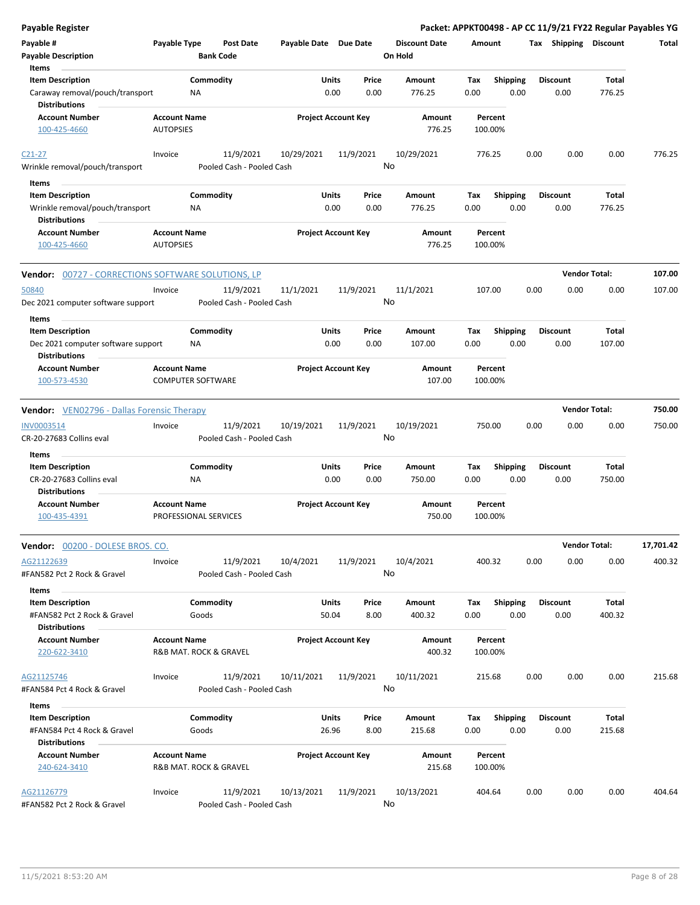| Payable # | Payable Type | Post Date | Payable Date | Due Date | Discount Date | Amount | Tax | Shipping | Discount | Total |
|---|---|---|---|---|---|---|---|---|---|---|
| Payable Description | | Bank Code | | | On Hold | | | | | |

**Items**

| Item Description | Commodity | Units | Price | Amount | Tax | Shipping | Discount | Total |
|---|---|---|---|---|---|---|---|---|
| Caraway removal/pouch/transport | NA | 0.00 | 0.00 | 776.25 | 0.00 | 0.00 | 0.00 | 776.25 |

**Distributions**

| Account Number | Account Name | Project Account Key | Amount | Percent |
|---|---|---|---|---|
| 100-425-4660 | AUTOPSIES | | 776.25 | 100.00% |

| Payable # | Payable Type | Post Date | Payable Date | Due Date | Discount Date | Amount | Tax | Shipping | Discount | Total |
|---|---|---|---|---|---|---|---|---|---|---|
| C21-27 | Invoice | 11/9/2021 | 10/29/2021 | 11/9/2021 | 10/29/2021 | 776.25 | 0.00 | 0.00 | 0.00 | 776.25 |
| Wrinkle removal/pouch/transport | | Pooled Cash - Pooled Cash | | | No | | | | | |

**Items**

| Item Description | Commodity | Units | Price | Amount | Tax | Shipping | Discount | Total |
|---|---|---|---|---|---|---|---|---|
| Wrinkle removal/pouch/transport | NA | 0.00 | 0.00 | 776.25 | 0.00 | 0.00 | 0.00 | 776.25 |

**Distributions**

| Account Number | Account Name | Project Account Key | Amount | Percent |
|---|---|---|---|---|
| 100-425-4660 | AUTOPSIES | | 776.25 | 100.00% |

**Vendor:** 00727 - CORRECTIONS SOFTWARE SOLUTIONS, LP — **Vendor Total:** 107.00

| Payable # | Payable Type | Post Date | Payable Date | Due Date | Discount Date | Amount | Tax | Shipping | Discount | Total |
|---|---|---|---|---|---|---|---|---|---|---|
| 50840 | Invoice | 11/9/2021 | 11/1/2021 | 11/9/2021 | 11/1/2021 | 107.00 | 0.00 | 0.00 | 0.00 | 107.00 |
| Dec 2021 computer software support | | Pooled Cash - Pooled Cash | | | No | | | | | |

**Items**

| Item Description | Commodity | Units | Price | Amount | Tax | Shipping | Discount | Total |
|---|---|---|---|---|---|---|---|---|
| Dec 2021 computer software support | NA | 0.00 | 0.00 | 107.00 | 0.00 | 0.00 | 0.00 | 107.00 |

**Distributions**

| Account Number | Account Name | Project Account Key | Amount | Percent |
|---|---|---|---|---|
| 100-573-4530 | COMPUTER SOFTWARE | | 107.00 | 100.00% |

**Vendor:** VEN02796 - Dallas Forensic Therapy — **Vendor Total:** 750.00

| Payable # | Payable Type | Post Date | Payable Date | Due Date | Discount Date | Amount | Tax | Shipping | Discount | Total |
|---|---|---|---|---|---|---|---|---|---|---|
| INV0003514 | Invoice | 11/9/2021 | 10/19/2021 | 11/9/2021 | 10/19/2021 | 750.00 | 0.00 | 0.00 | 0.00 | 750.00 |
| CR-20-27683 Collins eval | | Pooled Cash - Pooled Cash | | | No | | | | | |

**Items**

| Item Description | Commodity | Units | Price | Amount | Tax | Shipping | Discount | Total |
|---|---|---|---|---|---|---|---|---|
| CR-20-27683 Collins eval | NA | 0.00 | 0.00 | 750.00 | 0.00 | 0.00 | 0.00 | 750.00 |

**Distributions**

| Account Number | Account Name | Project Account Key | Amount | Percent |
|---|---|---|---|---|
| 100-435-4391 | PROFESSIONAL SERVICES | | 750.00 | 100.00% |

**Vendor:** 00200 - DOLESE BROS. CO. — **Vendor Total:** 17,701.42

| Payable # | Payable Type | Post Date | Payable Date | Due Date | Discount Date | Amount | Tax | Shipping | Discount | Total |
|---|---|---|---|---|---|---|---|---|---|---|
| AG21122639 | Invoice | 11/9/2021 | 10/4/2021 | 11/9/2021 | 10/4/2021 | 400.32 | 0.00 | 0.00 | 0.00 | 400.32 |
| #FAN582 Pct 2 Rock & Gravel | | Pooled Cash - Pooled Cash | | | No | | | | | |

**Items**

| Item Description | Commodity | Units | Price | Amount | Tax | Shipping | Discount | Total |
|---|---|---|---|---|---|---|---|---|
| #FAN582 Pct 2 Rock & Gravel | Goods | 50.04 | 8.00 | 400.32 | 0.00 | 0.00 | 0.00 | 400.32 |

**Distributions**

| Account Number | Account Name | Project Account Key | Amount | Percent |
|---|---|---|---|---|
| 220-622-3410 | R&B MAT. ROCK & GRAVEL | | 400.32 | 100.00% |

| Payable # | Payable Type | Post Date | Payable Date | Due Date | Discount Date | Amount | Tax | Shipping | Discount | Total |
|---|---|---|---|---|---|---|---|---|---|---|
| AG21125746 | Invoice | 11/9/2021 | 10/11/2021 | 11/9/2021 | 10/11/2021 | 215.68 | 0.00 | 0.00 | 0.00 | 215.68 |
| #FAN584 Pct 4 Rock & Gravel | | Pooled Cash - Pooled Cash | | | No | | | | | |

**Items**

| Item Description | Commodity | Units | Price | Amount | Tax | Shipping | Discount | Total |
|---|---|---|---|---|---|---|---|---|
| #FAN584 Pct 4 Rock & Gravel | Goods | 26.96 | 8.00 | 215.68 | 0.00 | 0.00 | 0.00 | 215.68 |

**Distributions**

| Account Number | Account Name | Project Account Key | Amount | Percent |
|---|---|---|---|---|
| 240-624-3410 | R&B MAT. ROCK & GRAVEL | | 215.68 | 100.00% |

| Payable # | Payable Type | Post Date | Payable Date | Due Date | Discount Date | Amount | Tax | Shipping | Discount | Total |
|---|---|---|---|---|---|---|---|---|---|---|
| AG21126779 | Invoice | 11/9/2021 | 10/13/2021 | 11/9/2021 | 10/13/2021 | 404.64 | 0.00 | 0.00 | 0.00 | 404.64 |
| #FAN582 Pct 2 Rock & Gravel | | Pooled Cash - Pooled Cash | | | No | | | | | |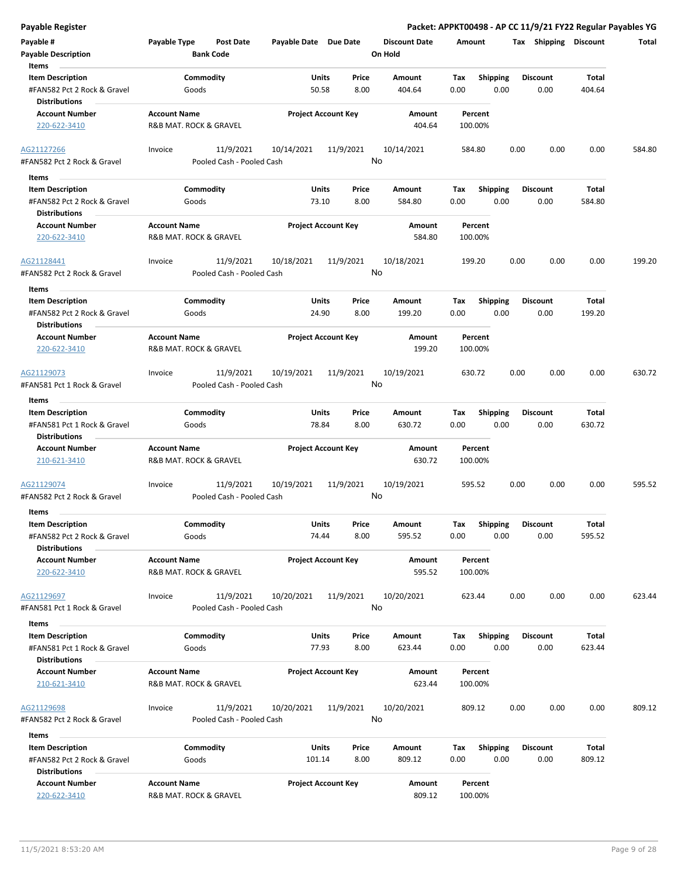**Payable Register** — Packet: APPKT00498 - AP CC 11/9/21 FY22 Regular Payables YG

| Payable # | Payable Type | Post Date | Payable Date | Due Date | Discount Date | Amount | Tax | Shipping | Discount | Total |
|---|---|---|---|---|---|---|---|---|---|---|
| Payable Description | | Bank Code | | | On Hold | | | | | |

**Items**

| Item Description | Commodity | Units | Price | Amount | Tax | Shipping | Discount | Total |
|---|---|---|---|---|---|---|---|---|
| #FAN582 Pct 2 Rock & Gravel | Goods | 50.58 | 8.00 | 404.64 | 0.00 | 0.00 | 0.00 | 404.64 |

**Distributions**

| Account Number | Account Name | Project Account Key | Amount | Percent |
|---|---|---|---|---|
| 220-622-3410 | R&B MAT. ROCK & GRAVEL | | 404.64 | 100.00% |

---

| Payable # | Payable Type | Post Date | Payable Date | Due Date | Discount Date | Amount | Tax | Shipping | Discount | Total |
|---|---|---|---|---|---|---|---|---|---|---|
| AG21127266 | Invoice | 11/9/2021 | 10/14/2021 | 11/9/2021 | 10/14/2021 | 584.80 | 0.00 | 0.00 | 0.00 | 584.80 |
| #FAN582 Pct 2 Rock & Gravel | | Pooled Cash - Pooled Cash | | | No | | | | | |

**Items**

| Item Description | Commodity | Units | Price | Amount | Tax | Shipping | Discount | Total |
|---|---|---|---|---|---|---|---|---|
| #FAN582 Pct 2 Rock & Gravel | Goods | 73.10 | 8.00 | 584.80 | 0.00 | 0.00 | 0.00 | 584.80 |

**Distributions**

| Account Number | Account Name | Project Account Key | Amount | Percent |
|---|---|---|---|---|
| 220-622-3410 | R&B MAT. ROCK & GRAVEL | | 584.80 | 100.00% |

---

| Payable # | Payable Type | Post Date | Payable Date | Due Date | Discount Date | Amount | Tax | Shipping | Discount | Total |
|---|---|---|---|---|---|---|---|---|---|---|
| AG21128441 | Invoice | 11/9/2021 | 10/18/2021 | 11/9/2021 | 10/18/2021 | 199.20 | 0.00 | 0.00 | 0.00 | 199.20 |
| #FAN582 Pct 2 Rock & Gravel | | Pooled Cash - Pooled Cash | | | No | | | | | |

**Items**

| Item Description | Commodity | Units | Price | Amount | Tax | Shipping | Discount | Total |
|---|---|---|---|---|---|---|---|---|
| #FAN582 Pct 2 Rock & Gravel | Goods | 24.90 | 8.00 | 199.20 | 0.00 | 0.00 | 0.00 | 199.20 |

**Distributions**

| Account Number | Account Name | Project Account Key | Amount | Percent |
|---|---|---|---|---|
| 220-622-3410 | R&B MAT. ROCK & GRAVEL | | 199.20 | 100.00% |

---

| Payable # | Payable Type | Post Date | Payable Date | Due Date | Discount Date | Amount | Tax | Shipping | Discount | Total |
|---|---|---|---|---|---|---|---|---|---|---|
| AG21129073 | Invoice | 11/9/2021 | 10/19/2021 | 11/9/2021 | 10/19/2021 | 630.72 | 0.00 | 0.00 | 0.00 | 630.72 |
| #FAN581 Pct 1 Rock & Gravel | | Pooled Cash - Pooled Cash | | | No | | | | | |

**Items**

| Item Description | Commodity | Units | Price | Amount | Tax | Shipping | Discount | Total |
|---|---|---|---|---|---|---|---|---|
| #FAN581 Pct 1 Rock & Gravel | Goods | 78.84 | 8.00 | 630.72 | 0.00 | 0.00 | 0.00 | 630.72 |

**Distributions**

| Account Number | Account Name | Project Account Key | Amount | Percent |
|---|---|---|---|---|
| 210-621-3410 | R&B MAT. ROCK & GRAVEL | | 630.72 | 100.00% |

---

| Payable # | Payable Type | Post Date | Payable Date | Due Date | Discount Date | Amount | Tax | Shipping | Discount | Total |
|---|---|---|---|---|---|---|---|---|---|---|
| AG21129074 | Invoice | 11/9/2021 | 10/19/2021 | 11/9/2021 | 10/19/2021 | 595.52 | 0.00 | 0.00 | 0.00 | 595.52 |
| #FAN582 Pct 2 Rock & Gravel | | Pooled Cash - Pooled Cash | | | No | | | | | |

**Items**

| Item Description | Commodity | Units | Price | Amount | Tax | Shipping | Discount | Total |
|---|---|---|---|---|---|---|---|---|
| #FAN582 Pct 2 Rock & Gravel | Goods | 74.44 | 8.00 | 595.52 | 0.00 | 0.00 | 0.00 | 595.52 |

**Distributions**

| Account Number | Account Name | Project Account Key | Amount | Percent |
|---|---|---|---|---|
| 220-622-3410 | R&B MAT. ROCK & GRAVEL | | 595.52 | 100.00% |

---

| Payable # | Payable Type | Post Date | Payable Date | Due Date | Discount Date | Amount | Tax | Shipping | Discount | Total |
|---|---|---|---|---|---|---|---|---|---|---|
| AG21129697 | Invoice | 11/9/2021 | 10/20/2021 | 11/9/2021 | 10/20/2021 | 623.44 | 0.00 | 0.00 | 0.00 | 623.44 |
| #FAN581 Pct 1 Rock & Gravel | | Pooled Cash - Pooled Cash | | | No | | | | | |

**Items**

| Item Description | Commodity | Units | Price | Amount | Tax | Shipping | Discount | Total |
|---|---|---|---|---|---|---|---|---|
| #FAN581 Pct 1 Rock & Gravel | Goods | 77.93 | 8.00 | 623.44 | 0.00 | 0.00 | 0.00 | 623.44 |

**Distributions**

| Account Number | Account Name | Project Account Key | Amount | Percent |
|---|---|---|---|---|
| 210-621-3410 | R&B MAT. ROCK & GRAVEL | | 623.44 | 100.00% |

---

| Payable # | Payable Type | Post Date | Payable Date | Due Date | Discount Date | Amount | Tax | Shipping | Discount | Total |
|---|---|---|---|---|---|---|---|---|---|---|
| AG21129698 | Invoice | 11/9/2021 | 10/20/2021 | 11/9/2021 | 10/20/2021 | 809.12 | 0.00 | 0.00 | 0.00 | 809.12 |
| #FAN582 Pct 2 Rock & Gravel | | Pooled Cash - Pooled Cash | | | No | | | | | |

**Items**

| Item Description | Commodity | Units | Price | Amount | Tax | Shipping | Discount | Total |
|---|---|---|---|---|---|---|---|---|
| #FAN582 Pct 2 Rock & Gravel | Goods | 101.14 | 8.00 | 809.12 | 0.00 | 0.00 | 0.00 | 809.12 |

**Distributions**

| Account Number | Account Name | Project Account Key | Amount | Percent |
|---|---|---|---|---|
| 220-622-3410 | R&B MAT. ROCK & GRAVEL | | 809.12 | 100.00% |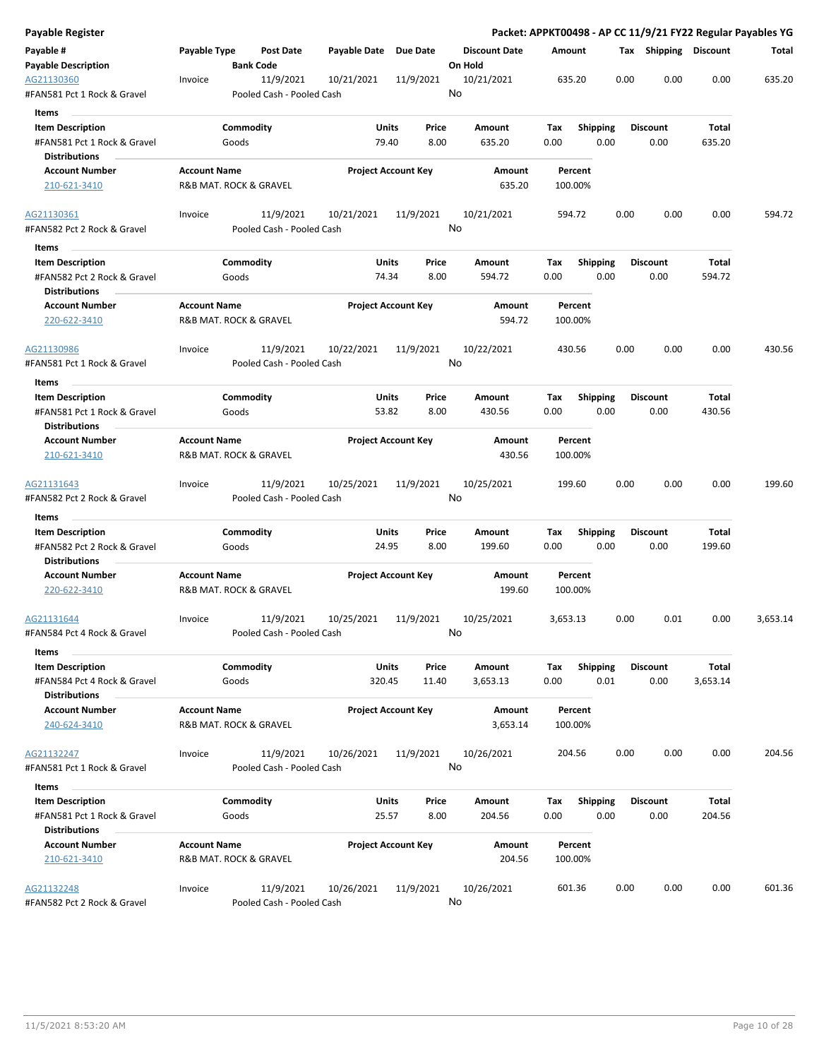## Payable Register

**Packet: APPKT00498 - AP CC 11/9/21 FY22 Regular Payables YG**

| Payable # / Payable Description | Payable Type | Post Date / Bank Code | Payable Date | Due Date | Discount Date / On Hold | Amount | Tax | Shipping | Discount | Total |
|---|---|---|---|---|---|---|---|---|---|---|
| AG21130360 | Invoice | 11/9/2021 | 10/21/2021 | 11/9/2021 | 10/21/2021 | 635.20 | 0.00 | 0.00 | 0.00 | 635.20 |
| #FAN581 Pct 1 Rock & Gravel | | Pooled Cash - Pooled Cash | | | No | | | | | |

**Items**

| Item Description | Commodity | Units | Price | Amount | Tax | Shipping | Discount | Total |
|---|---|---|---|---|---|---|---|---|
| #FAN581 Pct 1 Rock & Gravel | Goods | 79.40 | 8.00 | 635.20 | 0.00 | 0.00 | 0.00 | 635.20 |

**Distributions**

| Account Number | Account Name | Project Account Key | Amount | Percent |
|---|---|---|---|---|
| 210-621-3410 | R&B MAT. ROCK & GRAVEL | | 635.20 | 100.00% |

| Payable # / Payable Description | Payable Type | Post Date / Bank Code | Payable Date | Due Date | Discount Date / On Hold | Amount | Tax | Shipping | Discount | Total |
|---|---|---|---|---|---|---|---|---|---|---|
| AG21130361 | Invoice | 11/9/2021 | 10/21/2021 | 11/9/2021 | 10/21/2021 | 594.72 | 0.00 | 0.00 | 0.00 | 594.72 |
| #FAN582 Pct 2 Rock & Gravel | | Pooled Cash - Pooled Cash | | | No | | | | | |

**Items**

| Item Description | Commodity | Units | Price | Amount | Tax | Shipping | Discount | Total |
|---|---|---|---|---|---|---|---|---|
| #FAN582 Pct 2 Rock & Gravel | Goods | 74.34 | 8.00 | 594.72 | 0.00 | 0.00 | 0.00 | 594.72 |

**Distributions**

| Account Number | Account Name | Project Account Key | Amount | Percent |
|---|---|---|---|---|
| 220-622-3410 | R&B MAT. ROCK & GRAVEL | | 594.72 | 100.00% |

| Payable # / Payable Description | Payable Type | Post Date / Bank Code | Payable Date | Due Date | Discount Date / On Hold | Amount | Tax | Shipping | Discount | Total |
|---|---|---|---|---|---|---|---|---|---|---|
| AG21130986 | Invoice | 11/9/2021 | 10/22/2021 | 11/9/2021 | 10/22/2021 | 430.56 | 0.00 | 0.00 | 0.00 | 430.56 |
| #FAN581 Pct 1 Rock & Gravel | | Pooled Cash - Pooled Cash | | | No | | | | | |

**Items**

| Item Description | Commodity | Units | Price | Amount | Tax | Shipping | Discount | Total |
|---|---|---|---|---|---|---|---|---|
| #FAN581 Pct 1 Rock & Gravel | Goods | 53.82 | 8.00 | 430.56 | 0.00 | 0.00 | 0.00 | 430.56 |

**Distributions**

| Account Number | Account Name | Project Account Key | Amount | Percent |
|---|---|---|---|---|
| 210-621-3410 | R&B MAT. ROCK & GRAVEL | | 430.56 | 100.00% |

| Payable # / Payable Description | Payable Type | Post Date / Bank Code | Payable Date | Due Date | Discount Date / On Hold | Amount | Tax | Shipping | Discount | Total |
|---|---|---|---|---|---|---|---|---|---|---|
| AG21131643 | Invoice | 11/9/2021 | 10/25/2021 | 11/9/2021 | 10/25/2021 | 199.60 | 0.00 | 0.00 | 0.00 | 199.60 |
| #FAN582 Pct 2 Rock & Gravel | | Pooled Cash - Pooled Cash | | | No | | | | | |

**Items**

| Item Description | Commodity | Units | Price | Amount | Tax | Shipping | Discount | Total |
|---|---|---|---|---|---|---|---|---|
| #FAN582 Pct 2 Rock & Gravel | Goods | 24.95 | 8.00 | 199.60 | 0.00 | 0.00 | 0.00 | 199.60 |

**Distributions**

| Account Number | Account Name | Project Account Key | Amount | Percent |
|---|---|---|---|---|
| 220-622-3410 | R&B MAT. ROCK & GRAVEL | | 199.60 | 100.00% |

| Payable # / Payable Description | Payable Type | Post Date / Bank Code | Payable Date | Due Date | Discount Date / On Hold | Amount | Tax | Shipping | Discount | Total |
|---|---|---|---|---|---|---|---|---|---|---|
| AG21131644 | Invoice | 11/9/2021 | 10/25/2021 | 11/9/2021 | 10/25/2021 | 3,653.13 | 0.00 | 0.01 | 0.00 | 3,653.14 |
| #FAN584 Pct 4 Rock & Gravel | | Pooled Cash - Pooled Cash | | | No | | | | | |

**Items**

| Item Description | Commodity | Units | Price | Amount | Tax | Shipping | Discount | Total |
|---|---|---|---|---|---|---|---|---|
| #FAN584 Pct 4 Rock & Gravel | Goods | 320.45 | 11.40 | 3,653.13 | 0.00 | 0.01 | 0.00 | 3,653.14 |

**Distributions**

| Account Number | Account Name | Project Account Key | Amount | Percent |
|---|---|---|---|---|
| 240-624-3410 | R&B MAT. ROCK & GRAVEL | | 3,653.14 | 100.00% |

| Payable # / Payable Description | Payable Type | Post Date / Bank Code | Payable Date | Due Date | Discount Date / On Hold | Amount | Tax | Shipping | Discount | Total |
|---|---|---|---|---|---|---|---|---|---|---|
| AG21132247 | Invoice | 11/9/2021 | 10/26/2021 | 11/9/2021 | 10/26/2021 | 204.56 | 0.00 | 0.00 | 0.00 | 204.56 |
| #FAN581 Pct 1 Rock & Gravel | | Pooled Cash - Pooled Cash | | | No | | | | | |

**Items**

| Item Description | Commodity | Units | Price | Amount | Tax | Shipping | Discount | Total |
|---|---|---|---|---|---|---|---|---|
| #FAN581 Pct 1 Rock & Gravel | Goods | 25.57 | 8.00 | 204.56 | 0.00 | 0.00 | 0.00 | 204.56 |

**Distributions**

| Account Number | Account Name | Project Account Key | Amount | Percent |
|---|---|---|---|---|
| 210-621-3410 | R&B MAT. ROCK & GRAVEL | | 204.56 | 100.00% |

| Payable # / Payable Description | Payable Type | Post Date / Bank Code | Payable Date | Due Date | Discount Date / On Hold | Amount | Tax | Shipping | Discount | Total |
|---|---|---|---|---|---|---|---|---|---|---|
| AG21132248 | Invoice | 11/9/2021 | 10/26/2021 | 11/9/2021 | 10/26/2021 | 601.36 | 0.00 | 0.00 | 0.00 | 601.36 |
| #FAN582 Pct 2 Rock & Gravel | | Pooled Cash - Pooled Cash | | | No | | | | | |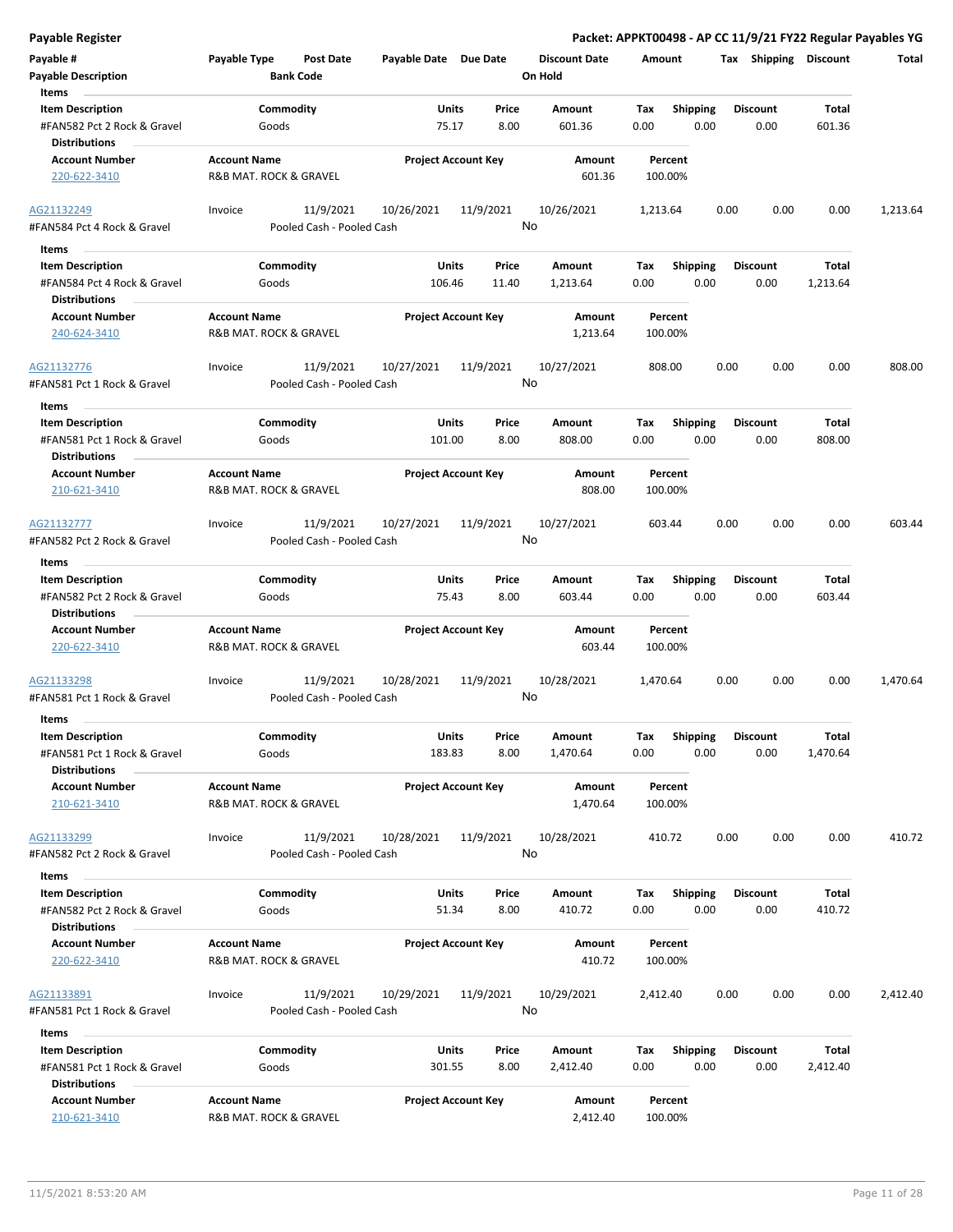**Payable Register** — **Packet: APPKT00498 - AP CC 11/9/21 FY22 Regular Payables YG**

| Payable # | Payable Type | Post Date | Payable Date | Due Date | Discount Date | Amount | Tax | Shipping | Discount | Total |
|---|---|---|---|---|---|---|---|---|---|---|
| **Payable Description** | | **Bank Code** | | | **On Hold** | | | | | |

**Items**

| Item Description | Commodity | Units | Price | Amount | Tax | Shipping | Discount | Total |
|---|---|---|---|---|---|---|---|---|
| #FAN582 Pct 2 Rock & Gravel | Goods | 75.17 | 8.00 | 601.36 | 0.00 | 0.00 | 0.00 | 601.36 |

**Distributions**

| Account Number | Account Name | Project Account Key | Amount | Percent |
|---|---|---|---|---|
| 220-622-3410 | R&B MAT. ROCK & GRAVEL | | 601.36 | 100.00% |

| AG21132249 | Invoice | 11/9/2021 | 10/26/2021 | 11/9/2021 | 10/26/2021 | 1,213.64 | 0.00 | 0.00 | 0.00 | 1,213.64 |
|---|---|---|---|---|---|---|---|---|---|---|
| #FAN584 Pct 4 Rock & Gravel | | Pooled Cash - Pooled Cash | | | No | | | | | |

**Items**

| Item Description | Commodity | Units | Price | Amount | Tax | Shipping | Discount | Total |
|---|---|---|---|---|---|---|---|---|
| #FAN584 Pct 4 Rock & Gravel | Goods | 106.46 | 11.40 | 1,213.64 | 0.00 | 0.00 | 0.00 | 1,213.64 |

**Distributions**

| Account Number | Account Name | Project Account Key | Amount | Percent |
|---|---|---|---|---|
| 240-624-3410 | R&B MAT. ROCK & GRAVEL | | 1,213.64 | 100.00% |

| AG21132776 | Invoice | 11/9/2021 | 10/27/2021 | 11/9/2021 | 10/27/2021 | 808.00 | 0.00 | 0.00 | 0.00 | 808.00 |
|---|---|---|---|---|---|---|---|---|---|---|
| #FAN581 Pct 1 Rock & Gravel | | Pooled Cash - Pooled Cash | | | No | | | | | |

**Items**

| Item Description | Commodity | Units | Price | Amount | Tax | Shipping | Discount | Total |
|---|---|---|---|---|---|---|---|---|
| #FAN581 Pct 1 Rock & Gravel | Goods | 101.00 | 8.00 | 808.00 | 0.00 | 0.00 | 0.00 | 808.00 |

**Distributions**

| Account Number | Account Name | Project Account Key | Amount | Percent |
|---|---|---|---|---|
| 210-621-3410 | R&B MAT. ROCK & GRAVEL | | 808.00 | 100.00% |

| AG21132777 | Invoice | 11/9/2021 | 10/27/2021 | 11/9/2021 | 10/27/2021 | 603.44 | 0.00 | 0.00 | 0.00 | 603.44 |
|---|---|---|---|---|---|---|---|---|---|---|
| #FAN582 Pct 2 Rock & Gravel | | Pooled Cash - Pooled Cash | | | No | | | | | |

**Items**

| Item Description | Commodity | Units | Price | Amount | Tax | Shipping | Discount | Total |
|---|---|---|---|---|---|---|---|---|
| #FAN582 Pct 2 Rock & Gravel | Goods | 75.43 | 8.00 | 603.44 | 0.00 | 0.00 | 0.00 | 603.44 |

**Distributions**

| Account Number | Account Name | Project Account Key | Amount | Percent |
|---|---|---|---|---|
| 220-622-3410 | R&B MAT. ROCK & GRAVEL | | 603.44 | 100.00% |

| AG21133298 | Invoice | 11/9/2021 | 10/28/2021 | 11/9/2021 | 10/28/2021 | 1,470.64 | 0.00 | 0.00 | 0.00 | 1,470.64 |
|---|---|---|---|---|---|---|---|---|---|---|
| #FAN581 Pct 1 Rock & Gravel | | Pooled Cash - Pooled Cash | | | No | | | | | |

**Items**

| Item Description | Commodity | Units | Price | Amount | Tax | Shipping | Discount | Total |
|---|---|---|---|---|---|---|---|---|
| #FAN581 Pct 1 Rock & Gravel | Goods | 183.83 | 8.00 | 1,470.64 | 0.00 | 0.00 | 0.00 | 1,470.64 |

**Distributions**

| Account Number | Account Name | Project Account Key | Amount | Percent |
|---|---|---|---|---|
| 210-621-3410 | R&B MAT. ROCK & GRAVEL | | 1,470.64 | 100.00% |

| AG21133299 | Invoice | 11/9/2021 | 10/28/2021 | 11/9/2021 | 10/28/2021 | 410.72 | 0.00 | 0.00 | 0.00 | 410.72 |
|---|---|---|---|---|---|---|---|---|---|---|
| #FAN582 Pct 2 Rock & Gravel | | Pooled Cash - Pooled Cash | | | No | | | | | |

**Items**

| Item Description | Commodity | Units | Price | Amount | Tax | Shipping | Discount | Total |
|---|---|---|---|---|---|---|---|---|
| #FAN582 Pct 2 Rock & Gravel | Goods | 51.34 | 8.00 | 410.72 | 0.00 | 0.00 | 0.00 | 410.72 |

**Distributions**

| Account Number | Account Name | Project Account Key | Amount | Percent |
|---|---|---|---|---|
| 220-622-3410 | R&B MAT. ROCK & GRAVEL | | 410.72 | 100.00% |

| AG21133891 | Invoice | 11/9/2021 | 10/29/2021 | 11/9/2021 | 10/29/2021 | 2,412.40 | 0.00 | 0.00 | 0.00 | 2,412.40 |
|---|---|---|---|---|---|---|---|---|---|---|
| #FAN581 Pct 1 Rock & Gravel | | Pooled Cash - Pooled Cash | | | No | | | | | |

**Items**

| Item Description | Commodity | Units | Price | Amount | Tax | Shipping | Discount | Total |
|---|---|---|---|---|---|---|---|---|
| #FAN581 Pct 1 Rock & Gravel | Goods | 301.55 | 8.00 | 2,412.40 | 0.00 | 0.00 | 0.00 | 2,412.40 |

**Distributions**

| Account Number | Account Name | Project Account Key | Amount | Percent |
|---|---|---|---|---|
| 210-621-3410 | R&B MAT. ROCK & GRAVEL | | 2,412.40 | 100.00% |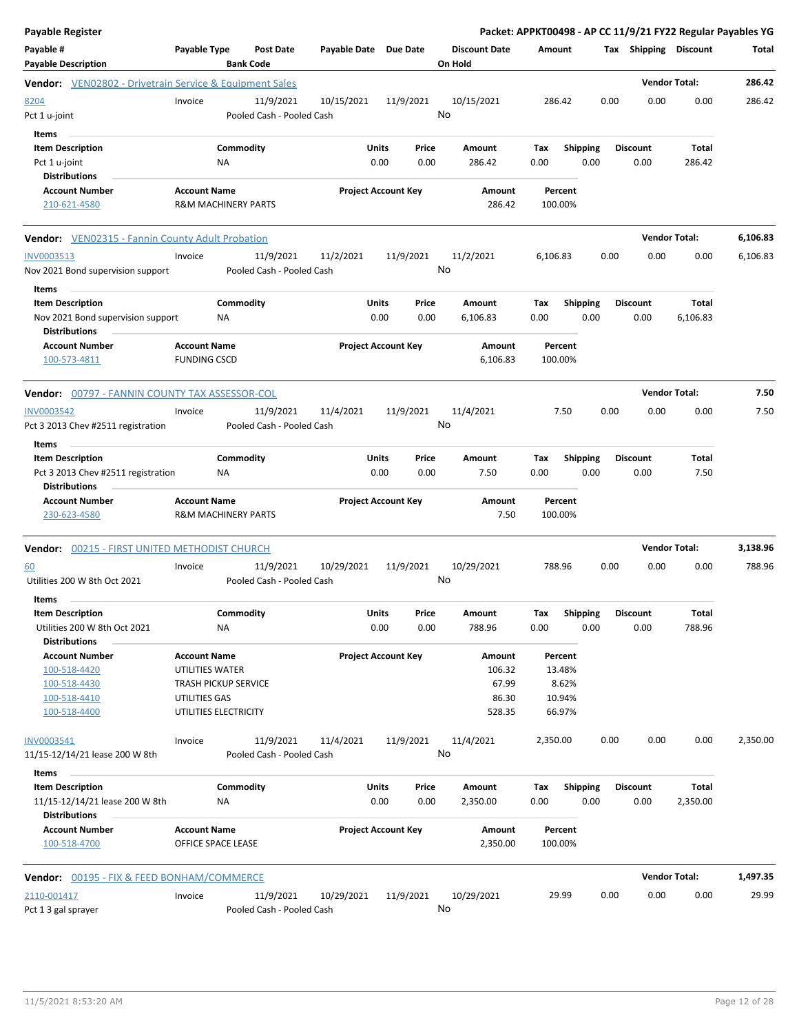**Payable Register** — **Packet: APPKT00498 - AP CC 11/9/21 FY22 Regular Payables YG**

| Payable # / Payable Description | Payable Type | Post Date / Bank Code | Payable Date | Due Date | Discount Date / On Hold | Amount | Tax | Shipping | Discount | Total |
|---|---|---|---|---|---|---|---|---|---|---|

**Vendor: VEN02802 - Drivetrain Service & Equipment Sales** — Vendor Total: **286.42**

| Payable # | Payable Type | Post Date | Payable Date | Due Date | Discount Date | Amount | Tax | Shipping | Discount | Total |
|---|---|---|---|---|---|---|---|---|---|---|
| 8204 | Invoice | 11/9/2021 | 10/15/2021 | 11/9/2021 | 10/15/2021 | 286.42 | 0.00 | 0.00 | 0.00 | 286.42 |
| Pct 1 u-joint | | Pooled Cash - Pooled Cash | | | No | | | | | |

**Items**

| Item Description | Commodity | Units | Price | Amount | Tax | Shipping | Discount | Total |
|---|---|---|---|---|---|---|---|---|
| Pct 1 u-joint | NA | 0.00 | 0.00 | 286.42 | 0.00 | 0.00 | 0.00 | 286.42 |

**Distributions**

| Account Number | Account Name | Project Account Key | Amount | Percent |
|---|---|---|---|---|
| 210-621-4580 | R&M MACHINERY PARTS | | 286.42 | 100.00% |

**Vendor: VEN02315 - Fannin County Adult Probation** — Vendor Total: **6,106.83**

| Payable # | Payable Type | Post Date | Payable Date | Due Date | Discount Date | Amount | Tax | Shipping | Discount | Total |
|---|---|---|---|---|---|---|---|---|---|---|
| INV0003513 | Invoice | 11/9/2021 | 11/2/2021 | 11/9/2021 | 11/2/2021 | 6,106.83 | 0.00 | 0.00 | 0.00 | 6,106.83 |
| Nov 2021 Bond supervision support | | Pooled Cash - Pooled Cash | | | No | | | | | |

**Items**

| Item Description | Commodity | Units | Price | Amount | Tax | Shipping | Discount | Total |
|---|---|---|---|---|---|---|---|---|
| Nov 2021 Bond supervision support | NA | 0.00 | 0.00 | 6,106.83 | 0.00 | 0.00 | 0.00 | 6,106.83 |

**Distributions**

| Account Number | Account Name | Project Account Key | Amount | Percent |
|---|---|---|---|---|
| 100-573-4811 | FUNDING CSCD | | 6,106.83 | 100.00% |

**Vendor: 00797 - FANNIN COUNTY TAX ASSESSOR-COL** — Vendor Total: **7.50**

| Payable # | Payable Type | Post Date | Payable Date | Due Date | Discount Date | Amount | Tax | Shipping | Discount | Total |
|---|---|---|---|---|---|---|---|---|---|---|
| INV0003542 | Invoice | 11/9/2021 | 11/4/2021 | 11/9/2021 | 11/4/2021 | 7.50 | 0.00 | 0.00 | 0.00 | 7.50 |
| Pct 3 2013 Chev #2511 registration | | Pooled Cash - Pooled Cash | | | No | | | | | |

**Items**

| Item Description | Commodity | Units | Price | Amount | Tax | Shipping | Discount | Total |
|---|---|---|---|---|---|---|---|---|
| Pct 3 2013 Chev #2511 registration | NA | 0.00 | 0.00 | 7.50 | 0.00 | 0.00 | 0.00 | 7.50 |

**Distributions**

| Account Number | Account Name | Project Account Key | Amount | Percent |
|---|---|---|---|---|
| 230-623-4580 | R&M MACHINERY PARTS | | 7.50 | 100.00% |

**Vendor: 00215 - FIRST UNITED METHODIST CHURCH** — Vendor Total: **3,138.96**

| Payable # | Payable Type | Post Date | Payable Date | Due Date | Discount Date | Amount | Tax | Shipping | Discount | Total |
|---|---|---|---|---|---|---|---|---|---|---|
| 60 | Invoice | 11/9/2021 | 10/29/2021 | 11/9/2021 | 10/29/2021 | 788.96 | 0.00 | 0.00 | 0.00 | 788.96 |
| Utilities 200 W 8th Oct 2021 | | Pooled Cash - Pooled Cash | | | No | | | | | |

**Items**

| Item Description | Commodity | Units | Price | Amount | Tax | Shipping | Discount | Total |
|---|---|---|---|---|---|---|---|---|
| Utilities 200 W 8th Oct 2021 | NA | 0.00 | 0.00 | 788.96 | 0.00 | 0.00 | 0.00 | 788.96 |

**Distributions**

| Account Number | Account Name | Project Account Key | Amount | Percent |
|---|---|---|---|---|
| 100-518-4420 | UTILITIES WATER | | 106.32 | 13.48% |
| 100-518-4430 | TRASH PICKUP SERVICE | | 67.99 | 8.62% |
| 100-518-4410 | UTILITIES GAS | | 86.30 | 10.94% |
| 100-518-4400 | UTILITIES ELECTRICITY | | 528.35 | 66.97% |

| Payable # | Payable Type | Post Date | Payable Date | Due Date | Discount Date | Amount | Tax | Shipping | Discount | Total |
|---|---|---|---|---|---|---|---|---|---|---|
| INV0003541 | Invoice | 11/9/2021 | 11/4/2021 | 11/9/2021 | 11/4/2021 | 2,350.00 | 0.00 | 0.00 | 0.00 | 2,350.00 |
| 11/15-12/14/21 lease 200 W 8th | | Pooled Cash - Pooled Cash | | | No | | | | | |

**Items**

| Item Description | Commodity | Units | Price | Amount | Tax | Shipping | Discount | Total |
|---|---|---|---|---|---|---|---|---|
| 11/15-12/14/21 lease 200 W 8th | NA | 0.00 | 0.00 | 2,350.00 | 0.00 | 0.00 | 0.00 | 2,350.00 |

**Distributions**

| Account Number | Account Name | Project Account Key | Amount | Percent |
|---|---|---|---|---|
| 100-518-4700 | OFFICE SPACE LEASE | | 2,350.00 | 100.00% |

**Vendor: 00195 - FIX & FEED BONHAM/COMMERCE** — Vendor Total: **1,497.35**

| Payable # | Payable Type | Post Date | Payable Date | Due Date | Discount Date | Amount | Tax | Shipping | Discount | Total |
|---|---|---|---|---|---|---|---|---|---|---|
| 2110-001417 | Invoice | 11/9/2021 | 10/29/2021 | 11/9/2021 | 10/29/2021 | 29.99 | 0.00 | 0.00 | 0.00 | 29.99 |
| Pct 1 3 gal sprayer | | Pooled Cash - Pooled Cash | | | No | | | | | |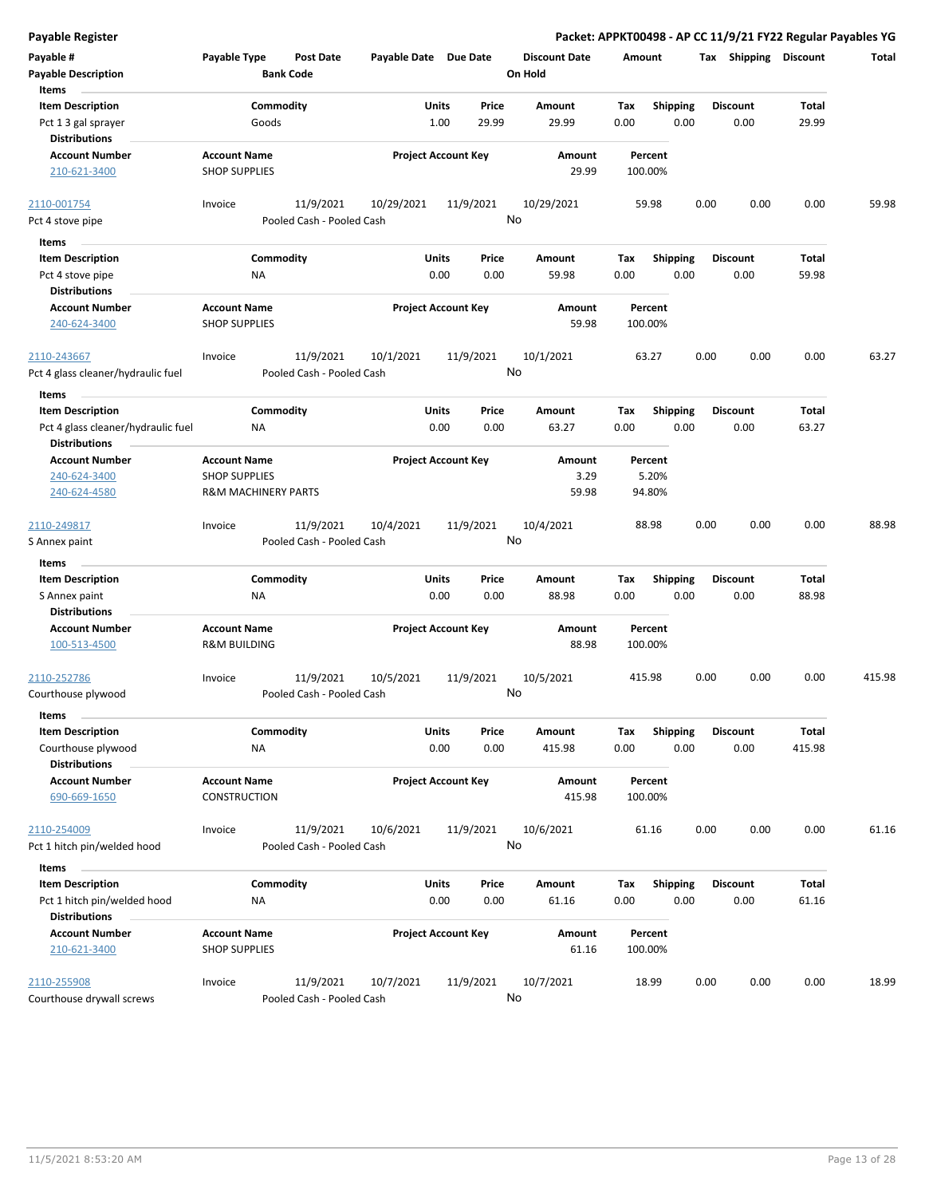**Payable Register** — Packet: APPKT00498 - AP CC 11/9/21 FY22 Regular Payables YG

| Payable # / Payable Description | Payable Type | Post Date / Bank Code | Payable Date | Due Date | Discount Date / On Hold | Amount | Tax | Shipping | Discount | Total |
|---|---|---|---|---|---|---|---|---|---|---|

**Items**

| Item Description | Commodity | Units | Price | Amount | Tax | Shipping | Discount | Total |
|---|---|---|---|---|---|---|---|---|
| Pct 1 3 gal sprayer | Goods | 1.00 | 29.99 | 29.99 | 0.00 | 0.00 | 0.00 | 29.99 |

**Distributions**

| Account Number | Account Name | Project Account Key | Amount | Percent |
|---|---|---|---|---|
| 210-621-3400 | SHOP SUPPLIES | | 29.99 | 100.00% |

---

| 2110-001754 | Invoice | 11/9/2021 | 10/29/2021 | 11/9/2021 | 10/29/2021 | 59.98 | 0.00 | 0.00 | 0.00 | 59.98 |
|---|---|---|---|---|---|---|---|---|---|---|
| Pct 4 stove pipe | | Pooled Cash - Pooled Cash | | | No | | | | | |

**Items**

| Item Description | Commodity | Units | Price | Amount | Tax | Shipping | Discount | Total |
|---|---|---|---|---|---|---|---|---|
| Pct 4 stove pipe | NA | 0.00 | 0.00 | 59.98 | 0.00 | 0.00 | 0.00 | 59.98 |

**Distributions**

| Account Number | Account Name | Project Account Key | Amount | Percent |
|---|---|---|---|---|
| 240-624-3400 | SHOP SUPPLIES | | 59.98 | 100.00% |

---

| 2110-243667 | Invoice | 11/9/2021 | 10/1/2021 | 11/9/2021 | 10/1/2021 | 63.27 | 0.00 | 0.00 | 0.00 | 63.27 |
|---|---|---|---|---|---|---|---|---|---|---|
| Pct 4 glass cleaner/hydraulic fuel | | Pooled Cash - Pooled Cash | | | No | | | | | |

**Items**

| Item Description | Commodity | Units | Price | Amount | Tax | Shipping | Discount | Total |
|---|---|---|---|---|---|---|---|---|
| Pct 4 glass cleaner/hydraulic fuel | NA | 0.00 | 0.00 | 63.27 | 0.00 | 0.00 | 0.00 | 63.27 |

**Distributions**

| Account Number | Account Name | Project Account Key | Amount | Percent |
|---|---|---|---|---|
| 240-624-3400 | SHOP SUPPLIES | | 3.29 | 5.20% |
| 240-624-4580 | R&M MACHINERY PARTS | | 59.98 | 94.80% |

---

| 2110-249817 | Invoice | 11/9/2021 | 10/4/2021 | 11/9/2021 | 10/4/2021 | 88.98 | 0.00 | 0.00 | 0.00 | 88.98 |
|---|---|---|---|---|---|---|---|---|---|---|
| S Annex paint | | Pooled Cash - Pooled Cash | | | No | | | | | |

**Items**

| Item Description | Commodity | Units | Price | Amount | Tax | Shipping | Discount | Total |
|---|---|---|---|---|---|---|---|---|
| S Annex paint | NA | 0.00 | 0.00 | 88.98 | 0.00 | 0.00 | 0.00 | 88.98 |

**Distributions**

| Account Number | Account Name | Project Account Key | Amount | Percent |
|---|---|---|---|---|
| 100-513-4500 | R&M BUILDING | | 88.98 | 100.00% |

---

| 2110-252786 | Invoice | 11/9/2021 | 10/5/2021 | 11/9/2021 | 10/5/2021 | 415.98 | 0.00 | 0.00 | 0.00 | 415.98 |
|---|---|---|---|---|---|---|---|---|---|---|
| Courthouse plywood | | Pooled Cash - Pooled Cash | | | No | | | | | |

**Items**

| Item Description | Commodity | Units | Price | Amount | Tax | Shipping | Discount | Total |
|---|---|---|---|---|---|---|---|---|
| Courthouse plywood | NA | 0.00 | 0.00 | 415.98 | 0.00 | 0.00 | 0.00 | 415.98 |

**Distributions**

| Account Number | Account Name | Project Account Key | Amount | Percent |
|---|---|---|---|---|
| 690-669-1650 | CONSTRUCTION | | 415.98 | 100.00% |

---

| 2110-254009 | Invoice | 11/9/2021 | 10/6/2021 | 11/9/2021 | 10/6/2021 | 61.16 | 0.00 | 0.00 | 0.00 | 61.16 |
|---|---|---|---|---|---|---|---|---|---|---|
| Pct 1 hitch pin/welded hood | | Pooled Cash - Pooled Cash | | | No | | | | | |

**Items**

| Item Description | Commodity | Units | Price | Amount | Tax | Shipping | Discount | Total |
|---|---|---|---|---|---|---|---|---|
| Pct 1 hitch pin/welded hood | NA | 0.00 | 0.00 | 61.16 | 0.00 | 0.00 | 0.00 | 61.16 |

**Distributions**

| Account Number | Account Name | Project Account Key | Amount | Percent |
|---|---|---|---|---|
| 210-621-3400 | SHOP SUPPLIES | | 61.16 | 100.00% |

---

| 2110-255908 | Invoice | 11/9/2021 | 10/7/2021 | 11/9/2021 | 10/7/2021 | 18.99 | 0.00 | 0.00 | 0.00 | 18.99 |
|---|---|---|---|---|---|---|---|---|---|---|
| Courthouse drywall screws | | Pooled Cash - Pooled Cash | | | No | | | | | |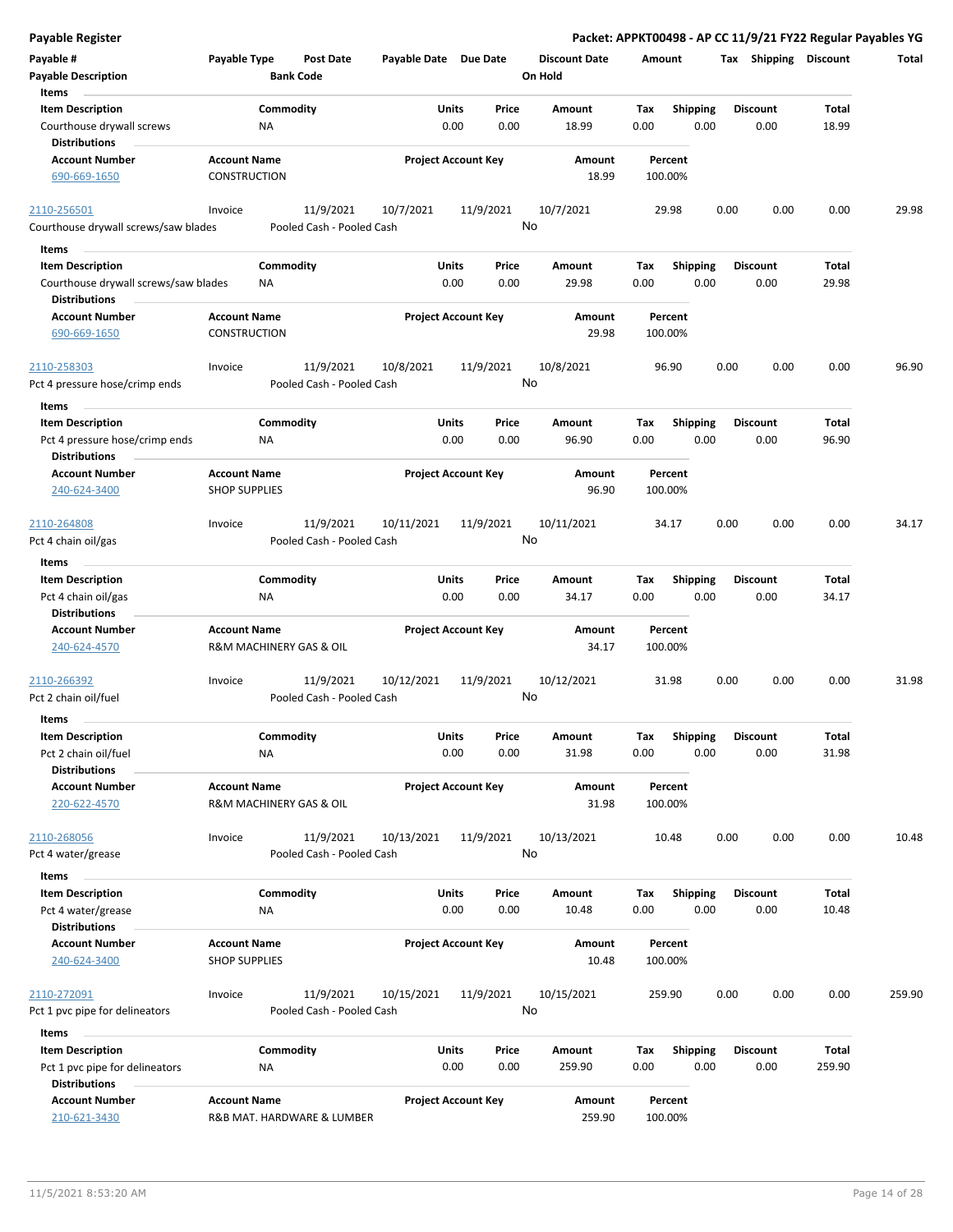**Payable Register** — **Packet: APPKT00498 - AP CC 11/9/21 FY22 Regular Payables YG**

| Payable # | Payable Type | Post Date | Payable Date | Due Date | Discount Date | Amount | Tax | Shipping | Discount | Total |
|---|---|---|---|---|---|---|---|---|---|---|
| **Payable Description** | | **Bank Code** | | | **On Hold** | | | | | |

**Items**

| Item Description | Commodity | Units | Price | Amount | Tax | Shipping | Discount | Total |
|---|---|---|---|---|---|---|---|---|
| Courthouse drywall screws | NA | 0.00 | 0.00 | 18.99 | 0.00 | 0.00 | 0.00 | 18.99 |

**Distributions**

| Account Number | Account Name | Project Account Key | Amount | Percent |
|---|---|---|---|---|
| 690-669-1650 | CONSTRUCTION | | 18.99 | 100.00% |

---

| Payable # | Payable Type | Post Date | Payable Date | Due Date | Discount Date | Amount | Tax | Shipping | Discount | Total |
|---|---|---|---|---|---|---|---|---|---|---|
| 2110-256501 | Invoice | 11/9/2021 | 10/7/2021 | 11/9/2021 | 10/7/2021 | 29.98 | 0.00 | 0.00 | 0.00 | 29.98 |
| Courthouse drywall screws/saw blades | | Pooled Cash - Pooled Cash | | | No | | | | | |

**Items**

| Item Description | Commodity | Units | Price | Amount | Tax | Shipping | Discount | Total |
|---|---|---|---|---|---|---|---|---|
| Courthouse drywall screws/saw blades | NA | 0.00 | 0.00 | 29.98 | 0.00 | 0.00 | 0.00 | 29.98 |

**Distributions**

| Account Number | Account Name | Project Account Key | Amount | Percent |
|---|---|---|---|---|
| 690-669-1650 | CONSTRUCTION | | 29.98 | 100.00% |

---

| Payable # | Payable Type | Post Date | Payable Date | Due Date | Discount Date | Amount | Tax | Shipping | Discount | Total |
|---|---|---|---|---|---|---|---|---|---|---|
| 2110-258303 | Invoice | 11/9/2021 | 10/8/2021 | 11/9/2021 | 10/8/2021 | 96.90 | 0.00 | 0.00 | 0.00 | 96.90 |
| Pct 4 pressure hose/crimp ends | | Pooled Cash - Pooled Cash | | | No | | | | | |

**Items**

| Item Description | Commodity | Units | Price | Amount | Tax | Shipping | Discount | Total |
|---|---|---|---|---|---|---|---|---|
| Pct 4 pressure hose/crimp ends | NA | 0.00 | 0.00 | 96.90 | 0.00 | 0.00 | 0.00 | 96.90 |

**Distributions**

| Account Number | Account Name | Project Account Key | Amount | Percent |
|---|---|---|---|---|
| 240-624-3400 | SHOP SUPPLIES | | 96.90 | 100.00% |

---

| Payable # | Payable Type | Post Date | Payable Date | Due Date | Discount Date | Amount | Tax | Shipping | Discount | Total |
|---|---|---|---|---|---|---|---|---|---|---|
| 2110-264808 | Invoice | 11/9/2021 | 10/11/2021 | 11/9/2021 | 10/11/2021 | 34.17 | 0.00 | 0.00 | 0.00 | 34.17 |
| Pct 4 chain oil/gas | | Pooled Cash - Pooled Cash | | | No | | | | | |

**Items**

| Item Description | Commodity | Units | Price | Amount | Tax | Shipping | Discount | Total |
|---|---|---|---|---|---|---|---|---|
| Pct 4 chain oil/gas | NA | 0.00 | 0.00 | 34.17 | 0.00 | 0.00 | 0.00 | 34.17 |

**Distributions**

| Account Number | Account Name | Project Account Key | Amount | Percent |
|---|---|---|---|---|
| 240-624-4570 | R&M MACHINERY GAS & OIL | | 34.17 | 100.00% |

---

| Payable # | Payable Type | Post Date | Payable Date | Due Date | Discount Date | Amount | Tax | Shipping | Discount | Total |
|---|---|---|---|---|---|---|---|---|---|---|
| 2110-266392 | Invoice | 11/9/2021 | 10/12/2021 | 11/9/2021 | 10/12/2021 | 31.98 | 0.00 | 0.00 | 0.00 | 31.98 |
| Pct 2 chain oil/fuel | | Pooled Cash - Pooled Cash | | | No | | | | | |

**Items**

| Item Description | Commodity | Units | Price | Amount | Tax | Shipping | Discount | Total |
|---|---|---|---|---|---|---|---|---|
| Pct 2 chain oil/fuel | NA | 0.00 | 0.00 | 31.98 | 0.00 | 0.00 | 0.00 | 31.98 |

**Distributions**

| Account Number | Account Name | Project Account Key | Amount | Percent |
|---|---|---|---|---|
| 220-622-4570 | R&M MACHINERY GAS & OIL | | 31.98 | 100.00% |

---

| Payable # | Payable Type | Post Date | Payable Date | Due Date | Discount Date | Amount | Tax | Shipping | Discount | Total |
|---|---|---|---|---|---|---|---|---|---|---|
| 2110-268056 | Invoice | 11/9/2021 | 10/13/2021 | 11/9/2021 | 10/13/2021 | 10.48 | 0.00 | 0.00 | 0.00 | 10.48 |
| Pct 4 water/grease | | Pooled Cash - Pooled Cash | | | No | | | | | |

**Items**

| Item Description | Commodity | Units | Price | Amount | Tax | Shipping | Discount | Total |
|---|---|---|---|---|---|---|---|---|
| Pct 4 water/grease | NA | 0.00 | 0.00 | 10.48 | 0.00 | 0.00 | 0.00 | 10.48 |

**Distributions**

| Account Number | Account Name | Project Account Key | Amount | Percent |
|---|---|---|---|---|
| 240-624-3400 | SHOP SUPPLIES | | 10.48 | 100.00% |

---

| Payable # | Payable Type | Post Date | Payable Date | Due Date | Discount Date | Amount | Tax | Shipping | Discount | Total |
|---|---|---|---|---|---|---|---|---|---|---|
| 2110-272091 | Invoice | 11/9/2021 | 10/15/2021 | 11/9/2021 | 10/15/2021 | 259.90 | 0.00 | 0.00 | 0.00 | 259.90 |
| Pct 1 pvc pipe for delineators | | Pooled Cash - Pooled Cash | | | No | | | | | |

**Items**

| Item Description | Commodity | Units | Price | Amount | Tax | Shipping | Discount | Total |
|---|---|---|---|---|---|---|---|---|
| Pct 1 pvc pipe for delineators | NA | 0.00 | 0.00 | 259.90 | 0.00 | 0.00 | 0.00 | 259.90 |

**Distributions**

| Account Number | Account Name | Project Account Key | Amount | Percent |
|---|---|---|---|---|
| 210-621-3430 | R&B MAT. HARDWARE & LUMBER | | 259.90 | 100.00% |

11/5/2021 8:53:20 AM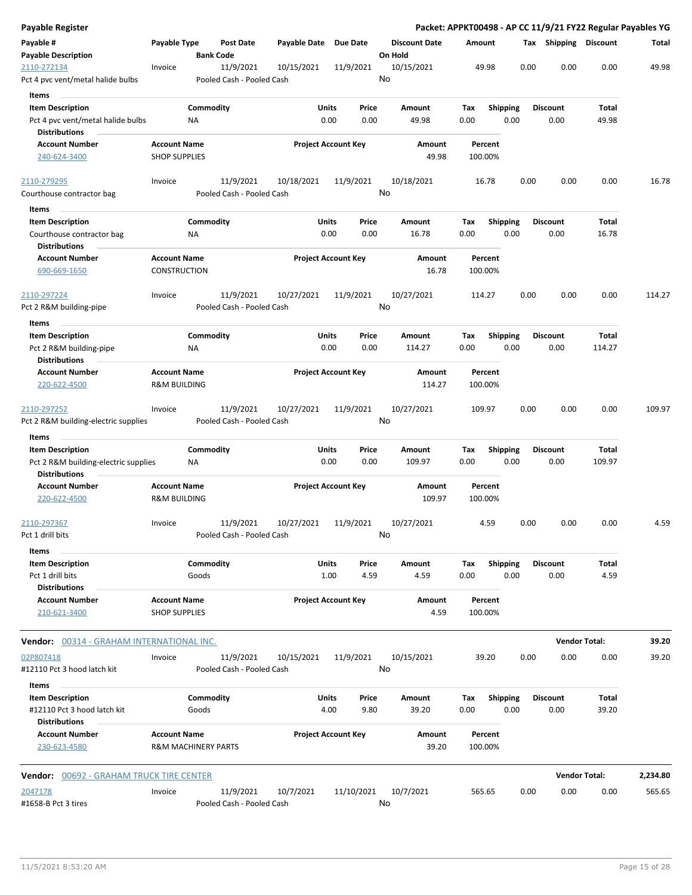**Payable Register** — **Packet: APPKT00498 - AP CC 11/9/21 FY22 Regular Payables YG**

| Payable # / Payable Description | Payable Type | Post Date / Bank Code | Payable Date | Due Date | Discount Date / On Hold | Amount | Tax | Shipping | Discount | Total |
|---|---|---|---|---|---|---|---|---|---|---|
| 2110-272134 | Invoice | 11/9/2021 | 10/15/2021 | 11/9/2021 | 10/15/2021 | 49.98 | 0.00 | 0.00 | 0.00 | 49.98 |
| Pct 4 pvc vent/metal halide bulbs | | Pooled Cash - Pooled Cash | | | No | | | | | |

**Items**

| Item Description | Commodity | Units | Price | Amount | Tax | Shipping | Discount | Total |
|---|---|---|---|---|---|---|---|---|
| Pct 4 pvc vent/metal halide bulbs | NA | 0.00 | 0.00 | 49.98 | 0.00 | 0.00 | 0.00 | 49.98 |

**Distributions**

| Account Number | Account Name | Project Account Key | Amount | Percent |
|---|---|---|---|---|
| 240-624-3400 | SHOP SUPPLIES | | 49.98 | 100.00% |

| Payable # / Payable Description | Payable Type | Post Date / Bank Code | Payable Date | Due Date | Discount Date / On Hold | Amount | Tax | Shipping | Discount | Total |
|---|---|---|---|---|---|---|---|---|---|---|
| 2110-279295 | Invoice | 11/9/2021 | 10/18/2021 | 11/9/2021 | 10/18/2021 | 16.78 | 0.00 | 0.00 | 0.00 | 16.78 |
| Courthouse contractor bag | | Pooled Cash - Pooled Cash | | | No | | | | | |

**Items**

| Item Description | Commodity | Units | Price | Amount | Tax | Shipping | Discount | Total |
|---|---|---|---|---|---|---|---|---|
| Courthouse contractor bag | NA | 0.00 | 0.00 | 16.78 | 0.00 | 0.00 | 0.00 | 16.78 |

**Distributions**

| Account Number | Account Name | Project Account Key | Amount | Percent |
|---|---|---|---|---|
| 690-669-1650 | CONSTRUCTION | | 16.78 | 100.00% |

| Payable # / Payable Description | Payable Type | Post Date / Bank Code | Payable Date | Due Date | Discount Date / On Hold | Amount | Tax | Shipping | Discount | Total |
|---|---|---|---|---|---|---|---|---|---|---|
| 2110-297224 | Invoice | 11/9/2021 | 10/27/2021 | 11/9/2021 | 10/27/2021 | 114.27 | 0.00 | 0.00 | 0.00 | 114.27 |
| Pct 2 R&M building-pipe | | Pooled Cash - Pooled Cash | | | No | | | | | |

**Items**

| Item Description | Commodity | Units | Price | Amount | Tax | Shipping | Discount | Total |
|---|---|---|---|---|---|---|---|---|
| Pct 2 R&M building-pipe | NA | 0.00 | 0.00 | 114.27 | 0.00 | 0.00 | 0.00 | 114.27 |

**Distributions**

| Account Number | Account Name | Project Account Key | Amount | Percent |
|---|---|---|---|---|
| 220-622-4500 | R&M BUILDING | | 114.27 | 100.00% |

| Payable # / Payable Description | Payable Type | Post Date / Bank Code | Payable Date | Due Date | Discount Date / On Hold | Amount | Tax | Shipping | Discount | Total |
|---|---|---|---|---|---|---|---|---|---|---|
| 2110-297252 | Invoice | 11/9/2021 | 10/27/2021 | 11/9/2021 | 10/27/2021 | 109.97 | 0.00 | 0.00 | 0.00 | 109.97 |
| Pct 2 R&M building-electric supplies | | Pooled Cash - Pooled Cash | | | No | | | | | |

**Items**

| Item Description | Commodity | Units | Price | Amount | Tax | Shipping | Discount | Total |
|---|---|---|---|---|---|---|---|---|
| Pct 2 R&M building-electric supplies | NA | 0.00 | 0.00 | 109.97 | 0.00 | 0.00 | 0.00 | 109.97 |

**Distributions**

| Account Number | Account Name | Project Account Key | Amount | Percent |
|---|---|---|---|---|
| 220-622-4500 | R&M BUILDING | | 109.97 | 100.00% |

| Payable # / Payable Description | Payable Type | Post Date / Bank Code | Payable Date | Due Date | Discount Date / On Hold | Amount | Tax | Shipping | Discount | Total |
|---|---|---|---|---|---|---|---|---|---|---|
| 2110-297367 | Invoice | 11/9/2021 | 10/27/2021 | 11/9/2021 | 10/27/2021 | 4.59 | 0.00 | 0.00 | 0.00 | 4.59 |
| Pct 1 drill bits | | Pooled Cash - Pooled Cash | | | No | | | | | |

**Items**

| Item Description | Commodity | Units | Price | Amount | Tax | Shipping | Discount | Total |
|---|---|---|---|---|---|---|---|---|
| Pct 1 drill bits | Goods | 1.00 | 4.59 | 4.59 | 0.00 | 0.00 | 0.00 | 4.59 |

**Distributions**

| Account Number | Account Name | Project Account Key | Amount | Percent |
|---|---|---|---|---|
| 210-621-3400 | SHOP SUPPLIES | | 4.59 | 100.00% |

**Vendor: 00314 - GRAHAM INTERNATIONAL INC.** — **Vendor Total: 39.20**

| Payable # / Payable Description | Payable Type | Post Date / Bank Code | Payable Date | Due Date | Discount Date / On Hold | Amount | Tax | Shipping | Discount | Total |
|---|---|---|---|---|---|---|---|---|---|---|
| 02P807418 | Invoice | 11/9/2021 | 10/15/2021 | 11/9/2021 | 10/15/2021 | 39.20 | 0.00 | 0.00 | 0.00 | 39.20 |
| #12110 Pct 3 hood latch kit | | Pooled Cash - Pooled Cash | | | No | | | | | |

**Items**

| Item Description | Commodity | Units | Price | Amount | Tax | Shipping | Discount | Total |
|---|---|---|---|---|---|---|---|---|
| #12110 Pct 3 hood latch kit | Goods | 4.00 | 9.80 | 39.20 | 0.00 | 0.00 | 0.00 | 39.20 |

**Distributions**

| Account Number | Account Name | Project Account Key | Amount | Percent |
|---|---|---|---|---|
| 230-623-4580 | R&M MACHINERY PARTS | | 39.20 | 100.00% |

**Vendor: 00692 - GRAHAM TRUCK TIRE CENTER** — **Vendor Total: 2,234.80**

| Payable # / Payable Description | Payable Type | Post Date / Bank Code | Payable Date | Due Date | Discount Date / On Hold | Amount | Tax | Shipping | Discount | Total |
|---|---|---|---|---|---|---|---|---|---|---|
| 2047178 | Invoice | 11/9/2021 | 10/7/2021 | 11/10/2021 | 10/7/2021 | 565.65 | 0.00 | 0.00 | 0.00 | 565.65 |
| #1658-B Pct 3 tires | | Pooled Cash - Pooled Cash | | | No | | | | | |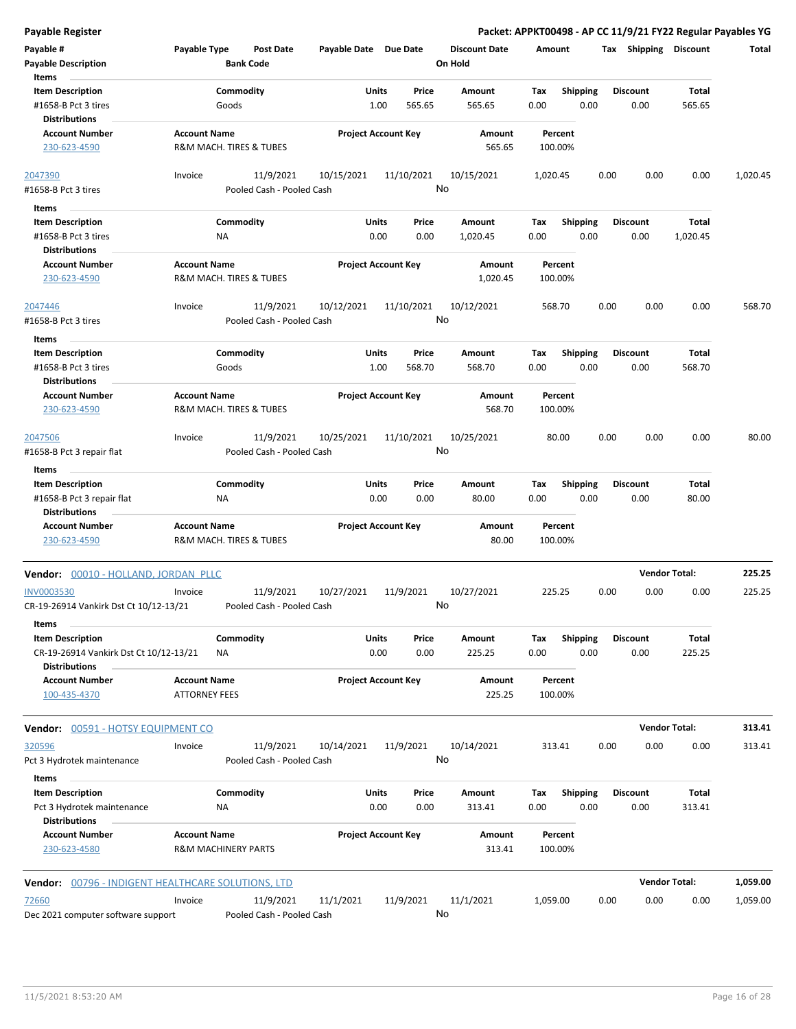**Payable Register** — Packet: APPKT00498 - AP CC 11/9/21 FY22 Regular Payables YG

| Payable # | Payable Type | Post Date | Payable Date | Due Date | Discount Date | Amount | Tax | Shipping | Discount | Total |
|---|---|---|---|---|---|---|---|---|---|---|
| Payable Description | | Bank Code | | | On Hold | | | | | |

**Items**

| Item Description | Commodity | Units | Price | Amount | Tax | Shipping | Discount | Total |
|---|---|---|---|---|---|---|---|---|
| #1658-B Pct 3 tires | Goods | 1.00 | 565.65 | 565.65 | 0.00 | 0.00 | 0.00 | 565.65 |

**Distributions**

| Account Number | Account Name | Project Account Key | Amount | Percent |
|---|---|---|---|---|
| 230-623-4590 | R&M MACH. TIRES & TUBES | | 565.65 | 100.00% |

| Payable # | Payable Type | Post Date | Payable Date | Due Date | Discount Date | Amount | Tax | Shipping | Discount | Total |
|---|---|---|---|---|---|---|---|---|---|---|
| 2047390 | Invoice | 11/9/2021 | 10/15/2021 | 11/10/2021 | 10/15/2021 | 1,020.45 | 0.00 | 0.00 | 0.00 | 1,020.45 |
| #1658-B Pct 3 tires | | Pooled Cash - Pooled Cash | | | No | | | | | |

**Items**

| Item Description | Commodity | Units | Price | Amount | Tax | Shipping | Discount | Total |
|---|---|---|---|---|---|---|---|---|
| #1658-B Pct 3 tires | NA | 0.00 | 0.00 | 1,020.45 | 0.00 | 0.00 | 0.00 | 1,020.45 |

**Distributions**

| Account Number | Account Name | Project Account Key | Amount | Percent |
|---|---|---|---|---|
| 230-623-4590 | R&M MACH. TIRES & TUBES | | 1,020.45 | 100.00% |

| Payable # | Payable Type | Post Date | Payable Date | Due Date | Discount Date | Amount | Tax | Shipping | Discount | Total |
|---|---|---|---|---|---|---|---|---|---|---|
| 2047446 | Invoice | 11/9/2021 | 10/12/2021 | 11/10/2021 | 10/12/2021 | 568.70 | 0.00 | 0.00 | 0.00 | 568.70 |
| #1658-B Pct 3 tires | | Pooled Cash - Pooled Cash | | | No | | | | | |

**Items**

| Item Description | Commodity | Units | Price | Amount | Tax | Shipping | Discount | Total |
|---|---|---|---|---|---|---|---|---|
| #1658-B Pct 3 tires | Goods | 1.00 | 568.70 | 568.70 | 0.00 | 0.00 | 0.00 | 568.70 |

**Distributions**

| Account Number | Account Name | Project Account Key | Amount | Percent |
|---|---|---|---|---|
| 230-623-4590 | R&M MACH. TIRES & TUBES | | 568.70 | 100.00% |

| Payable # | Payable Type | Post Date | Payable Date | Due Date | Discount Date | Amount | Tax | Shipping | Discount | Total |
|---|---|---|---|---|---|---|---|---|---|---|
| 2047506 | Invoice | 11/9/2021 | 10/25/2021 | 11/10/2021 | 10/25/2021 | 80.00 | 0.00 | 0.00 | 0.00 | 80.00 |
| #1658-B Pct 3 repair flat | | Pooled Cash - Pooled Cash | | | No | | | | | |

**Items**

| Item Description | Commodity | Units | Price | Amount | Tax | Shipping | Discount | Total |
|---|---|---|---|---|---|---|---|---|
| #1658-B Pct 3 repair flat | NA | 0.00 | 0.00 | 80.00 | 0.00 | 0.00 | 0.00 | 80.00 |

**Distributions**

| Account Number | Account Name | Project Account Key | Amount | Percent |
|---|---|---|---|---|
| 230-623-4590 | R&M MACH. TIRES & TUBES | | 80.00 | 100.00% |

**Vendor: 00010 - HOLLAND, JORDAN PLLC** — Vendor Total: **225.25**

| Payable # | Payable Type | Post Date | Payable Date | Due Date | Discount Date | Amount | Tax | Shipping | Discount | Total |
|---|---|---|---|---|---|---|---|---|---|---|
| INV0003530 | Invoice | 11/9/2021 | 10/27/2021 | 11/9/2021 | 10/27/2021 | 225.25 | 0.00 | 0.00 | 0.00 | 225.25 |
| CR-19-26914 Vankirk Dst Ct 10/12-13/21 | | Pooled Cash - Pooled Cash | | | No | | | | | |

**Items**

| Item Description | Commodity | Units | Price | Amount | Tax | Shipping | Discount | Total |
|---|---|---|---|---|---|---|---|---|
| CR-19-26914 Vankirk Dst Ct 10/12-13/21 | NA | 0.00 | 0.00 | 225.25 | 0.00 | 0.00 | 0.00 | 225.25 |

**Distributions**

| Account Number | Account Name | Project Account Key | Amount | Percent |
|---|---|---|---|---|
| 100-435-4370 | ATTORNEY FEES | | 225.25 | 100.00% |

**Vendor: 00591 - HOTSY EQUIPMENT CO** — Vendor Total: **313.41**

| Payable # | Payable Type | Post Date | Payable Date | Due Date | Discount Date | Amount | Tax | Shipping | Discount | Total |
|---|---|---|---|---|---|---|---|---|---|---|
| 320596 | Invoice | 11/9/2021 | 10/14/2021 | 11/9/2021 | 10/14/2021 | 313.41 | 0.00 | 0.00 | 0.00 | 313.41 |
| Pct 3 Hydrotek maintenance | | Pooled Cash - Pooled Cash | | | No | | | | | |

**Items**

| Item Description | Commodity | Units | Price | Amount | Tax | Shipping | Discount | Total |
|---|---|---|---|---|---|---|---|---|
| Pct 3 Hydrotek maintenance | NA | 0.00 | 0.00 | 313.41 | 0.00 | 0.00 | 0.00 | 313.41 |

**Distributions**

| Account Number | Account Name | Project Account Key | Amount | Percent |
|---|---|---|---|---|
| 230-623-4580 | R&M MACHINERY PARTS | | 313.41 | 100.00% |

**Vendor: 00796 - INDIGENT HEALTHCARE SOLUTIONS, LTD** — Vendor Total: **1,059.00**

| Payable # | Payable Type | Post Date | Payable Date | Due Date | Discount Date | Amount | Tax | Shipping | Discount | Total |
|---|---|---|---|---|---|---|---|---|---|---|
| 72660 | Invoice | 11/9/2021 | 11/1/2021 | 11/9/2021 | 11/1/2021 | 1,059.00 | 0.00 | 0.00 | 0.00 | 1,059.00 |
| Dec 2021 computer software support | | Pooled Cash - Pooled Cash | | | No | | | | | |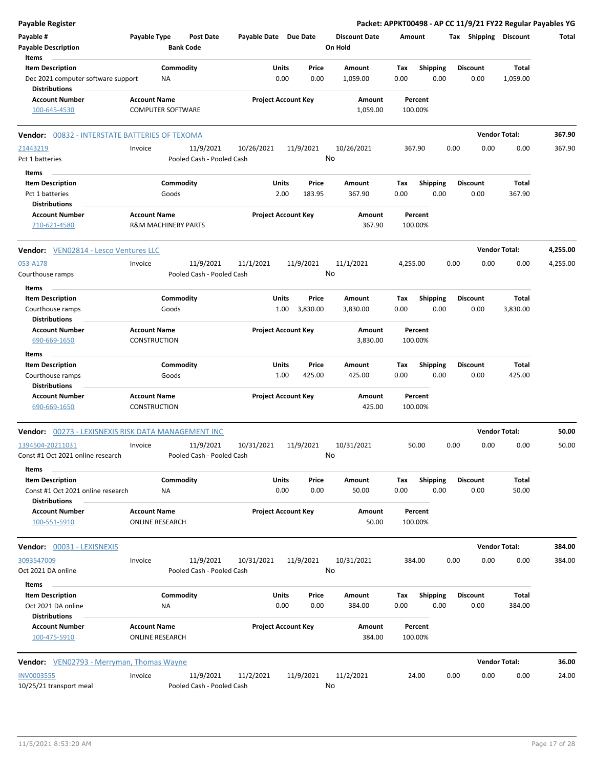**Payable Register** — **Packet: APPKT00498 - AP CC 11/9/21 FY22 Regular Payables YG**

| Payable # | Payable Type | Post Date | Payable Date | Due Date | Discount Date | Amount | Tax | Shipping | Discount | Total |
|---|---|---|---|---|---|---|---|---|---|---|
| Payable Description | | Bank Code | | | On Hold | | | | | |

**Items**

| Item Description | Commodity | Units | Price | Amount | Tax | Shipping | Discount | Total |
|---|---|---|---|---|---|---|---|---|
| Dec 2021 computer software support | NA | 0.00 | 0.00 | 1,059.00 | 0.00 | 0.00 | 0.00 | 1,059.00 |

**Distributions**

| Account Number | Account Name | Project Account Key | Amount | Percent |
|---|---|---|---|---|
| 100-645-4530 | COMPUTER SOFTWARE | | 1,059.00 | 100.00% |

---

**Vendor: 00832 - INTERSTATE BATTERIES OF TEXOMA** — **Vendor Total: 367.90**

| Payable # | Payable Type | Post Date | Payable Date | Due Date | Discount Date | Amount | Tax | Shipping | Discount | Total |
|---|---|---|---|---|---|---|---|---|---|---|
| 21443219 | Invoice | 11/9/2021 | 10/26/2021 | 11/9/2021 | 10/26/2021 | 367.90 | 0.00 | 0.00 | 0.00 | 367.90 |
| Pct 1 batteries | | Pooled Cash - Pooled Cash | | | No | | | | | |

**Items**

| Item Description | Commodity | Units | Price | Amount | Tax | Shipping | Discount | Total |
|---|---|---|---|---|---|---|---|---|
| Pct 1 batteries | Goods | 2.00 | 183.95 | 367.90 | 0.00 | 0.00 | 0.00 | 367.90 |

**Distributions**

| Account Number | Account Name | Project Account Key | Amount | Percent |
|---|---|---|---|---|
| 210-621-4580 | R&M MACHINERY PARTS | | 367.90 | 100.00% |

---

**Vendor: VEN02814 - Lesco Ventures LLC** — **Vendor Total: 4,255.00**

| Payable # | Payable Type | Post Date | Payable Date | Due Date | Discount Date | Amount | Tax | Shipping | Discount | Total |
|---|---|---|---|---|---|---|---|---|---|---|
| 053-A178 | Invoice | 11/9/2021 | 11/1/2021 | 11/9/2021 | 11/1/2021 | 4,255.00 | 0.00 | 0.00 | 0.00 | 4,255.00 |
| Courthouse ramps | | Pooled Cash - Pooled Cash | | | No | | | | | |

**Items**

| Item Description | Commodity | Units | Price | Amount | Tax | Shipping | Discount | Total |
|---|---|---|---|---|---|---|---|---|
| Courthouse ramps | Goods | 1.00 | 3,830.00 | 3,830.00 | 0.00 | 0.00 | 0.00 | 3,830.00 |

**Distributions**

| Account Number | Account Name | Project Account Key | Amount | Percent |
|---|---|---|---|---|
| 690-669-1650 | CONSTRUCTION | | 3,830.00 | 100.00% |

**Items**

| Item Description | Commodity | Units | Price | Amount | Tax | Shipping | Discount | Total |
|---|---|---|---|---|---|---|---|---|
| Courthouse ramps | Goods | 1.00 | 425.00 | 425.00 | 0.00 | 0.00 | 0.00 | 425.00 |

**Distributions**

| Account Number | Account Name | Project Account Key | Amount | Percent |
|---|---|---|---|---|
| 690-669-1650 | CONSTRUCTION | | 425.00 | 100.00% |

---

**Vendor: 00273 - LEXISNEXIS RISK DATA MANAGEMENT INC** — **Vendor Total: 50.00**

| Payable # | Payable Type | Post Date | Payable Date | Due Date | Discount Date | Amount | Tax | Shipping | Discount | Total |
|---|---|---|---|---|---|---|---|---|---|---|
| 1394504-20211031 | Invoice | 11/9/2021 | 10/31/2021 | 11/9/2021 | 10/31/2021 | 50.00 | 0.00 | 0.00 | 0.00 | 50.00 |
| Const #1 Oct 2021 online research | | Pooled Cash - Pooled Cash | | | No | | | | | |

**Items**

| Item Description | Commodity | Units | Price | Amount | Tax | Shipping | Discount | Total |
|---|---|---|---|---|---|---|---|---|
| Const #1 Oct 2021 online research | NA | 0.00 | 0.00 | 50.00 | 0.00 | 0.00 | 0.00 | 50.00 |

**Distributions**

| Account Number | Account Name | Project Account Key | Amount | Percent |
|---|---|---|---|---|
| 100-551-5910 | ONLINE RESEARCH | | 50.00 | 100.00% |

---

**Vendor: 00031 - LEXISNEXIS** — **Vendor Total: 384.00**

| Payable # | Payable Type | Post Date | Payable Date | Due Date | Discount Date | Amount | Tax | Shipping | Discount | Total |
|---|---|---|---|---|---|---|---|---|---|---|
| 3093547009 | Invoice | 11/9/2021 | 10/31/2021 | 11/9/2021 | 10/31/2021 | 384.00 | 0.00 | 0.00 | 0.00 | 384.00 |
| Oct 2021 DA online | | Pooled Cash - Pooled Cash | | | No | | | | | |

**Items**

| Item Description | Commodity | Units | Price | Amount | Tax | Shipping | Discount | Total |
|---|---|---|---|---|---|---|---|---|
| Oct 2021 DA online | NA | 0.00 | 0.00 | 384.00 | 0.00 | 0.00 | 0.00 | 384.00 |

**Distributions**

| Account Number | Account Name | Project Account Key | Amount | Percent |
|---|---|---|---|---|
| 100-475-5910 | ONLINE RESEARCH | | 384.00 | 100.00% |

---

**Vendor: VEN02793 - Merryman, Thomas Wayne** — **Vendor Total: 36.00**

| Payable # | Payable Type | Post Date | Payable Date | Due Date | Discount Date | Amount | Tax | Shipping | Discount | Total |
|---|---|---|---|---|---|---|---|---|---|---|
| INV0003555 | Invoice | 11/9/2021 | 11/2/2021 | 11/9/2021 | 11/2/2021 | 24.00 | 0.00 | 0.00 | 0.00 | 24.00 |
| 10/25/21 transport meal | | Pooled Cash - Pooled Cash | | | No | | | | | |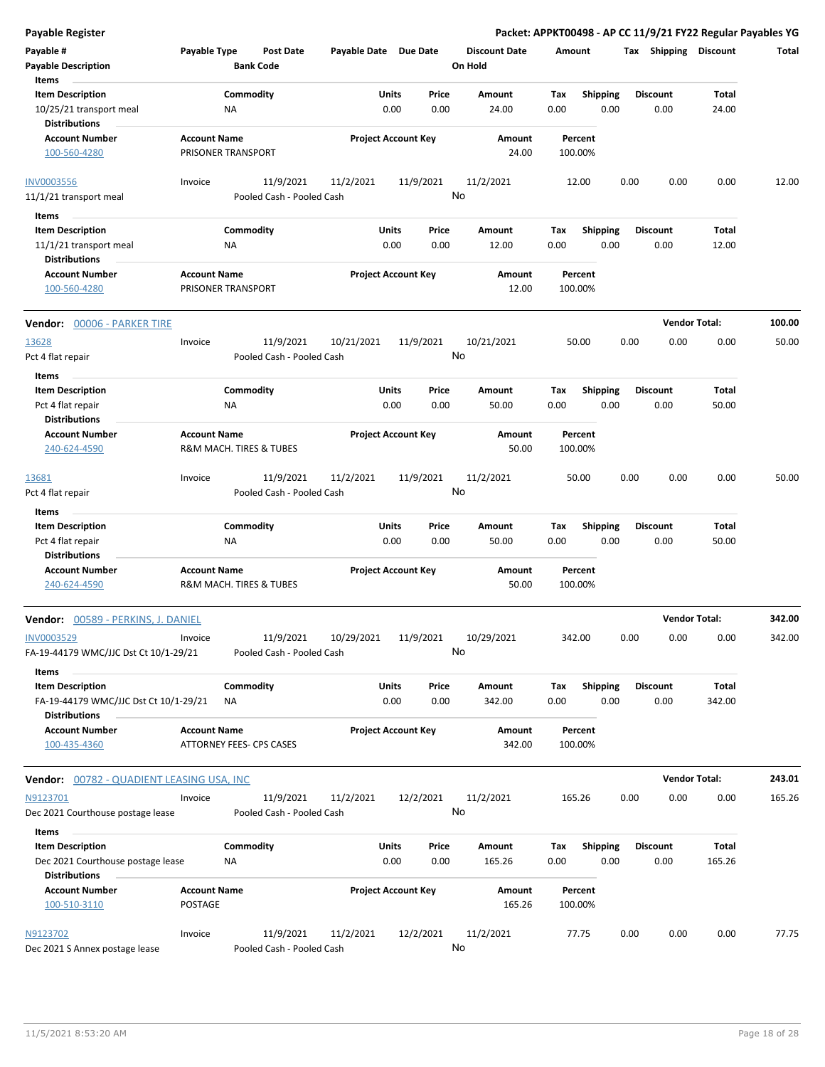# Payable Register

**Packet: APPKT00498 - AP CC 11/9/21 FY22 Regular Payables YG**

| Payable # | Payable Type | Post Date | Payable Date | Due Date | Discount Date | Amount | Tax | Shipping | Discount | Total |
|---|---|---|---|---|---|---|---|---|---|---|
| Payable Description | | Bank Code | | | On Hold | | | | | |

**Items**

| Item Description | Commodity | Units | Price | Amount | Tax | Shipping | Discount | Total |
|---|---|---|---|---|---|---|---|---|
| 10/25/21 transport meal | NA | 0.00 | 0.00 | 24.00 | 0.00 | 0.00 | 0.00 | 24.00 |

**Distributions**

| Account Number | Account Name | Project Account Key | Amount | Percent |
|---|---|---|---|---|
| 100-560-4280 | PRISONER TRANSPORT | | 24.00 | 100.00% |

| Payable # | Payable Type | Post Date | Payable Date | Due Date | Discount Date | Amount | Tax | Shipping | Discount | Total |
|---|---|---|---|---|---|---|---|---|---|---|
| INV0003556 | Invoice | 11/9/2021 | 11/2/2021 | 11/9/2021 | 11/2/2021 | 12.00 | 0.00 | 0.00 | 0.00 | 12.00 |
| 11/1/21 transport meal | | Pooled Cash - Pooled Cash | | | No | | | | | |

**Items**

| Item Description | Commodity | Units | Price | Amount | Tax | Shipping | Discount | Total |
|---|---|---|---|---|---|---|---|---|
| 11/1/21 transport meal | NA | 0.00 | 0.00 | 12.00 | 0.00 | 0.00 | 0.00 | 12.00 |

**Distributions**

| Account Number | Account Name | Project Account Key | Amount | Percent |
|---|---|---|---|---|
| 100-560-4280 | PRISONER TRANSPORT | | 12.00 | 100.00% |

## Vendor: 00006 - PARKER TIRE — Vendor Total: 100.00

| Payable # | Payable Type | Post Date | Payable Date | Due Date | Discount Date | Amount | Tax | Shipping | Discount | Total |
|---|---|---|---|---|---|---|---|---|---|---|
| 13628 | Invoice | 11/9/2021 | 10/21/2021 | 11/9/2021 | 10/21/2021 | 50.00 | 0.00 | 0.00 | 0.00 | 50.00 |
| Pct 4 flat repair | | Pooled Cash - Pooled Cash | | | No | | | | | |

**Items**

| Item Description | Commodity | Units | Price | Amount | Tax | Shipping | Discount | Total |
|---|---|---|---|---|---|---|---|---|
| Pct 4 flat repair | NA | 0.00 | 0.00 | 50.00 | 0.00 | 0.00 | 0.00 | 50.00 |

**Distributions**

| Account Number | Account Name | Project Account Key | Amount | Percent |
|---|---|---|---|---|
| 240-624-4590 | R&M MACH. TIRES & TUBES | | 50.00 | 100.00% |

| Payable # | Payable Type | Post Date | Payable Date | Due Date | Discount Date | Amount | Tax | Shipping | Discount | Total |
|---|---|---|---|---|---|---|---|---|---|---|
| 13681 | Invoice | 11/9/2021 | 11/2/2021 | 11/9/2021 | 11/2/2021 | 50.00 | 0.00 | 0.00 | 0.00 | 50.00 |
| Pct 4 flat repair | | Pooled Cash - Pooled Cash | | | No | | | | | |

**Items**

| Item Description | Commodity | Units | Price | Amount | Tax | Shipping | Discount | Total |
|---|---|---|---|---|---|---|---|---|
| Pct 4 flat repair | NA | 0.00 | 0.00 | 50.00 | 0.00 | 0.00 | 0.00 | 50.00 |

**Distributions**

| Account Number | Account Name | Project Account Key | Amount | Percent |
|---|---|---|---|---|
| 240-624-4590 | R&M MACH. TIRES & TUBES | | 50.00 | 100.00% |

## Vendor: 00589 - PERKINS, J. DANIEL — Vendor Total: 342.00

| Payable # | Payable Type | Post Date | Payable Date | Due Date | Discount Date | Amount | Tax | Shipping | Discount | Total |
|---|---|---|---|---|---|---|---|---|---|---|
| INV0003529 | Invoice | 11/9/2021 | 10/29/2021 | 11/9/2021 | 10/29/2021 | 342.00 | 0.00 | 0.00 | 0.00 | 342.00 |
| FA-19-44179 WMC/JJC Dst Ct 10/1-29/21 | | Pooled Cash - Pooled Cash | | | No | | | | | |

**Items**

| Item Description | Commodity | Units | Price | Amount | Tax | Shipping | Discount | Total |
|---|---|---|---|---|---|---|---|---|
| FA-19-44179 WMC/JJC Dst Ct 10/1-29/21 | NA | 0.00 | 0.00 | 342.00 | 0.00 | 0.00 | 0.00 | 342.00 |

**Distributions**

| Account Number | Account Name | Project Account Key | Amount | Percent |
|---|---|---|---|---|
| 100-435-4360 | ATTORNEY FEES- CPS CASES | | 342.00 | 100.00% |

## Vendor: 00782 - QUADIENT LEASING USA, INC — Vendor Total: 243.01

| Payable # | Payable Type | Post Date | Payable Date | Due Date | Discount Date | Amount | Tax | Shipping | Discount | Total |
|---|---|---|---|---|---|---|---|---|---|---|
| N9123701 | Invoice | 11/9/2021 | 11/2/2021 | 12/2/2021 | 11/2/2021 | 165.26 | 0.00 | 0.00 | 0.00 | 165.26 |
| Dec 2021 Courthouse postage lease | | Pooled Cash - Pooled Cash | | | No | | | | | |

**Items**

| Item Description | Commodity | Units | Price | Amount | Tax | Shipping | Discount | Total |
|---|---|---|---|---|---|---|---|---|
| Dec 2021 Courthouse postage lease | NA | 0.00 | 0.00 | 165.26 | 0.00 | 0.00 | 0.00 | 165.26 |

**Distributions**

| Account Number | Account Name | Project Account Key | Amount | Percent |
|---|---|---|---|---|
| 100-510-3110 | POSTAGE | | 165.26 | 100.00% |

| Payable # | Payable Type | Post Date | Payable Date | Due Date | Discount Date | Amount | Tax | Shipping | Discount | Total |
|---|---|---|---|---|---|---|---|---|---|---|
| N9123702 | Invoice | 11/9/2021 | 11/2/2021 | 12/2/2021 | 11/2/2021 | 77.75 | 0.00 | 0.00 | 0.00 | 77.75 |
| Dec 2021 S Annex postage lease | | Pooled Cash - Pooled Cash | | | No | | | | | |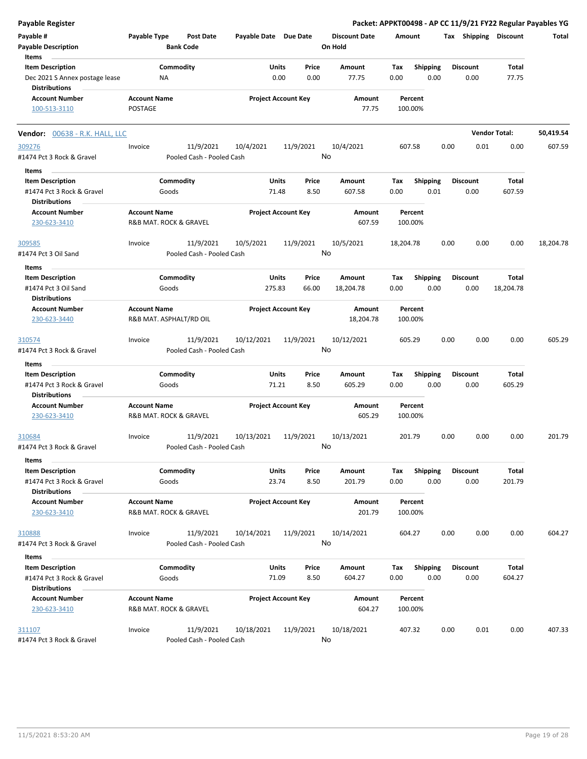**Payable Register**

**Packet: APPKT00498 - AP CC 11/9/21 FY22 Regular Payables YG**

| Payable # | Payable Type | Post Date | Payable Date | Due Date | Discount Date | Amount | Tax | Shipping | Discount | Total |
|---|---|---|---|---|---|---|---|---|---|---|
| Payable Description | | Bank Code | | | On Hold | | | | | |

**Items**

| Item Description | Commodity | Units | Price | Amount | Tax | Shipping | Discount | Total |
|---|---|---|---|---|---|---|---|---|
| Dec 2021 S Annex postage lease | NA | 0.00 | 0.00 | 77.75 | 0.00 | 0.00 | 0.00 | 77.75 |

**Distributions**

| Account Number | Account Name | Project Account Key | Amount | Percent |
|---|---|---|---|---|
| 100-513-3110 | POSTAGE | | 77.75 | 100.00% |

---

**Vendor:** 00638 - R.K. HALL, LLC — **Vendor Total:** 50,419.54

| Payable # | Payable Type | Post Date | Payable Date | Due Date | Discount Date | Amount | Tax | Shipping | Discount | Total |
|---|---|---|---|---|---|---|---|---|---|---|
| 309276 | Invoice | 11/9/2021 | 10/4/2021 | 11/9/2021 | 10/4/2021 | 607.58 | 0.00 | 0.01 | 0.00 | 607.59 |
| #1474 Pct 3 Rock & Gravel | | Pooled Cash - Pooled Cash | | | No | | | | | |

**Items**

| Item Description | Commodity | Units | Price | Amount | Tax | Shipping | Discount | Total |
|---|---|---|---|---|---|---|---|---|
| #1474 Pct 3 Rock & Gravel | Goods | 71.48 | 8.50 | 607.58 | 0.00 | 0.01 | 0.00 | 607.59 |

**Distributions**

| Account Number | Account Name | Project Account Key | Amount | Percent |
|---|---|---|---|---|
| 230-623-3410 | R&B MAT. ROCK & GRAVEL | | 607.59 | 100.00% |

| Payable # | Payable Type | Post Date | Payable Date | Due Date | Discount Date | Amount | Tax | Shipping | Discount | Total |
|---|---|---|---|---|---|---|---|---|---|---|
| 309585 | Invoice | 11/9/2021 | 10/5/2021 | 11/9/2021 | 10/5/2021 | 18,204.78 | 0.00 | 0.00 | 0.00 | 18,204.78 |
| #1474 Pct 3 Oil Sand | | Pooled Cash - Pooled Cash | | | No | | | | | |

**Items**

| Item Description | Commodity | Units | Price | Amount | Tax | Shipping | Discount | Total |
|---|---|---|---|---|---|---|---|---|
| #1474 Pct 3 Oil Sand | Goods | 275.83 | 66.00 | 18,204.78 | 0.00 | 0.00 | 0.00 | 18,204.78 |

**Distributions**

| Account Number | Account Name | Project Account Key | Amount | Percent |
|---|---|---|---|---|
| 230-623-3440 | R&B MAT. ASPHALT/RD OIL | | 18,204.78 | 100.00% |

| Payable # | Payable Type | Post Date | Payable Date | Due Date | Discount Date | Amount | Tax | Shipping | Discount | Total |
|---|---|---|---|---|---|---|---|---|---|---|
| 310574 | Invoice | 11/9/2021 | 10/12/2021 | 11/9/2021 | 10/12/2021 | 605.29 | 0.00 | 0.00 | 0.00 | 605.29 |
| #1474 Pct 3 Rock & Gravel | | Pooled Cash - Pooled Cash | | | No | | | | | |

**Items**

| Item Description | Commodity | Units | Price | Amount | Tax | Shipping | Discount | Total |
|---|---|---|---|---|---|---|---|---|
| #1474 Pct 3 Rock & Gravel | Goods | 71.21 | 8.50 | 605.29 | 0.00 | 0.00 | 0.00 | 605.29 |

**Distributions**

| Account Number | Account Name | Project Account Key | Amount | Percent |
|---|---|---|---|---|
| 230-623-3410 | R&B MAT. ROCK & GRAVEL | | 605.29 | 100.00% |

| Payable # | Payable Type | Post Date | Payable Date | Due Date | Discount Date | Amount | Tax | Shipping | Discount | Total |
|---|---|---|---|---|---|---|---|---|---|---|
| 310684 | Invoice | 11/9/2021 | 10/13/2021 | 11/9/2021 | 10/13/2021 | 201.79 | 0.00 | 0.00 | 0.00 | 201.79 |
| #1474 Pct 3 Rock & Gravel | | Pooled Cash - Pooled Cash | | | No | | | | | |

**Items**

| Item Description | Commodity | Units | Price | Amount | Tax | Shipping | Discount | Total |
|---|---|---|---|---|---|---|---|---|
| #1474 Pct 3 Rock & Gravel | Goods | 23.74 | 8.50 | 201.79 | 0.00 | 0.00 | 0.00 | 201.79 |

**Distributions**

| Account Number | Account Name | Project Account Key | Amount | Percent |
|---|---|---|---|---|
| 230-623-3410 | R&B MAT. ROCK & GRAVEL | | 201.79 | 100.00% |

| Payable # | Payable Type | Post Date | Payable Date | Due Date | Discount Date | Amount | Tax | Shipping | Discount | Total |
|---|---|---|---|---|---|---|---|---|---|---|
| 310888 | Invoice | 11/9/2021 | 10/14/2021 | 11/9/2021 | 10/14/2021 | 604.27 | 0.00 | 0.00 | 0.00 | 604.27 |
| #1474 Pct 3 Rock & Gravel | | Pooled Cash - Pooled Cash | | | No | | | | | |

**Items**

| Item Description | Commodity | Units | Price | Amount | Tax | Shipping | Discount | Total |
|---|---|---|---|---|---|---|---|---|
| #1474 Pct 3 Rock & Gravel | Goods | 71.09 | 8.50 | 604.27 | 0.00 | 0.00 | 0.00 | 604.27 |

**Distributions**

| Account Number | Account Name | Project Account Key | Amount | Percent |
|---|---|---|---|---|
| 230-623-3410 | R&B MAT. ROCK & GRAVEL | | 604.27 | 100.00% |

| Payable # | Payable Type | Post Date | Payable Date | Due Date | Discount Date | Amount | Tax | Shipping | Discount | Total |
|---|---|---|---|---|---|---|---|---|---|---|
| 311107 | Invoice | 11/9/2021 | 10/18/2021 | 11/9/2021 | 10/18/2021 | 407.32 | 0.00 | 0.01 | 0.00 | 407.33 |
| #1474 Pct 3 Rock & Gravel | | Pooled Cash - Pooled Cash | | | No | | | | | |

11/5/2021 8:53:20 AM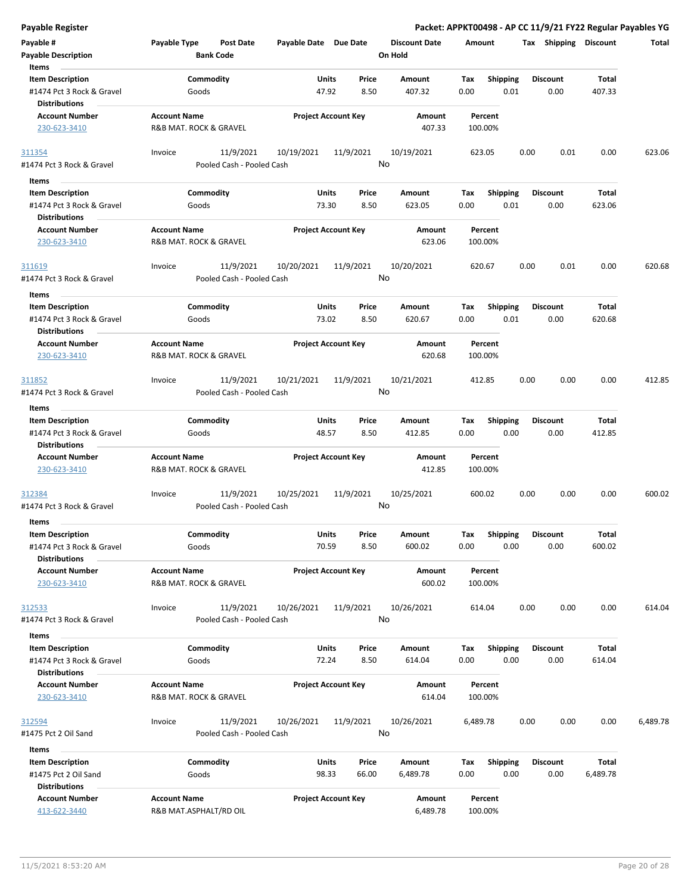**Payable Register** — **Packet: APPKT00498 - AP CC 11/9/21 FY22 Regular Payables YG**

| Payable # | Payable Type | Post Date | Payable Date | Due Date | Discount Date | Amount | Tax | Shipping | Discount | Total |
|---|---|---|---|---|---|---|---|---|---|---|
| Payable Description | | Bank Code | | | On Hold | | | | | |

**Items**

| Item Description | Commodity | Units | Price | Amount | Tax | Shipping | Discount | Total |
|---|---|---|---|---|---|---|---|---|
| #1474 Pct 3 Rock & Gravel | Goods | 47.92 | 8.50 | 407.32 | 0.00 | 0.01 | 0.00 | 407.33 |

**Distributions**

| Account Number | Account Name | Project Account Key | Amount | Percent |
|---|---|---|---|---|
| 230-623-3410 | R&B MAT. ROCK & GRAVEL | | 407.33 | 100.00% |

| Payable # | Payable Type | Post Date | Payable Date | Due Date | Discount Date | Amount | Tax | Shipping | Discount | Total |
|---|---|---|---|---|---|---|---|---|---|---|
| 311354 | Invoice | 11/9/2021 | 10/19/2021 | 11/9/2021 | 10/19/2021 | 623.05 | 0.00 | 0.01 | 0.00 | 623.06 |
| #1474 Pct 3 Rock & Gravel | | Pooled Cash - Pooled Cash | | | No | | | | | |

**Items**

| Item Description | Commodity | Units | Price | Amount | Tax | Shipping | Discount | Total |
|---|---|---|---|---|---|---|---|---|
| #1474 Pct 3 Rock & Gravel | Goods | 73.30 | 8.50 | 623.05 | 0.00 | 0.01 | 0.00 | 623.06 |

**Distributions**

| Account Number | Account Name | Project Account Key | Amount | Percent |
|---|---|---|---|---|
| 230-623-3410 | R&B MAT. ROCK & GRAVEL | | 623.06 | 100.00% |

| Payable # | Payable Type | Post Date | Payable Date | Due Date | Discount Date | Amount | Tax | Shipping | Discount | Total |
|---|---|---|---|---|---|---|---|---|---|---|
| 311619 | Invoice | 11/9/2021 | 10/20/2021 | 11/9/2021 | 10/20/2021 | 620.67 | 0.00 | 0.01 | 0.00 | 620.68 |
| #1474 Pct 3 Rock & Gravel | | Pooled Cash - Pooled Cash | | | No | | | | | |

**Items**

| Item Description | Commodity | Units | Price | Amount | Tax | Shipping | Discount | Total |
|---|---|---|---|---|---|---|---|---|
| #1474 Pct 3 Rock & Gravel | Goods | 73.02 | 8.50 | 620.67 | 0.00 | 0.01 | 0.00 | 620.68 |

**Distributions**

| Account Number | Account Name | Project Account Key | Amount | Percent |
|---|---|---|---|---|
| 230-623-3410 | R&B MAT. ROCK & GRAVEL | | 620.68 | 100.00% |

| Payable # | Payable Type | Post Date | Payable Date | Due Date | Discount Date | Amount | Tax | Shipping | Discount | Total |
|---|---|---|---|---|---|---|---|---|---|---|
| 311852 | Invoice | 11/9/2021 | 10/21/2021 | 11/9/2021 | 10/21/2021 | 412.85 | 0.00 | 0.00 | 0.00 | 412.85 |
| #1474 Pct 3 Rock & Gravel | | Pooled Cash - Pooled Cash | | | No | | | | | |

**Items**

| Item Description | Commodity | Units | Price | Amount | Tax | Shipping | Discount | Total |
|---|---|---|---|---|---|---|---|---|
| #1474 Pct 3 Rock & Gravel | Goods | 48.57 | 8.50 | 412.85 | 0.00 | 0.00 | 0.00 | 412.85 |

**Distributions**

| Account Number | Account Name | Project Account Key | Amount | Percent |
|---|---|---|---|---|
| 230-623-3410 | R&B MAT. ROCK & GRAVEL | | 412.85 | 100.00% |

| Payable # | Payable Type | Post Date | Payable Date | Due Date | Discount Date | Amount | Tax | Shipping | Discount | Total |
|---|---|---|---|---|---|---|---|---|---|---|
| 312384 | Invoice | 11/9/2021 | 10/25/2021 | 11/9/2021 | 10/25/2021 | 600.02 | 0.00 | 0.00 | 0.00 | 600.02 |
| #1474 Pct 3 Rock & Gravel | | Pooled Cash - Pooled Cash | | | No | | | | | |

**Items**

| Item Description | Commodity | Units | Price | Amount | Tax | Shipping | Discount | Total |
|---|---|---|---|---|---|---|---|---|
| #1474 Pct 3 Rock & Gravel | Goods | 70.59 | 8.50 | 600.02 | 0.00 | 0.00 | 0.00 | 600.02 |

**Distributions**

| Account Number | Account Name | Project Account Key | Amount | Percent |
|---|---|---|---|---|
| 230-623-3410 | R&B MAT. ROCK & GRAVEL | | 600.02 | 100.00% |

| Payable # | Payable Type | Post Date | Payable Date | Due Date | Discount Date | Amount | Tax | Shipping | Discount | Total |
|---|---|---|---|---|---|---|---|---|---|---|
| 312533 | Invoice | 11/9/2021 | 10/26/2021 | 11/9/2021 | 10/26/2021 | 614.04 | 0.00 | 0.00 | 0.00 | 614.04 |
| #1474 Pct 3 Rock & Gravel | | Pooled Cash - Pooled Cash | | | No | | | | | |

**Items**

| Item Description | Commodity | Units | Price | Amount | Tax | Shipping | Discount | Total |
|---|---|---|---|---|---|---|---|---|
| #1474 Pct 3 Rock & Gravel | Goods | 72.24 | 8.50 | 614.04 | 0.00 | 0.00 | 0.00 | 614.04 |

**Distributions**

| Account Number | Account Name | Project Account Key | Amount | Percent |
|---|---|---|---|---|
| 230-623-3410 | R&B MAT. ROCK & GRAVEL | | 614.04 | 100.00% |

| Payable # | Payable Type | Post Date | Payable Date | Due Date | Discount Date | Amount | Tax | Shipping | Discount | Total |
|---|---|---|---|---|---|---|---|---|---|---|
| 312594 | Invoice | 11/9/2021 | 10/26/2021 | 11/9/2021 | 10/26/2021 | 6,489.78 | 0.00 | 0.00 | 0.00 | 6,489.78 |
| #1475 Pct 2 Oil Sand | | Pooled Cash - Pooled Cash | | | No | | | | | |

**Items**

| Item Description | Commodity | Units | Price | Amount | Tax | Shipping | Discount | Total |
|---|---|---|---|---|---|---|---|---|
| #1475 Pct 2 Oil Sand | Goods | 98.33 | 66.00 | 6,489.78 | 0.00 | 0.00 | 0.00 | 6,489.78 |

**Distributions**

| Account Number | Account Name | Project Account Key | Amount | Percent |
|---|---|---|---|---|
| 413-622-3440 | R&B MAT.ASPHALT/RD OIL | | 6,489.78 | 100.00% |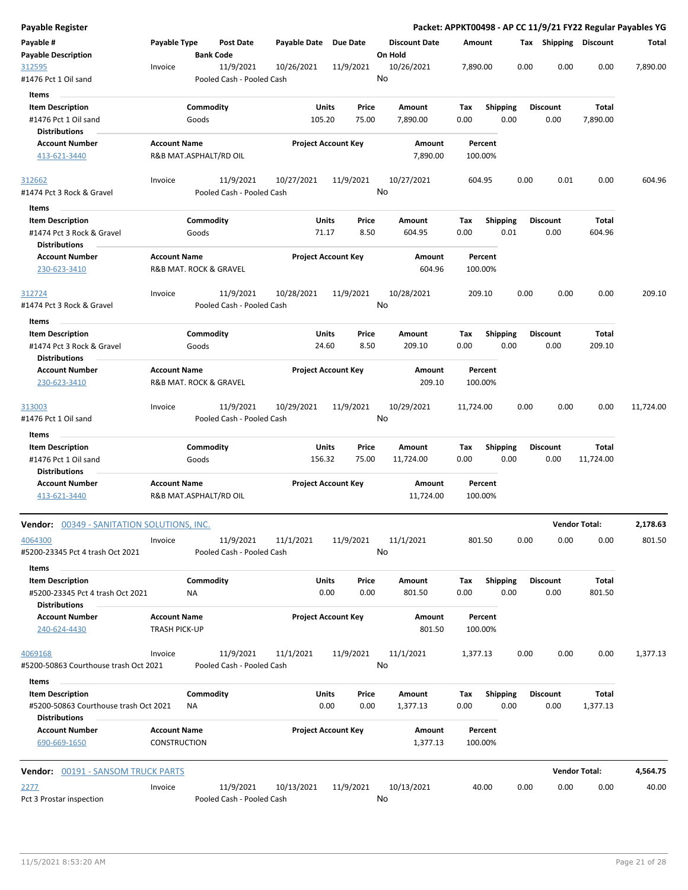**Payable Register** — **Packet: APPKT00498 - AP CC 11/9/21 FY22 Regular Payables YG**

| Payable # | Payable Type | Post Date | Payable Date | Due Date | Discount Date | Amount | Tax | Shipping | Discount | Total |
|---|---|---|---|---|---|---|---|---|---|---|
| Payable Description | | Bank Code | | | On Hold | | | | | |

---

**312595** — Invoice — Post Date 11/9/2021 — Payable Date 10/26/2021 — Due Date 11/9/2021 — Discount Date 10/26/2021 — Amount 7,890.00 — Tax 0.00 — Shipping 0.00 — Discount 0.00 — Total 7,890.00

#1476 Pct 1 Oil sand — Pooled Cash - Pooled Cash — On Hold: No

Items

| Item Description | Commodity | Units | Price | Amount | Tax | Shipping | Discount | Total |
|---|---|---|---|---|---|---|---|---|
| #1476 Pct 1 Oil sand | Goods | 105.20 | 75.00 | 7,890.00 | 0.00 | 0.00 | 0.00 | 7,890.00 |

Distributions

| Account Number | Account Name | Project Account Key | Amount | Percent |
|---|---|---|---|---|
| 413-621-3440 | R&B MAT.ASPHALT/RD OIL | | 7,890.00 | 100.00% |

---

**312662** — Invoice — Post Date 11/9/2021 — Payable Date 10/27/2021 — Due Date 11/9/2021 — Discount Date 10/27/2021 — Amount 604.95 — Tax 0.00 — Shipping 0.01 — Discount 0.00 — Total 604.96

#1474 Pct 3 Rock & Gravel — Pooled Cash - Pooled Cash — On Hold: No

Items

| Item Description | Commodity | Units | Price | Amount | Tax | Shipping | Discount | Total |
|---|---|---|---|---|---|---|---|---|
| #1474 Pct 3 Rock & Gravel | Goods | 71.17 | 8.50 | 604.95 | 0.00 | 0.01 | 0.00 | 604.96 |

Distributions

| Account Number | Account Name | Project Account Key | Amount | Percent |
|---|---|---|---|---|
| 230-623-3410 | R&B MAT. ROCK & GRAVEL | | 604.96 | 100.00% |

---

**312724** — Invoice — Post Date 11/9/2021 — Payable Date 10/28/2021 — Due Date 11/9/2021 — Discount Date 10/28/2021 — Amount 209.10 — Tax 0.00 — Shipping 0.00 — Discount 0.00 — Total 209.10

#1474 Pct 3 Rock & Gravel — Pooled Cash - Pooled Cash — On Hold: No

Items

| Item Description | Commodity | Units | Price | Amount | Tax | Shipping | Discount | Total |
|---|---|---|---|---|---|---|---|---|
| #1474 Pct 3 Rock & Gravel | Goods | 24.60 | 8.50 | 209.10 | 0.00 | 0.00 | 0.00 | 209.10 |

Distributions

| Account Number | Account Name | Project Account Key | Amount | Percent |
|---|---|---|---|---|
| 230-623-3410 | R&B MAT. ROCK & GRAVEL | | 209.10 | 100.00% |

---

**313003** — Invoice — Post Date 11/9/2021 — Payable Date 10/29/2021 — Due Date 11/9/2021 — Discount Date 10/29/2021 — Amount 11,724.00 — Tax 0.00 — Shipping 0.00 — Discount 0.00 — Total 11,724.00

#1476 Pct 1 Oil sand — Pooled Cash - Pooled Cash — On Hold: No

Items

| Item Description | Commodity | Units | Price | Amount | Tax | Shipping | Discount | Total |
|---|---|---|---|---|---|---|---|---|
| #1476 Pct 1 Oil sand | Goods | 156.32 | 75.00 | 11,724.00 | 0.00 | 0.00 | 0.00 | 11,724.00 |

Distributions

| Account Number | Account Name | Project Account Key | Amount | Percent |
|---|---|---|---|---|
| 413-621-3440 | R&B MAT.ASPHALT/RD OIL | | 11,724.00 | 100.00% |

---

## Vendor: 00349 - SANITATION SOLUTIONS, INC. — Vendor Total: 2,178.63

**4064300** — Invoice — Post Date 11/9/2021 — Payable Date 11/1/2021 — Due Date 11/9/2021 — Discount Date 11/1/2021 — Amount 801.50 — Tax 0.00 — Shipping 0.00 — Discount 0.00 — Total 801.50

#5200-23345 Pct 4 trash Oct 2021 — Pooled Cash - Pooled Cash — On Hold: No

Items

| Item Description | Commodity | Units | Price | Amount | Tax | Shipping | Discount | Total |
|---|---|---|---|---|---|---|---|---|
| #5200-23345 Pct 4 trash Oct 2021 | NA | 0.00 | 0.00 | 801.50 | 0.00 | 0.00 | 0.00 | 801.50 |

Distributions

| Account Number | Account Name | Project Account Key | Amount | Percent |
|---|---|---|---|---|
| 240-624-4430 | TRASH PICK-UP | | 801.50 | 100.00% |

---

**4069168** — Invoice — Post Date 11/9/2021 — Payable Date 11/1/2021 — Due Date 11/9/2021 — Discount Date 11/1/2021 — Amount 1,377.13 — Tax 0.00 — Shipping 0.00 — Discount 0.00 — Total 1,377.13

#5200-50863 Courthouse trash Oct 2021 — Pooled Cash - Pooled Cash — On Hold: No

Items

| Item Description | Commodity | Units | Price | Amount | Tax | Shipping | Discount | Total |
|---|---|---|---|---|---|---|---|---|
| #5200-50863 Courthouse trash Oct 2021 | NA | 0.00 | 0.00 | 1,377.13 | 0.00 | 0.00 | 0.00 | 1,377.13 |

Distributions

| Account Number | Account Name | Project Account Key | Amount | Percent |
|---|---|---|---|---|
| 690-669-1650 | CONSTRUCTION | | 1,377.13 | 100.00% |

---

## Vendor: 00191 - SANSOM TRUCK PARTS — Vendor Total: 4,564.75

**2277** — Invoice — Post Date 11/9/2021 — Payable Date 10/13/2021 — Due Date 11/9/2021 — Discount Date 10/13/2021 — Amount 40.00 — Tax 0.00 — Shipping 0.00 — Discount 0.00 — Total 40.00

Pct 3 Prostar inspection — Pooled Cash - Pooled Cash — On Hold: No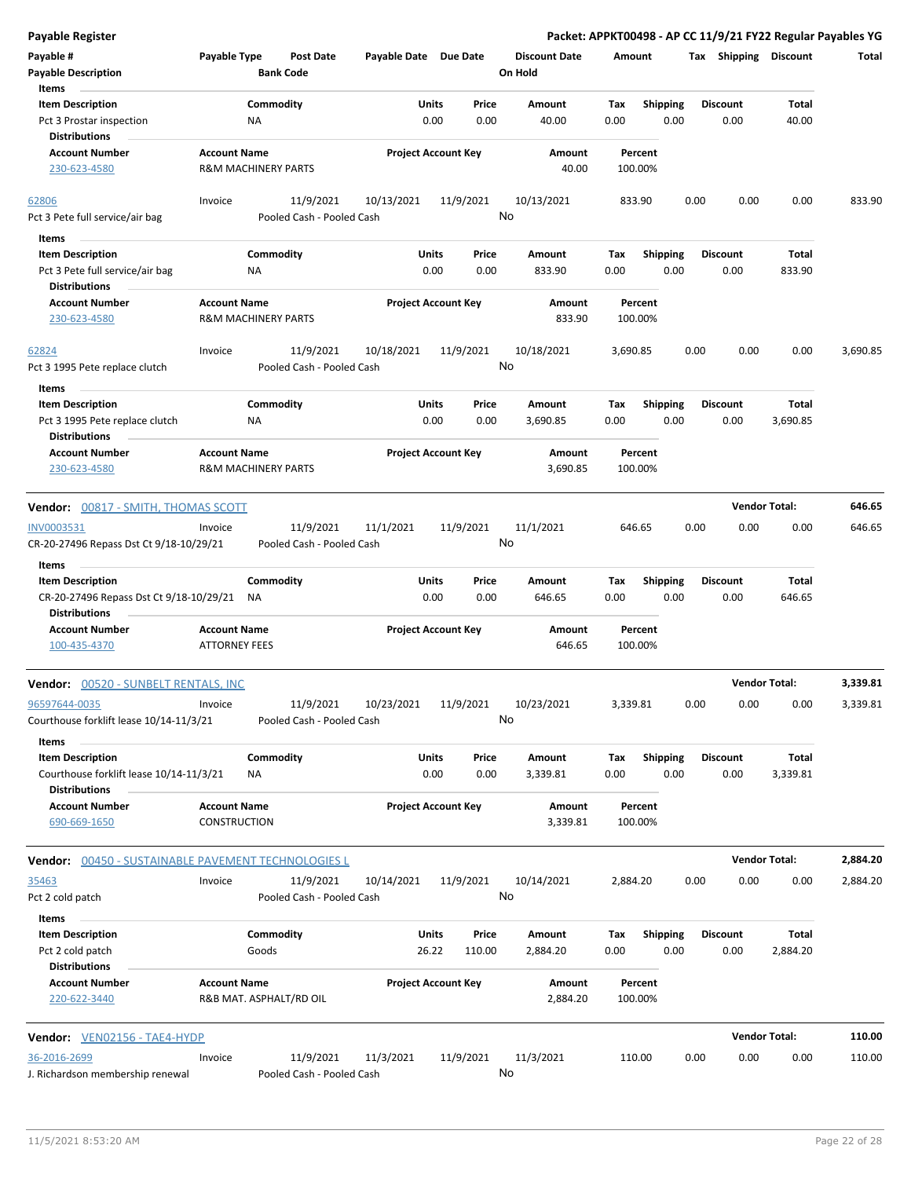**Payable Register** | **Packet: APPKT00498 - AP CC 11/9/21 FY22 Regular Payables YG**

| Payable # | Payable Type | Post Date | Payable Date | Due Date | Discount Date | Amount | Tax | Shipping | Discount | Total |
|---|---|---|---|---|---|---|---|---|---|---|
| Payable Description | | Bank Code | | | On Hold | | | | | |

Items

| Item Description | Commodity | Units | Price | Amount | Tax | Shipping | Discount | Total |
|---|---|---|---|---|---|---|---|---|
| Pct 3 Prostar inspection | NA | 0.00 | 0.00 | 40.00 | 0.00 | 0.00 | 0.00 | 40.00 |

Distributions

| Account Number | Account Name | Project Account Key | Amount | Percent |
|---|---|---|---|---|
| 230-623-4580 | R&M MACHINERY PARTS | | 40.00 | 100.00% |

| 62806 | Invoice | 11/9/2021 | 10/13/2021 | 11/9/2021 | 10/13/2021 | 833.90 | 0.00 | 0.00 | 0.00 | 833.90 |
|---|---|---|---|---|---|---|---|---|---|---|
| Pct 3 Pete full service/air bag | | Pooled Cash - Pooled Cash | | | No | | | | | |

Items

| Item Description | Commodity | Units | Price | Amount | Tax | Shipping | Discount | Total |
|---|---|---|---|---|---|---|---|---|
| Pct 3 Pete full service/air bag | NA | 0.00 | 0.00 | 833.90 | 0.00 | 0.00 | 0.00 | 833.90 |

Distributions

| Account Number | Account Name | Project Account Key | Amount | Percent |
|---|---|---|---|---|
| 230-623-4580 | R&M MACHINERY PARTS | | 833.90 | 100.00% |

| 62824 | Invoice | 11/9/2021 | 10/18/2021 | 11/9/2021 | 10/18/2021 | 3,690.85 | 0.00 | 0.00 | 0.00 | 3,690.85 |
|---|---|---|---|---|---|---|---|---|---|---|
| Pct 3 1995 Pete replace clutch | | Pooled Cash - Pooled Cash | | | No | | | | | |

Items

| Item Description | Commodity | Units | Price | Amount | Tax | Shipping | Discount | Total |
|---|---|---|---|---|---|---|---|---|
| Pct 3 1995 Pete replace clutch | NA | 0.00 | 0.00 | 3,690.85 | 0.00 | 0.00 | 0.00 | 3,690.85 |

Distributions

| Account Number | Account Name | Project Account Key | Amount | Percent |
|---|---|---|---|---|
| 230-623-4580 | R&M MACHINERY PARTS | | 3,690.85 | 100.00% |

**Vendor: 00817 - SMITH, THOMAS SCOTT** — **Vendor Total: 646.65**

| INV0003531 | Invoice | 11/9/2021 | 11/1/2021 | 11/9/2021 | 11/1/2021 | 646.65 | 0.00 | 0.00 | 0.00 | 646.65 |
|---|---|---|---|---|---|---|---|---|---|---|
| CR-20-27496 Repass Dst Ct 9/18-10/29/21 | | Pooled Cash - Pooled Cash | | | No | | | | | |

Items

| Item Description | Commodity | Units | Price | Amount | Tax | Shipping | Discount | Total |
|---|---|---|---|---|---|---|---|---|
| CR-20-27496 Repass Dst Ct 9/18-10/29/21 | NA | 0.00 | 0.00 | 646.65 | 0.00 | 0.00 | 0.00 | 646.65 |

Distributions

| Account Number | Account Name | Project Account Key | Amount | Percent |
|---|---|---|---|---|
| 100-435-4370 | ATTORNEY FEES | | 646.65 | 100.00% |

**Vendor: 00520 - SUNBELT RENTALS, INC** — **Vendor Total: 3,339.81**

| 96597644-0035 | Invoice | 11/9/2021 | 10/23/2021 | 11/9/2021 | 10/23/2021 | 3,339.81 | 0.00 | 0.00 | 0.00 | 3,339.81 |
|---|---|---|---|---|---|---|---|---|---|---|
| Courthouse forklift lease 10/14-11/3/21 | | Pooled Cash - Pooled Cash | | | No | | | | | |

Items

| Item Description | Commodity | Units | Price | Amount | Tax | Shipping | Discount | Total |
|---|---|---|---|---|---|---|---|---|
| Courthouse forklift lease 10/14-11/3/21 | NA | 0.00 | 0.00 | 3,339.81 | 0.00 | 0.00 | 0.00 | 3,339.81 |

Distributions

| Account Number | Account Name | Project Account Key | Amount | Percent |
|---|---|---|---|---|
| 690-669-1650 | CONSTRUCTION | | 3,339.81 | 100.00% |

**Vendor: 00450 - SUSTAINABLE PAVEMENT TECHNOLOGIES L** — **Vendor Total: 2,884.20**

| 35463 | Invoice | 11/9/2021 | 10/14/2021 | 11/9/2021 | 10/14/2021 | 2,884.20 | 0.00 | 0.00 | 0.00 | 2,884.20 |
|---|---|---|---|---|---|---|---|---|---|---|
| Pct 2 cold patch | | Pooled Cash - Pooled Cash | | | No | | | | | |

Items

| Item Description | Commodity | Units | Price | Amount | Tax | Shipping | Discount | Total |
|---|---|---|---|---|---|---|---|---|
| Pct 2 cold patch | Goods | 26.22 | 110.00 | 2,884.20 | 0.00 | 0.00 | 0.00 | 2,884.20 |

Distributions

| Account Number | Account Name | Project Account Key | Amount | Percent |
|---|---|---|---|---|
| 220-622-3440 | R&B MAT. ASPHALT/RD OIL | | 2,884.20 | 100.00% |

**Vendor: VEN02156 - TAE4-HYDP** — **Vendor Total: 110.00**

| 36-2016-2699 | Invoice | 11/9/2021 | 11/3/2021 | 11/9/2021 | 11/3/2021 | 110.00 | 0.00 | 0.00 | 0.00 | 110.00 |
|---|---|---|---|---|---|---|---|---|---|---|
| J. Richardson membership renewal | | Pooled Cash - Pooled Cash | | | No | | | | | |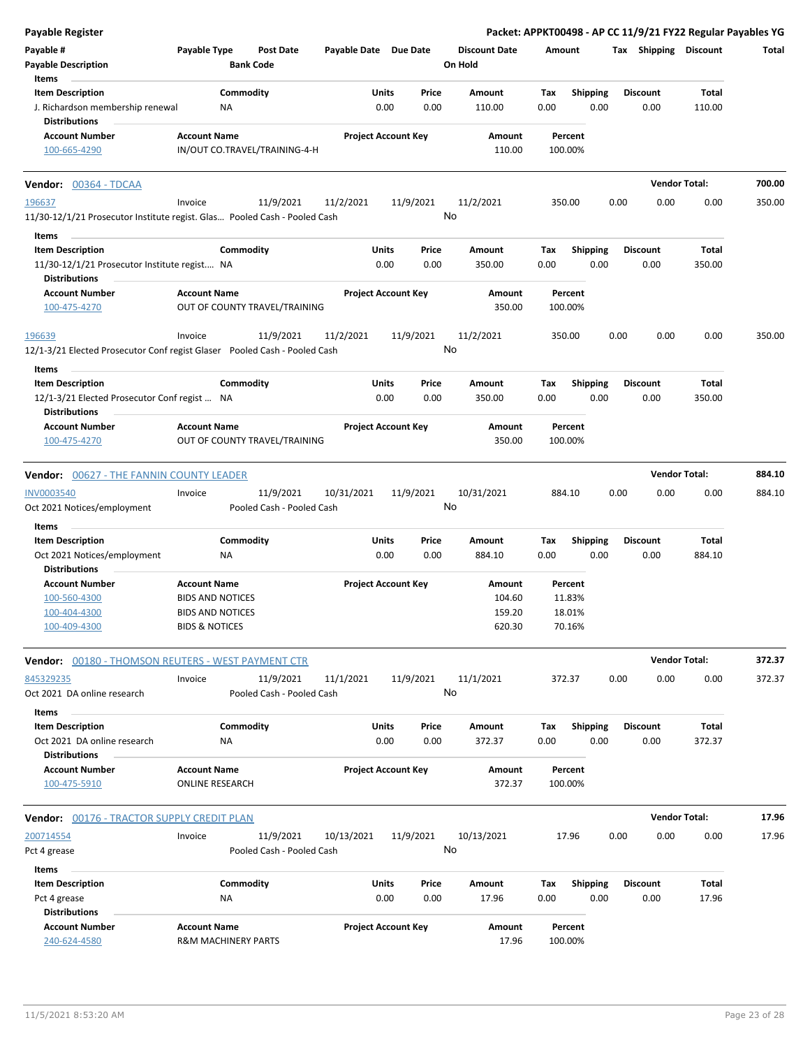**Payable Register** — Packet: APPKT00498 - AP CC 11/9/21 FY22 Regular Payables YG

| Payable # | Payable Type | Post Date | Payable Date | Due Date | Discount Date | Amount | Tax | Shipping | Discount | Total |
|---|---|---|---|---|---|---|---|---|---|---|
| Payable Description | | Bank Code | | | On Hold | | | | | |

Items

| Item Description | Commodity | Units | Price | Amount | Tax | Shipping | Discount | Total |
|---|---|---|---|---|---|---|---|---|
| J. Richardson membership renewal | NA | 0.00 | 0.00 | 110.00 | 0.00 | 0.00 | 0.00 | 110.00 |

Distributions

| Account Number | Account Name | Project Account Key | Amount | Percent |
|---|---|---|---|---|
| 100-665-4290 | IN/OUT CO.TRAVEL/TRAINING-4-H | | 110.00 | 100.00% |

**Vendor: 00364 - TDCAA** — Vendor Total: **700.00**

| Payable # | Payable Type | Post Date | Payable Date | Due Date | Discount Date | Amount | Tax | Shipping | Discount | Total |
|---|---|---|---|---|---|---|---|---|---|---|
| 196637 | Invoice | 11/9/2021 | 11/2/2021 | 11/9/2021 | 11/2/2021 | 350.00 | 0.00 | 0.00 | 0.00 | 350.00 |

11/30-12/1/21 Prosecutor Institute regist. Glas... Pooled Cash - Pooled Cash — On Hold: No

Items

| Item Description | Commodity | Units | Price | Amount | Tax | Shipping | Discount | Total |
|---|---|---|---|---|---|---|---|---|
| 11/30-12/1/21 Prosecutor Institute regist.... | NA | 0.00 | 0.00 | 350.00 | 0.00 | 0.00 | 0.00 | 350.00 |

Distributions

| Account Number | Account Name | Project Account Key | Amount | Percent |
|---|---|---|---|---|
| 100-475-4270 | OUT OF COUNTY TRAVEL/TRAINING | | 350.00 | 100.00% |

| Payable # | Payable Type | Post Date | Payable Date | Due Date | Discount Date | Amount | Tax | Shipping | Discount | Total |
|---|---|---|---|---|---|---|---|---|---|---|
| 196639 | Invoice | 11/9/2021 | 11/2/2021 | 11/9/2021 | 11/2/2021 | 350.00 | 0.00 | 0.00 | 0.00 | 350.00 |

12/1-3/21 Elected Prosecutor Conf regist Glaser Pooled Cash - Pooled Cash — On Hold: No

Items

| Item Description | Commodity | Units | Price | Amount | Tax | Shipping | Discount | Total |
|---|---|---|---|---|---|---|---|---|
| 12/1-3/21 Elected Prosecutor Conf regist ... | NA | 0.00 | 0.00 | 350.00 | 0.00 | 0.00 | 0.00 | 350.00 |

Distributions

| Account Number | Account Name | Project Account Key | Amount | Percent |
|---|---|---|---|---|
| 100-475-4270 | OUT OF COUNTY TRAVEL/TRAINING | | 350.00 | 100.00% |

**Vendor: 00627 - THE FANNIN COUNTY LEADER** — Vendor Total: **884.10**

| Payable # | Payable Type | Post Date | Payable Date | Due Date | Discount Date | Amount | Tax | Shipping | Discount | Total |
|---|---|---|---|---|---|---|---|---|---|---|
| INV0003540 | Invoice | 11/9/2021 | 10/31/2021 | 11/9/2021 | 10/31/2021 | 884.10 | 0.00 | 0.00 | 0.00 | 884.10 |

Oct 2021 Notices/employment Pooled Cash - Pooled Cash — On Hold: No

Items

| Item Description | Commodity | Units | Price | Amount | Tax | Shipping | Discount | Total |
|---|---|---|---|---|---|---|---|---|
| Oct 2021 Notices/employment | NA | 0.00 | 0.00 | 884.10 | 0.00 | 0.00 | 0.00 | 884.10 |

Distributions

| Account Number | Account Name | Project Account Key | Amount | Percent |
|---|---|---|---|---|
| 100-560-4300 | BIDS AND NOTICES | | 104.60 | 11.83% |
| 100-404-4300 | BIDS AND NOTICES | | 159.20 | 18.01% |
| 100-409-4300 | BIDS & NOTICES | | 620.30 | 70.16% |

**Vendor: 00180 - THOMSON REUTERS - WEST PAYMENT CTR** — Vendor Total: **372.37**

| Payable # | Payable Type | Post Date | Payable Date | Due Date | Discount Date | Amount | Tax | Shipping | Discount | Total |
|---|---|---|---|---|---|---|---|---|---|---|
| 845329235 | Invoice | 11/9/2021 | 11/1/2021 | 11/9/2021 | 11/1/2021 | 372.37 | 0.00 | 0.00 | 0.00 | 372.37 |

Oct 2021 DA online research Pooled Cash - Pooled Cash — On Hold: No

Items

| Item Description | Commodity | Units | Price | Amount | Tax | Shipping | Discount | Total |
|---|---|---|---|---|---|---|---|---|
| Oct 2021 DA online research | NA | 0.00 | 0.00 | 372.37 | 0.00 | 0.00 | 0.00 | 372.37 |

Distributions

| Account Number | Account Name | Project Account Key | Amount | Percent |
|---|---|---|---|---|
| 100-475-5910 | ONLINE RESEARCH | | 372.37 | 100.00% |

**Vendor: 00176 - TRACTOR SUPPLY CREDIT PLAN** — Vendor Total: **17.96**

| Payable # | Payable Type | Post Date | Payable Date | Due Date | Discount Date | Amount | Tax | Shipping | Discount | Total |
|---|---|---|---|---|---|---|---|---|---|---|
| 200714554 | Invoice | 11/9/2021 | 10/13/2021 | 11/9/2021 | 10/13/2021 | 17.96 | 0.00 | 0.00 | 0.00 | 17.96 |

Pct 4 grease Pooled Cash - Pooled Cash — On Hold: No

Items

| Item Description | Commodity | Units | Price | Amount | Tax | Shipping | Discount | Total |
|---|---|---|---|---|---|---|---|---|
| Pct 4 grease | NA | 0.00 | 0.00 | 17.96 | 0.00 | 0.00 | 0.00 | 17.96 |

Distributions

| Account Number | Account Name | Project Account Key | Amount | Percent |
|---|---|---|---|---|
| 240-624-4580 | R&M MACHINERY PARTS | | 17.96 | 100.00% |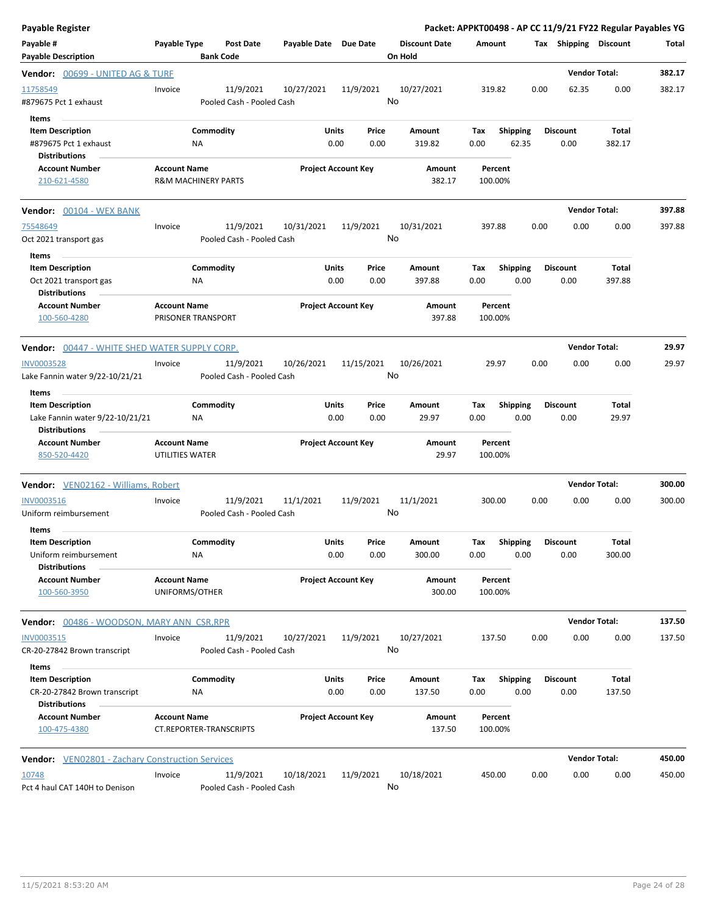**Payable Register** — **Packet: APPKT00498 - AP CC 11/9/21 FY22 Regular Payables YG**

| Payable # / Payable Description | Payable Type | Post Date / Bank Code | Payable Date | Due Date | Discount Date / On Hold | Amount | Tax | Shipping | Discount | Total |
|---|---|---|---|---|---|---|---|---|---|---|

**Vendor: 00699 - UNITED AG & TURF** — Vendor Total: **382.17**

| Payable # | Payable Type | Post Date | Payable Date | Due Date | Discount Date | Amount | Tax | Shipping | Discount | Total |
|---|---|---|---|---|---|---|---|---|---|---|
| 11758549 | Invoice | 11/9/2021 | 10/27/2021 | 11/9/2021 | 10/27/2021 | 319.82 | 0.00 | 62.35 | 0.00 | 382.17 |

#879675 Pct 1 exhaust — Pooled Cash - Pooled Cash — On Hold: No

Items

| Item Description | Commodity | Units | Price | Amount | Tax | Shipping | Discount | Total |
|---|---|---|---|---|---|---|---|---|
| #879675 Pct 1 exhaust | NA | 0.00 | 0.00 | 319.82 | 0.00 | 62.35 | 0.00 | 382.17 |

Distributions

| Account Number | Account Name | Project Account Key | Amount | Percent |
|---|---|---|---|---|
| 210-621-4580 | R&M MACHINERY PARTS | | 382.17 | 100.00% |

**Vendor: 00104 - WEX BANK** — Vendor Total: **397.88**

| Payable # | Payable Type | Post Date | Payable Date | Due Date | Discount Date | Amount | Tax | Shipping | Discount | Total |
|---|---|---|---|---|---|---|---|---|---|---|
| 75548649 | Invoice | 11/9/2021 | 10/31/2021 | 11/9/2021 | 10/31/2021 | 397.88 | 0.00 | 0.00 | 0.00 | 397.88 |

Oct 2021 transport gas — Pooled Cash - Pooled Cash — On Hold: No

Items

| Item Description | Commodity | Units | Price | Amount | Tax | Shipping | Discount | Total |
|---|---|---|---|---|---|---|---|---|
| Oct 2021 transport gas | NA | 0.00 | 0.00 | 397.88 | 0.00 | 0.00 | 0.00 | 397.88 |

Distributions

| Account Number | Account Name | Project Account Key | Amount | Percent |
|---|---|---|---|---|
| 100-560-4280 | PRISONER TRANSPORT | | 397.88 | 100.00% |

**Vendor: 00447 - WHITE SHED WATER SUPPLY CORP.** — Vendor Total: **29.97**

| Payable # | Payable Type | Post Date | Payable Date | Due Date | Discount Date | Amount | Tax | Shipping | Discount | Total |
|---|---|---|---|---|---|---|---|---|---|---|
| INV0003528 | Invoice | 11/9/2021 | 10/26/2021 | 11/15/2021 | 10/26/2021 | 29.97 | 0.00 | 0.00 | 0.00 | 29.97 |

Lake Fannin water 9/22-10/21/21 — Pooled Cash - Pooled Cash — On Hold: No

Items

| Item Description | Commodity | Units | Price | Amount | Tax | Shipping | Discount | Total |
|---|---|---|---|---|---|---|---|---|
| Lake Fannin water 9/22-10/21/21 | NA | 0.00 | 0.00 | 29.97 | 0.00 | 0.00 | 0.00 | 29.97 |

Distributions

| Account Number | Account Name | Project Account Key | Amount | Percent |
|---|---|---|---|---|
| 850-520-4420 | UTILITIES WATER | | 29.97 | 100.00% |

**Vendor: VEN02162 - Williams, Robert** — Vendor Total: **300.00**

| Payable # | Payable Type | Post Date | Payable Date | Due Date | Discount Date | Amount | Tax | Shipping | Discount | Total |
|---|---|---|---|---|---|---|---|---|---|---|
| INV0003516 | Invoice | 11/9/2021 | 11/1/2021 | 11/9/2021 | 11/1/2021 | 300.00 | 0.00 | 0.00 | 0.00 | 300.00 |

Uniform reimbursement — Pooled Cash - Pooled Cash — On Hold: No

Items

| Item Description | Commodity | Units | Price | Amount | Tax | Shipping | Discount | Total |
|---|---|---|---|---|---|---|---|---|
| Uniform reimbursement | NA | 0.00 | 0.00 | 300.00 | 0.00 | 0.00 | 0.00 | 300.00 |

Distributions

| Account Number | Account Name | Project Account Key | Amount | Percent |
|---|---|---|---|---|
| 100-560-3950 | UNIFORMS/OTHER | | 300.00 | 100.00% |

**Vendor: 00486 - WOODSON, MARY ANN CSR,RPR** — Vendor Total: **137.50**

| Payable # | Payable Type | Post Date | Payable Date | Due Date | Discount Date | Amount | Tax | Shipping | Discount | Total |
|---|---|---|---|---|---|---|---|---|---|---|
| INV0003515 | Invoice | 11/9/2021 | 10/27/2021 | 11/9/2021 | 10/27/2021 | 137.50 | 0.00 | 0.00 | 0.00 | 137.50 |

CR-20-27842 Brown transcript — Pooled Cash - Pooled Cash — On Hold: No

Items

| Item Description | Commodity | Units | Price | Amount | Tax | Shipping | Discount | Total |
|---|---|---|---|---|---|---|---|---|
| CR-20-27842 Brown transcript | NA | 0.00 | 0.00 | 137.50 | 0.00 | 0.00 | 0.00 | 137.50 |

Distributions

| Account Number | Account Name | Project Account Key | Amount | Percent |
|---|---|---|---|---|
| 100-475-4380 | CT.REPORTER-TRANSCRIPTS | | 137.50 | 100.00% |

**Vendor: VEN02801 - Zachary Construction Services** — Vendor Total: **450.00**

| Payable # | Payable Type | Post Date | Payable Date | Due Date | Discount Date | Amount | Tax | Shipping | Discount | Total |
|---|---|---|---|---|---|---|---|---|---|---|
| 10748 | Invoice | 11/9/2021 | 10/18/2021 | 11/9/2021 | 10/18/2021 | 450.00 | 0.00 | 0.00 | 0.00 | 450.00 |

Pct 4 haul CAT 140H to Denison — Pooled Cash - Pooled Cash — On Hold: No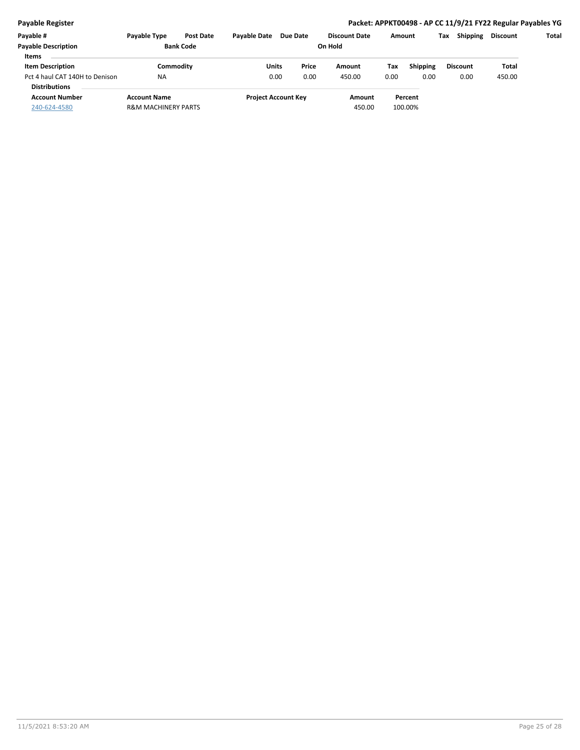| Payable # | Payable Type | Post Date | Payable Date | Due Date | Discount Date | Amount | Tax | Shipping | Discount | Total |
|---|---|---|---|---|---|---|---|---|---|---|
| Payable Description | | Bank Code | | | On Hold | | | | | |

**Items**

| Item Description | Commodity | Units | Price | Amount | Tax | Shipping | Discount | Total |
|---|---|---|---|---|---|---|---|---|
| Pct 4 haul CAT 140H to Denison | NA | 0.00 | 0.00 | 450.00 | 0.00 | 0.00 | 0.00 | 450.00 |

**Distributions**

| Account Number | Account Name | Project Account Key | Amount | Percent |
|---|---|---|---|---|
| 240-624-4580 | R&M MACHINERY PARTS | | 450.00 | 100.00% |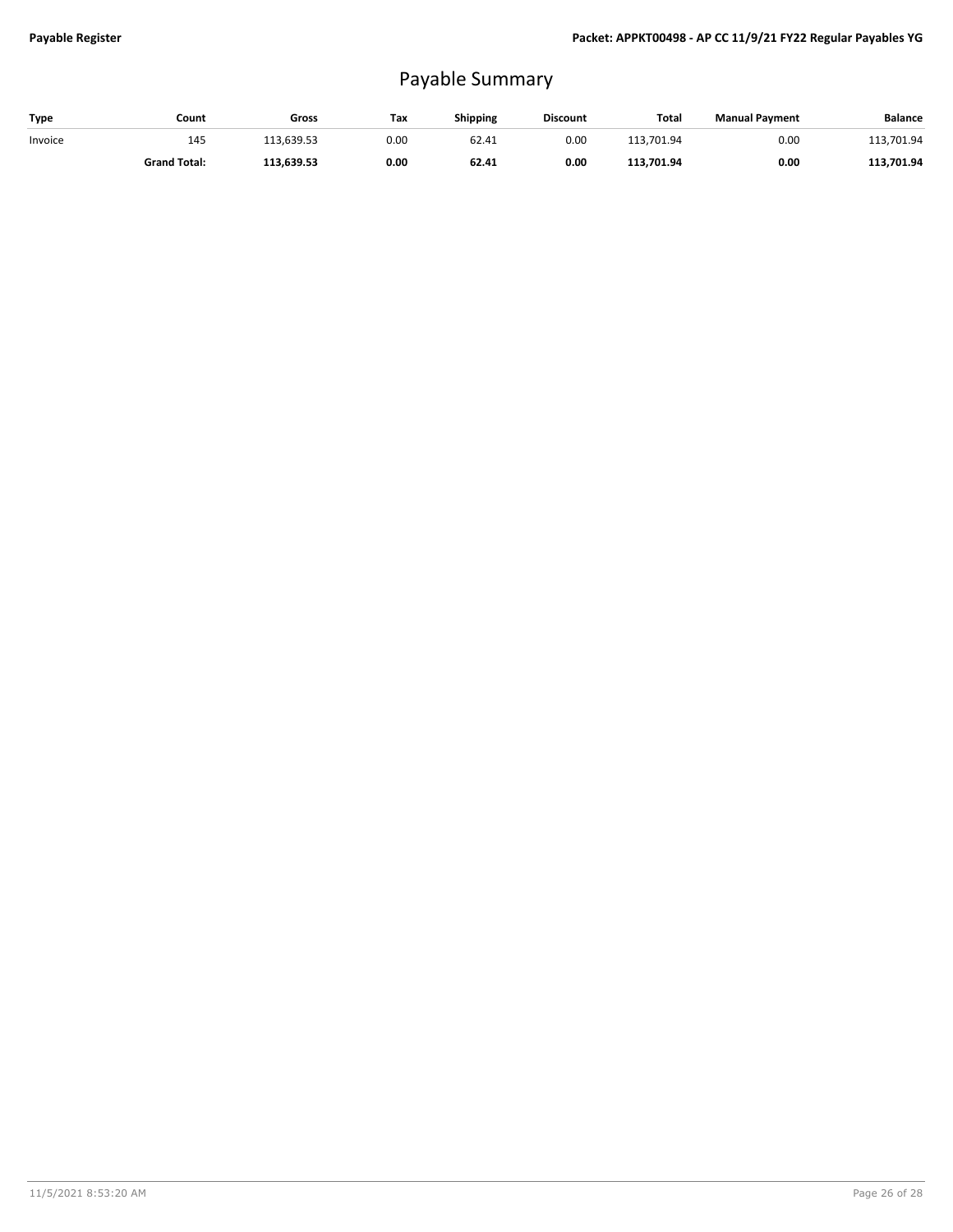# Payable Summary

| Type | Count | Gross | Tax | Shipping | Discount | Total | Manual Payment | Balance |
|---|---|---|---|---|---|---|---|---|
| Invoice | 145 | 113,639.53 | 0.00 | 62.41 | 0.00 | 113,701.94 | 0.00 | 113,701.94 |
| | **Grand Total:** | **113,639.53** | **0.00** | **62.41** | **0.00** | **113,701.94** | **0.00** | **113,701.94** |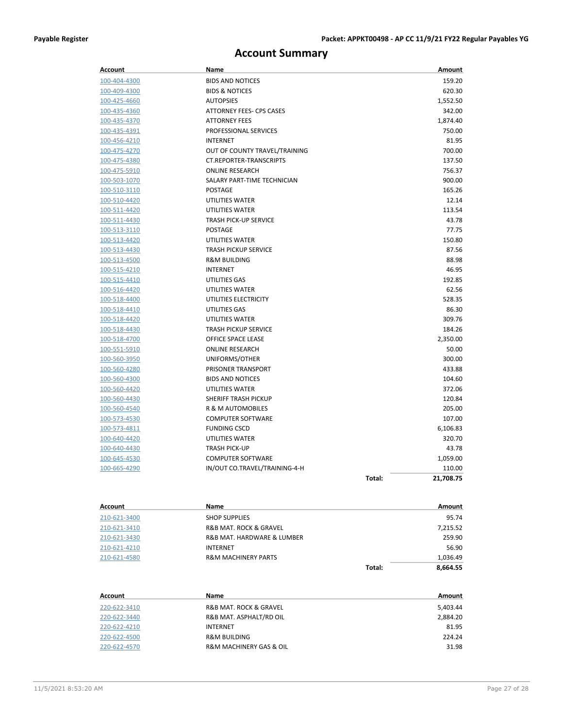# Account Summary

| Account | Name | | Amount |
|---|---|---|---|
| 100-404-4300 | BIDS AND NOTICES | | 159.20 |
| 100-409-4300 | BIDS & NOTICES | | 620.30 |
| 100-425-4660 | AUTOPSIES | | 1,552.50 |
| 100-435-4360 | ATTORNEY FEES- CPS CASES | | 342.00 |
| 100-435-4370 | ATTORNEY FEES | | 1,874.40 |
| 100-435-4391 | PROFESSIONAL SERVICES | | 750.00 |
| 100-456-4210 | INTERNET | | 81.95 |
| 100-475-4270 | OUT OF COUNTY TRAVEL/TRAINING | | 700.00 |
| 100-475-4380 | CT.REPORTER-TRANSCRIPTS | | 137.50 |
| 100-475-5910 | ONLINE RESEARCH | | 756.37 |
| 100-503-1070 | SALARY PART-TIME TECHNICIAN | | 900.00 |
| 100-510-3110 | POSTAGE | | 165.26 |
| 100-510-4420 | UTILITIES WATER | | 12.14 |
| 100-511-4420 | UTILITIES WATER | | 113.54 |
| 100-511-4430 | TRASH PICK-UP SERVICE | | 43.78 |
| 100-513-3110 | POSTAGE | | 77.75 |
| 100-513-4420 | UTILITIES WATER | | 150.80 |
| 100-513-4430 | TRASH PICKUP SERVICE | | 87.56 |
| 100-513-4500 | R&M BUILDING | | 88.98 |
| 100-515-4210 | INTERNET | | 46.95 |
| 100-515-4410 | UTILITIES GAS | | 192.85 |
| 100-516-4420 | UTILITIES WATER | | 62.56 |
| 100-518-4400 | UTILITIES ELECTRICITY | | 528.35 |
| 100-518-4410 | UTILITIES GAS | | 86.30 |
| 100-518-4420 | UTILITIES WATER | | 309.76 |
| 100-518-4430 | TRASH PICKUP SERVICE | | 184.26 |
| 100-518-4700 | OFFICE SPACE LEASE | | 2,350.00 |
| 100-551-5910 | ONLINE RESEARCH | | 50.00 |
| 100-560-3950 | UNIFORMS/OTHER | | 300.00 |
| 100-560-4280 | PRISONER TRANSPORT | | 433.88 |
| 100-560-4300 | BIDS AND NOTICES | | 104.60 |
| 100-560-4420 | UTILITIES WATER | | 372.06 |
| 100-560-4430 | SHERIFF TRASH PICKUP | | 120.84 |
| 100-560-4540 | R & M AUTOMOBILES | | 205.00 |
| 100-573-4530 | COMPUTER SOFTWARE | | 107.00 |
| 100-573-4811 | FUNDING CSCD | | 6,106.83 |
| 100-640-4420 | UTILITIES WATER | | 320.70 |
| 100-640-4430 | TRASH PICK-UP | | 43.78 |
| 100-645-4530 | COMPUTER SOFTWARE | | 1,059.00 |
| 100-665-4290 | IN/OUT CO.TRAVEL/TRAINING-4-H | | 110.00 |
| | | **Total:** | **21,708.75** |

| Account | Name | | Amount |
|---|---|---|---|
| 210-621-3400 | SHOP SUPPLIES | | 95.74 |
| 210-621-3410 | R&B MAT. ROCK & GRAVEL | | 7,215.52 |
| 210-621-3430 | R&B MAT. HARDWARE & LUMBER | | 259.90 |
| 210-621-4210 | INTERNET | | 56.90 |
| 210-621-4580 | R&M MACHINERY PARTS | | 1,036.49 |
| | | **Total:** | **8,664.55** |

| Account | Name | Amount |
|---|---|---|
| 220-622-3410 | R&B MAT. ROCK & GRAVEL | 5,403.44 |
| 220-622-3440 | R&B MAT. ASPHALT/RD OIL | 2,884.20 |
| 220-622-4210 | INTERNET | 81.95 |
| 220-622-4500 | R&M BUILDING | 224.24 |
| 220-622-4570 | R&M MACHINERY GAS & OIL | 31.98 |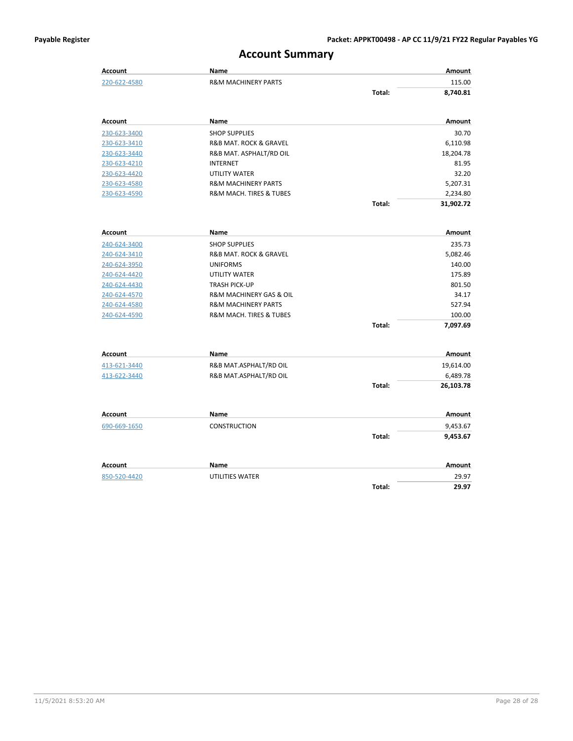# Account Summary

| Account | Name | | Amount |
|---|---|---|---|
| 220-622-4580 | R&M MACHINERY PARTS | | 115.00 |
| | | **Total:** | **8,740.81** |

| Account | Name | | Amount |
|---|---|---|---|
| 230-623-3400 | SHOP SUPPLIES | | 30.70 |
| 230-623-3410 | R&B MAT. ROCK & GRAVEL | | 6,110.98 |
| 230-623-3440 | R&B MAT. ASPHALT/RD OIL | | 18,204.78 |
| 230-623-4210 | INTERNET | | 81.95 |
| 230-623-4420 | UTILITY WATER | | 32.20 |
| 230-623-4580 | R&M MACHINERY PARTS | | 5,207.31 |
| 230-623-4590 | R&M MACH. TIRES & TUBES | | 2,234.80 |
| | | **Total:** | **31,902.72** |

| Account | Name | | Amount |
|---|---|---|---|
| 240-624-3400 | SHOP SUPPLIES | | 235.73 |
| 240-624-3410 | R&B MAT. ROCK & GRAVEL | | 5,082.46 |
| 240-624-3950 | UNIFORMS | | 140.00 |
| 240-624-4420 | UTILITY WATER | | 175.89 |
| 240-624-4430 | TRASH PICK-UP | | 801.50 |
| 240-624-4570 | R&M MACHINERY GAS & OIL | | 34.17 |
| 240-624-4580 | R&M MACHINERY PARTS | | 527.94 |
| 240-624-4590 | R&M MACH. TIRES & TUBES | | 100.00 |
| | | **Total:** | **7,097.69** |

| Account | Name | | Amount |
|---|---|---|---|
| 413-621-3440 | R&B MAT.ASPHALT/RD OIL | | 19,614.00 |
| 413-622-3440 | R&B MAT.ASPHALT/RD OIL | | 6,489.78 |
| | | **Total:** | **26,103.78** |

| Account | Name | | Amount |
|---|---|---|---|
| 690-669-1650 | CONSTRUCTION | | 9,453.67 |
| | | **Total:** | **9,453.67** |

| Account | Name | | Amount |
|---|---|---|---|
| 850-520-4420 | UTILITIES WATER | | 29.97 |
| | | **Total:** | **29.97** |